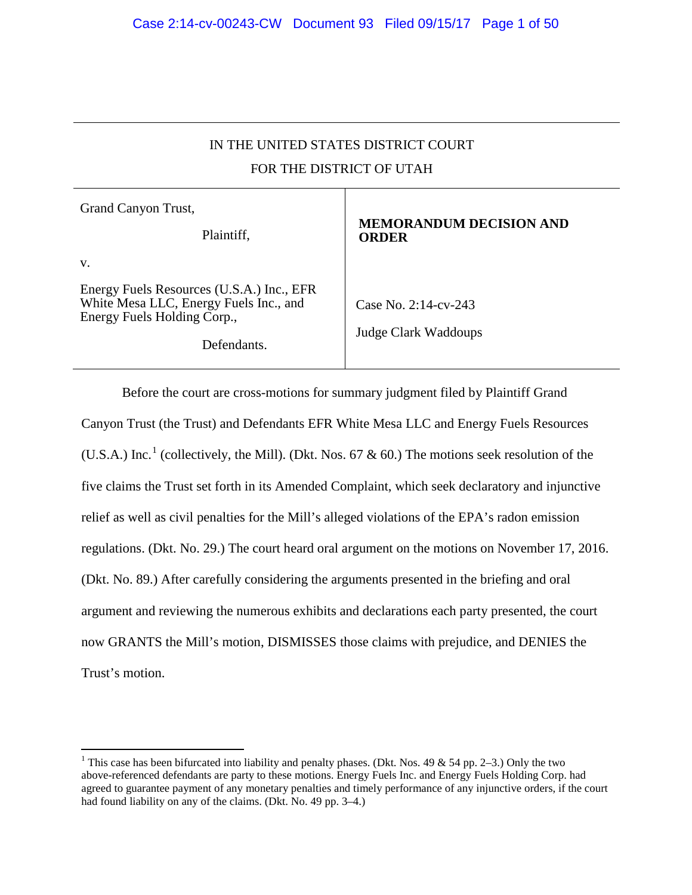IN THE UNITED STATES DISTRICT COURT
FOR THE DISTRICT OF UTAH

| | |
|---|---|
| Grand Canyon Trust,<br><br>Plaintiff,<br><br>v.<br><br>Energy Fuels Resources (U.S.A.) Inc., EFR White Mesa LLC, Energy Fuels Inc., and Energy Fuels Holding Corp.,<br><br>Defendants. | **MEMORANDUM DECISION AND ORDER**<br><br>Case No. 2:14-cv-243<br><br>Judge Clark Waddoups |

Before the court are cross-motions for summary judgment filed by Plaintiff Grand Canyon Trust (the Trust) and Defendants EFR White Mesa LLC and Energy Fuels Resources (U.S.A.) Inc.[1] (collectively, the Mill). (Dkt. Nos. 67 & 60.) The motions seek resolution of the five claims the Trust set forth in its Amended Complaint, which seek declaratory and injunctive relief as well as civil penalties for the Mill's alleged violations of the EPA's radon emission regulations. (Dkt. No. 29.) The court heard oral argument on the motions on November 17, 2016. (Dkt. No. 89.) After carefully considering the arguments presented in the briefing and oral argument and reviewing the numerous exhibits and declarations each party presented, the court now GRANTS the Mill's motion, DISMISSES those claims with prejudice, and DENIES the Trust's motion.

---

[1] This case has been bifurcated into liability and penalty phases. (Dkt. Nos. 49 & 54 pp. 2–3.) Only the two above-referenced defendants are party to these motions. Energy Fuels Inc. and Energy Fuels Holding Corp. had agreed to guarantee payment of any monetary penalties and timely performance of any injunctive orders, if the court had found liability on any of the claims. (Dkt. No. 49 pp. 3–4.)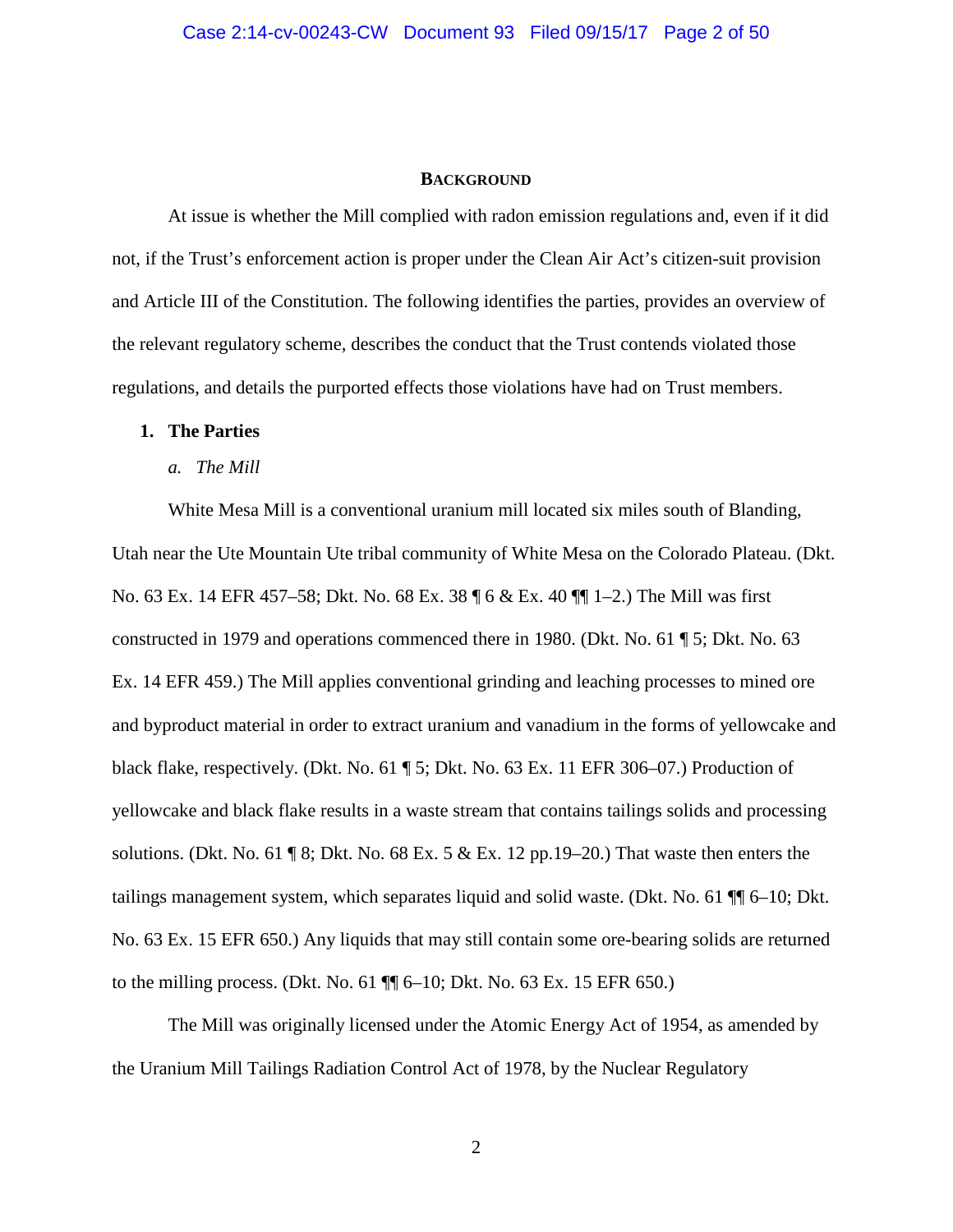## BACKGROUND

At issue is whether the Mill complied with radon emission regulations and, even if it did not, if the Trust's enforcement action is proper under the Clean Air Act's citizen-suit provision and Article III of the Constitution. The following identifies the parties, provides an overview of the relevant regulatory scheme, describes the conduct that the Trust contends violated those regulations, and details the purported effects those violations have had on Trust members.

### 1. The Parties

#### *a. The Mill*

White Mesa Mill is a conventional uranium mill located six miles south of Blanding, Utah near the Ute Mountain Ute tribal community of White Mesa on the Colorado Plateau. (Dkt. No. 63 Ex. 14 EFR 457–58; Dkt. No. 68 Ex. 38 ¶ 6 & Ex. 40 ¶¶ 1–2.) The Mill was first constructed in 1979 and operations commenced there in 1980. (Dkt. No. 61 ¶ 5; Dkt. No. 63 Ex. 14 EFR 459.) The Mill applies conventional grinding and leaching processes to mined ore and byproduct material in order to extract uranium and vanadium in the forms of yellowcake and black flake, respectively. (Dkt. No. 61 ¶ 5; Dkt. No. 63 Ex. 11 EFR 306–07.) Production of yellowcake and black flake results in a waste stream that contains tailings solids and processing solutions. (Dkt. No. 61 ¶ 8; Dkt. No. 68 Ex. 5 & Ex. 12 pp.19–20.) That waste then enters the tailings management system, which separates liquid and solid waste. (Dkt. No. 61 ¶¶ 6–10; Dkt. No. 63 Ex. 15 EFR 650.) Any liquids that may still contain some ore-bearing solids are returned to the milling process. (Dkt. No. 61 ¶¶ 6–10; Dkt. No. 63 Ex. 15 EFR 650.)

The Mill was originally licensed under the Atomic Energy Act of 1954, as amended by the Uranium Mill Tailings Radiation Control Act of 1978, by the Nuclear Regulatory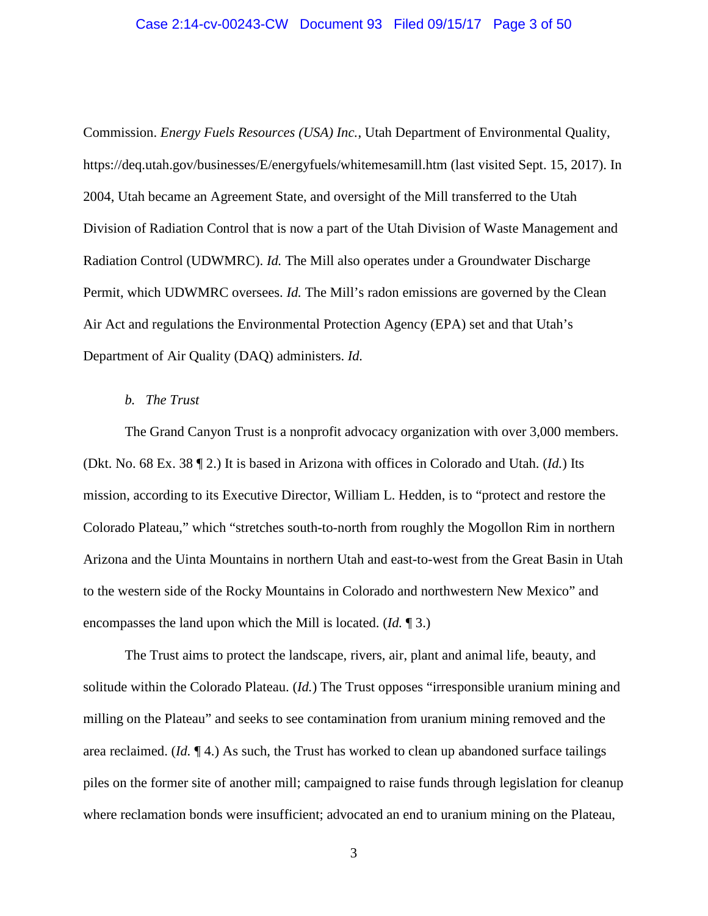Commission. *Energy Fuels Resources (USA) Inc.*, Utah Department of Environmental Quality, https://deq.utah.gov/businesses/E/energyfuels/whitemesamill.htm (last visited Sept. 15, 2017). In 2004, Utah became an Agreement State, and oversight of the Mill transferred to the Utah Division of Radiation Control that is now a part of the Utah Division of Waste Management and Radiation Control (UDWMRC). *Id.* The Mill also operates under a Groundwater Discharge Permit, which UDWMRC oversees. *Id.* The Mill's radon emissions are governed by the Clean Air Act and regulations the Environmental Protection Agency (EPA) set and that Utah's Department of Air Quality (DAQ) administers. *Id.*

*b. The Trust*

The Grand Canyon Trust is a nonprofit advocacy organization with over 3,000 members. (Dkt. No. 68 Ex. 38 ¶ 2.) It is based in Arizona with offices in Colorado and Utah. (*Id.*) Its mission, according to its Executive Director, William L. Hedden, is to "protect and restore the Colorado Plateau," which "stretches south-to-north from roughly the Mogollon Rim in northern Arizona and the Uinta Mountains in northern Utah and east-to-west from the Great Basin in Utah to the western side of the Rocky Mountains in Colorado and northwestern New Mexico" and encompasses the land upon which the Mill is located. (*Id.* ¶ 3.)

The Trust aims to protect the landscape, rivers, air, plant and animal life, beauty, and solitude within the Colorado Plateau. (*Id.*) The Trust opposes "irresponsible uranium mining and milling on the Plateau" and seeks to see contamination from uranium mining removed and the area reclaimed. (*Id.* ¶ 4.) As such, the Trust has worked to clean up abandoned surface tailings piles on the former site of another mill; campaigned to raise funds through legislation for cleanup where reclamation bonds were insufficient; advocated an end to uranium mining on the Plateau,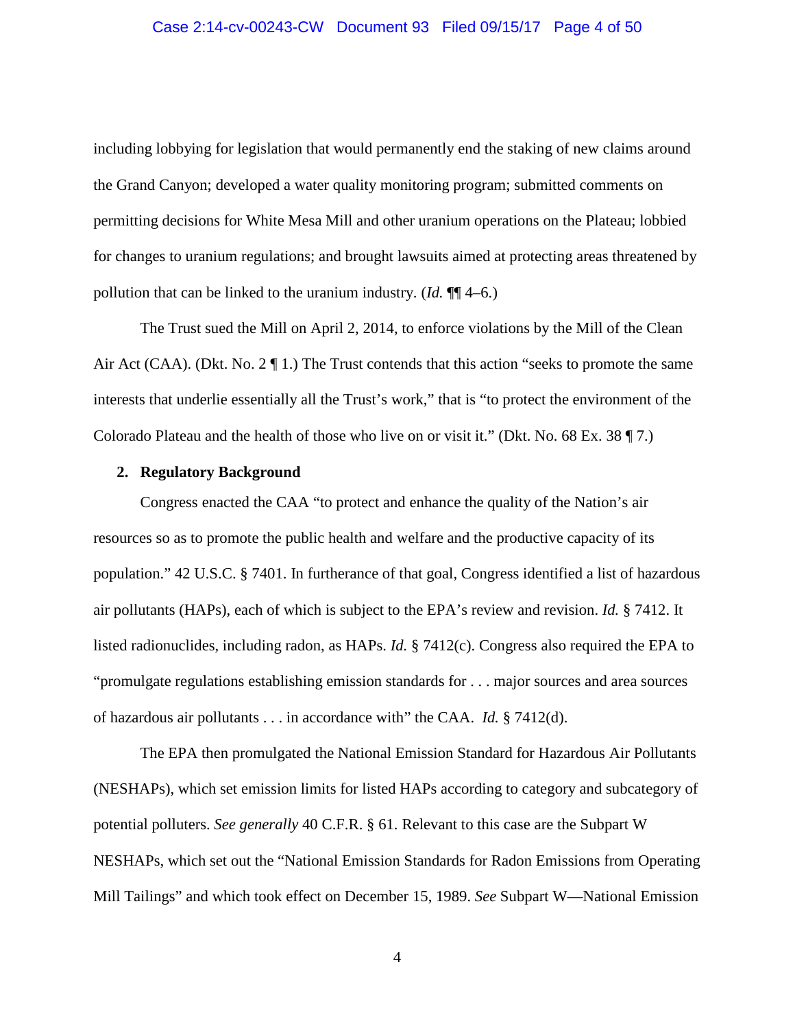including lobbying for legislation that would permanently end the staking of new claims around the Grand Canyon; developed a water quality monitoring program; submitted comments on permitting decisions for White Mesa Mill and other uranium operations on the Plateau; lobbied for changes to uranium regulations; and brought lawsuits aimed at protecting areas threatened by pollution that can be linked to the uranium industry. (*Id.* ¶¶ 4–6.)

The Trust sued the Mill on April 2, 2014, to enforce violations by the Mill of the Clean Air Act (CAA). (Dkt. No. 2 ¶ 1.) The Trust contends that this action "seeks to promote the same interests that underlie essentially all the Trust's work," that is "to protect the environment of the Colorado Plateau and the health of those who live on or visit it." (Dkt. No. 68 Ex. 38 ¶ 7.)

**2. Regulatory Background**

Congress enacted the CAA "to protect and enhance the quality of the Nation's air resources so as to promote the public health and welfare and the productive capacity of its population." 42 U.S.C. § 7401. In furtherance of that goal, Congress identified a list of hazardous air pollutants (HAPs), each of which is subject to the EPA's review and revision. *Id.* § 7412. It listed radionuclides, including radon, as HAPs. *Id.* § 7412(c). Congress also required the EPA to "promulgate regulations establishing emission standards for . . . major sources and area sources of hazardous air pollutants . . . in accordance with" the CAA. *Id.* § 7412(d).

The EPA then promulgated the National Emission Standard for Hazardous Air Pollutants (NESHAPs), which set emission limits for listed HAPs according to category and subcategory of potential polluters. *See generally* 40 C.F.R. § 61. Relevant to this case are the Subpart W NESHAPs, which set out the "National Emission Standards for Radon Emissions from Operating Mill Tailings" and which took effect on December 15, 1989. *See* Subpart W—National Emission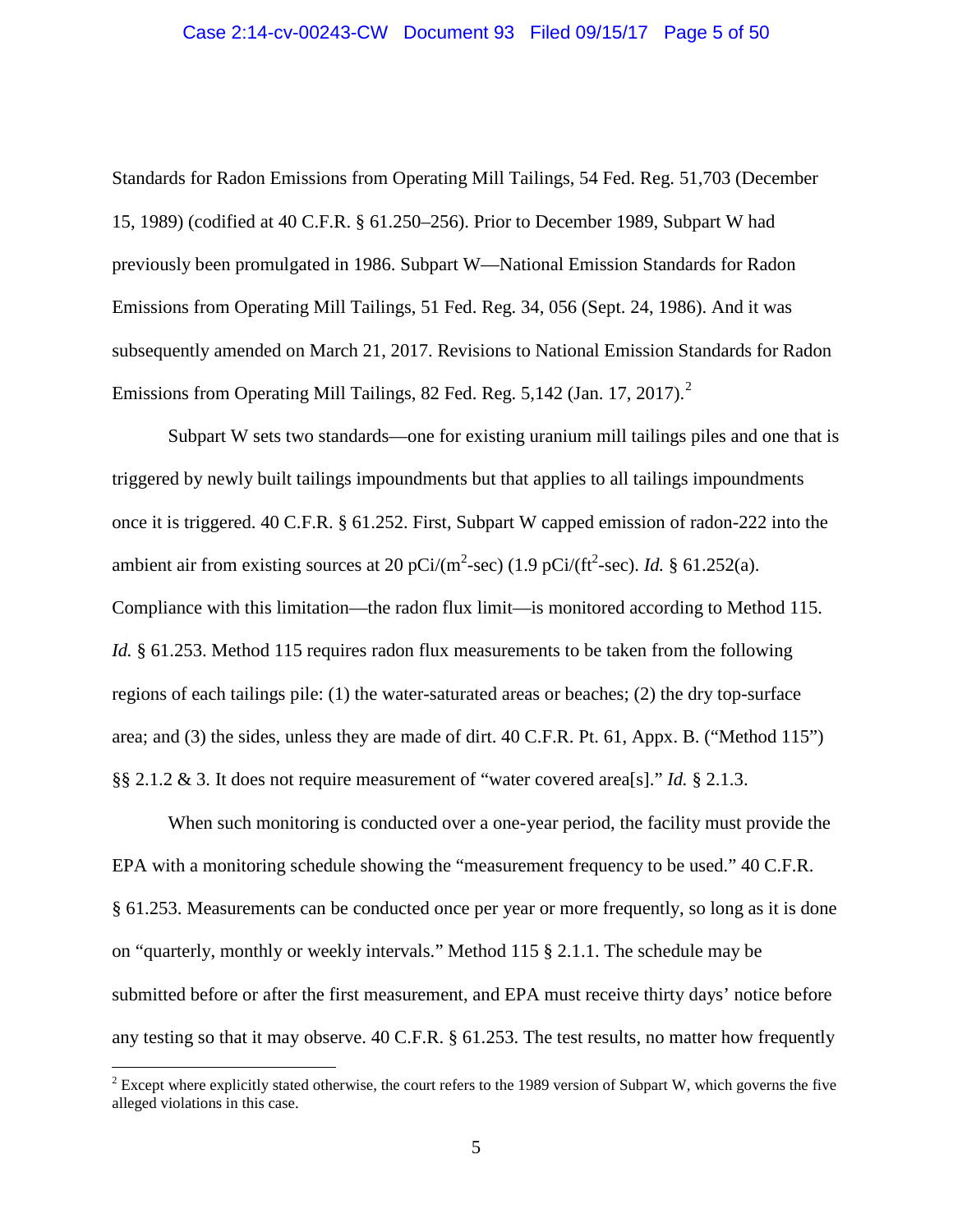Standards for Radon Emissions from Operating Mill Tailings, 54 Fed. Reg. 51,703 (December 15, 1989) (codified at 40 C.F.R. § 61.250–256). Prior to December 1989, Subpart W had previously been promulgated in 1986. Subpart W—National Emission Standards for Radon Emissions from Operating Mill Tailings, 51 Fed. Reg. 34, 056 (Sept. 24, 1986). And it was subsequently amended on March 21, 2017. Revisions to National Emission Standards for Radon Emissions from Operating Mill Tailings, 82 Fed. Reg. 5,142 (Jan. 17, 2017).[2]

Subpart W sets two standards—one for existing uranium mill tailings piles and one that is triggered by newly built tailings impoundments but that applies to all tailings impoundments once it is triggered. 40 C.F.R. § 61.252. First, Subpart W capped emission of radon-222 into the ambient air from existing sources at 20 pCi/($m^2$-sec) (1.9 pCi/($ft^2$-sec). *Id.* § 61.252(a). Compliance with this limitation—the radon flux limit—is monitored according to Method 115. *Id.* § 61.253. Method 115 requires radon flux measurements to be taken from the following regions of each tailings pile: (1) the water-saturated areas or beaches; (2) the dry top-surface area; and (3) the sides, unless they are made of dirt. 40 C.F.R. Pt. 61, Appx. B. ("Method 115") §§ 2.1.2 & 3. It does not require measurement of "water covered area[s]." *Id.* § 2.1.3.

When such monitoring is conducted over a one-year period, the facility must provide the EPA with a monitoring schedule showing the "measurement frequency to be used." 40 C.F.R. § 61.253. Measurements can be conducted once per year or more frequently, so long as it is done on "quarterly, monthly or weekly intervals." Method 115 § 2.1.1. The schedule may be submitted before or after the first measurement, and EPA must receive thirty days' notice before any testing so that it may observe. 40 C.F.R. § 61.253. The test results, no matter how frequently

[2] Except where explicitly stated otherwise, the court refers to the 1989 version of Subpart W, which governs the five alleged violations in this case.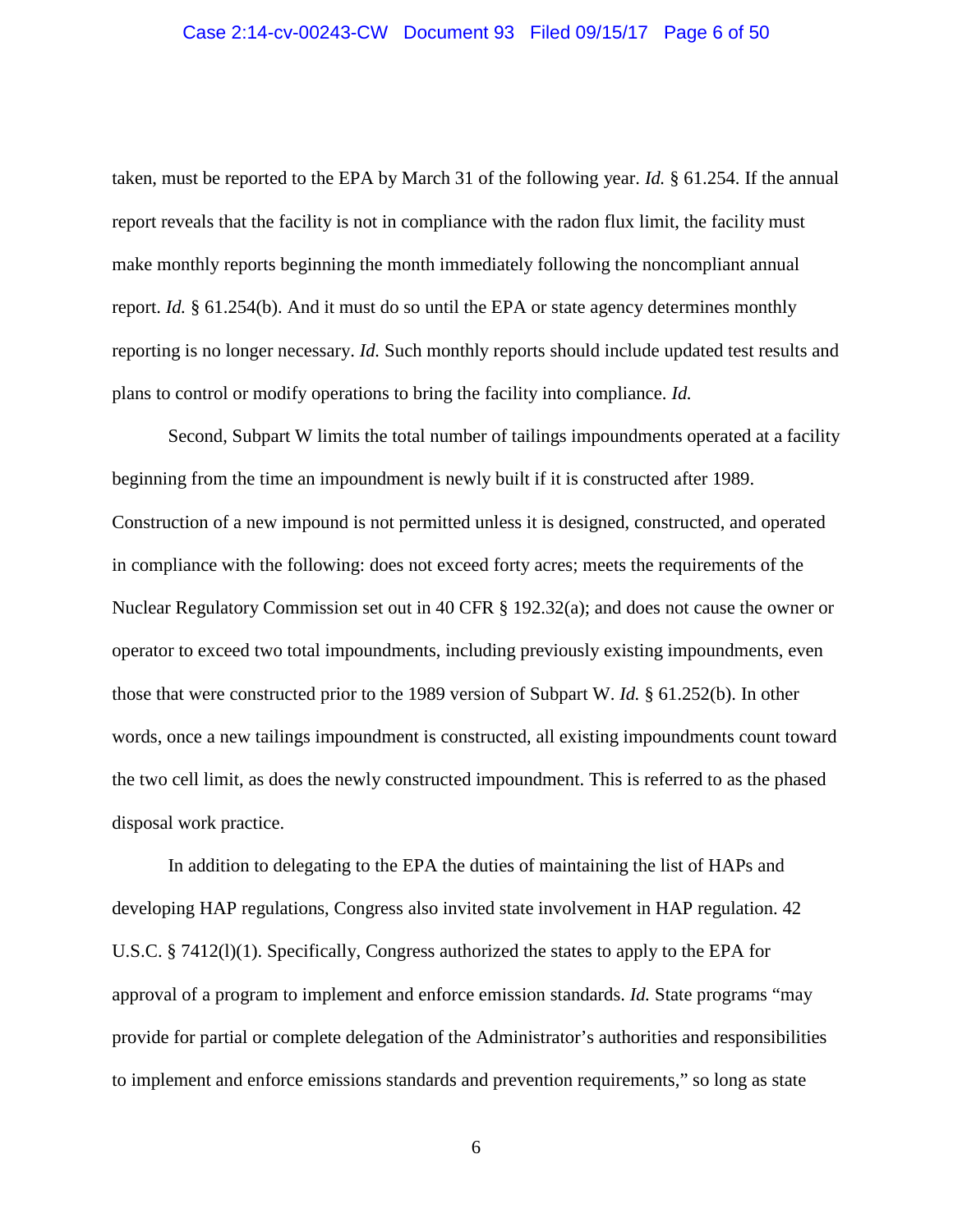taken, must be reported to the EPA by March 31 of the following year. *Id.* § 61.254. If the annual report reveals that the facility is not in compliance with the radon flux limit, the facility must make monthly reports beginning the month immediately following the noncompliant annual report. *Id.* § 61.254(b). And it must do so until the EPA or state agency determines monthly reporting is no longer necessary. *Id.* Such monthly reports should include updated test results and plans to control or modify operations to bring the facility into compliance. *Id.*

Second, Subpart W limits the total number of tailings impoundments operated at a facility beginning from the time an impoundment is newly built if it is constructed after 1989. Construction of a new impound is not permitted unless it is designed, constructed, and operated in compliance with the following: does not exceed forty acres; meets the requirements of the Nuclear Regulatory Commission set out in 40 CFR § 192.32(a); and does not cause the owner or operator to exceed two total impoundments, including previously existing impoundments, even those that were constructed prior to the 1989 version of Subpart W. *Id.* § 61.252(b). In other words, once a new tailings impoundment is constructed, all existing impoundments count toward the two cell limit, as does the newly constructed impoundment. This is referred to as the phased disposal work practice.

In addition to delegating to the EPA the duties of maintaining the list of HAPs and developing HAP regulations, Congress also invited state involvement in HAP regulation. 42 U.S.C. § 7412(l)(1). Specifically, Congress authorized the states to apply to the EPA for approval of a program to implement and enforce emission standards. *Id.* State programs "may provide for partial or complete delegation of the Administrator's authorities and responsibilities to implement and enforce emissions standards and prevention requirements," so long as state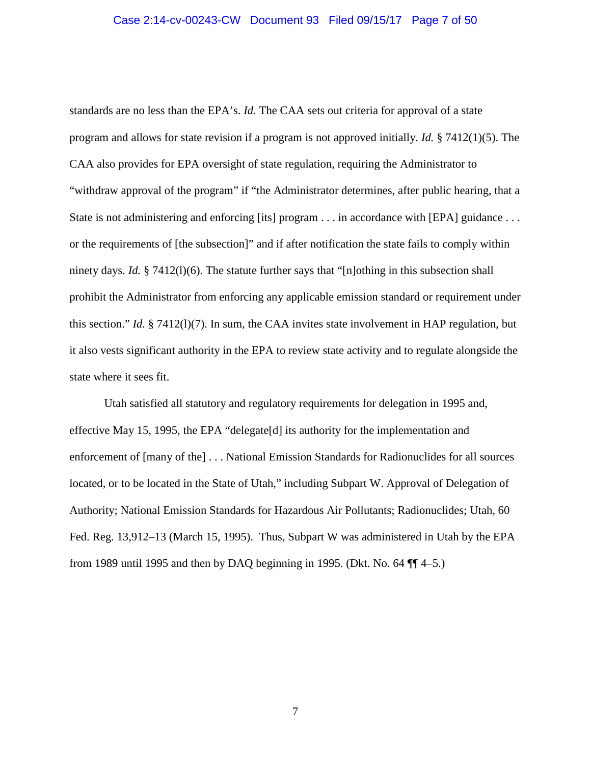standards are no less than the EPA's. *Id.* The CAA sets out criteria for approval of a state program and allows for state revision if a program is not approved initially. *Id.* § 7412(1)(5). The CAA also provides for EPA oversight of state regulation, requiring the Administrator to "withdraw approval of the program" if "the Administrator determines, after public hearing, that a State is not administering and enforcing [its] program . . . in accordance with [EPA] guidance . . . or the requirements of [the subsection]" and if after notification the state fails to comply within ninety days. *Id.* § 7412(l)(6). The statute further says that "[n]othing in this subsection shall prohibit the Administrator from enforcing any applicable emission standard or requirement under this section." *Id.* § 7412(l)(7). In sum, the CAA invites state involvement in HAP regulation, but it also vests significant authority in the EPA to review state activity and to regulate alongside the state where it sees fit.

Utah satisfied all statutory and regulatory requirements for delegation in 1995 and, effective May 15, 1995, the EPA "delegate[d] its authority for the implementation and enforcement of [many of the] . . . National Emission Standards for Radionuclides for all sources located, or to be located in the State of Utah," including Subpart W. Approval of Delegation of Authority; National Emission Standards for Hazardous Air Pollutants; Radionuclides; Utah, 60 Fed. Reg. 13,912–13 (March 15, 1995). Thus, Subpart W was administered in Utah by the EPA from 1989 until 1995 and then by DAQ beginning in 1995. (Dkt. No. 64 ¶¶ 4–5.)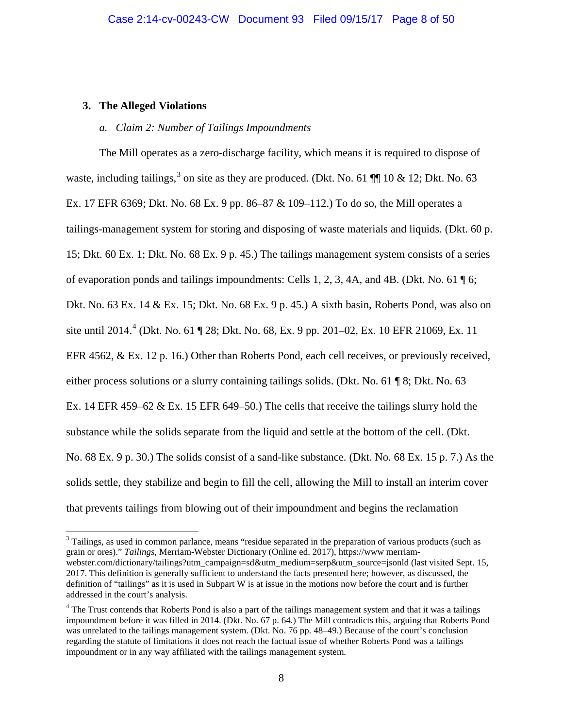### 3. The Alleged Violations

#### *a. Claim 2: Number of Tailings Impoundments*

The Mill operates as a zero-discharge facility, which means it is required to dispose of waste, including tailings,[3] on site as they are produced. (Dkt. No. 61 ¶¶ 10 & 12; Dkt. No. 63 Ex. 17 EFR 6369; Dkt. No. 68 Ex. 9 pp. 86–87 & 109–112.) To do so, the Mill operates a tailings-management system for storing and disposing of waste materials and liquids. (Dkt. 60 p. 15; Dkt. 60 Ex. 1; Dkt. No. 68 Ex. 9 p. 45.) The tailings management system consists of a series of evaporation ponds and tailings impoundments: Cells 1, 2, 3, 4A, and 4B. (Dkt. No. 61 ¶ 6; Dkt. No. 63 Ex. 14 & Ex. 15; Dkt. No. 68 Ex. 9 p. 45.) A sixth basin, Roberts Pond, was also on site until 2014.[4] (Dkt. No. 61 ¶ 28; Dkt. No. 68, Ex. 9 pp. 201–02, Ex. 10 EFR 21069, Ex. 11 EFR 4562, & Ex. 12 p. 16.) Other than Roberts Pond, each cell receives, or previously received, either process solutions or a slurry containing tailings solids. (Dkt. No. 61 ¶ 8; Dkt. No. 63 Ex. 14 EFR 459–62 & Ex. 15 EFR 649–50.) The cells that receive the tailings slurry hold the substance while the solids separate from the liquid and settle at the bottom of the cell. (Dkt. No. 68 Ex. 9 p. 30.) The solids consist of a sand-like substance. (Dkt. No. 68 Ex. 15 p. 7.) As the solids settle, they stabilize and begin to fill the cell, allowing the Mill to install an interim cover that prevents tailings from blowing out of their impoundment and begins the reclamation

---

[3] Tailings, as used in common parlance, means "residue separated in the preparation of various products (such as grain or ores)." *Tailings*, Merriam-Webster Dictionary (Online ed. 2017), https://www merriam-webster.com/dictionary/tailings?utm_campaign=sd&utm_medium=serp&utm_source=jsonld (last visited Sept. 15, 2017. This definition is generally sufficient to understand the facts presented here; however, as discussed, the definition of "tailings" as it is used in Subpart W is at issue in the motions now before the court and is further addressed in the court's analysis.

[4] The Trust contends that Roberts Pond is also a part of the tailings management system and that it was a tailings impoundment before it was filled in 2014. (Dkt. No. 67 p. 64.) The Mill contradicts this, arguing that Roberts Pond was unrelated to the tailings management system. (Dkt. No. 76 pp. 48–49.) Because of the court's conclusion regarding the statute of limitations it does not reach the factual issue of whether Roberts Pond was a tailings impoundment or in any way affiliated with the tailings management system.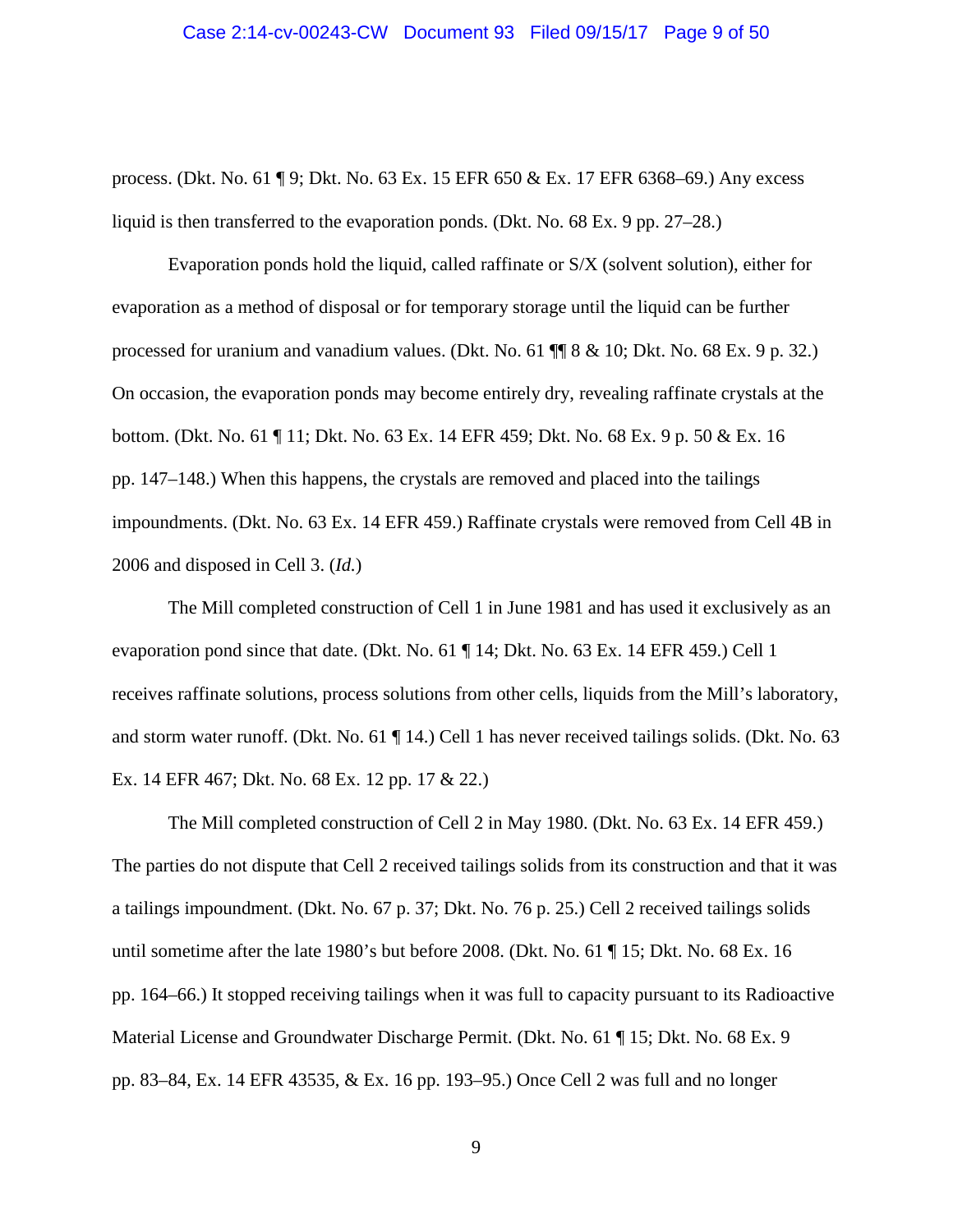process. (Dkt. No. 61 ¶ 9; Dkt. No. 63 Ex. 15 EFR 650 & Ex. 17 EFR 6368–69.) Any excess liquid is then transferred to the evaporation ponds. (Dkt. No. 68 Ex. 9 pp. 27–28.)

Evaporation ponds hold the liquid, called raffinate or S/X (solvent solution), either for evaporation as a method of disposal or for temporary storage until the liquid can be further processed for uranium and vanadium values. (Dkt. No. 61 ¶¶ 8 & 10; Dkt. No. 68 Ex. 9 p. 32.) On occasion, the evaporation ponds may become entirely dry, revealing raffinate crystals at the bottom. (Dkt. No. 61 ¶ 11; Dkt. No. 63 Ex. 14 EFR 459; Dkt. No. 68 Ex. 9 p. 50 & Ex. 16 pp. 147–148.) When this happens, the crystals are removed and placed into the tailings impoundments. (Dkt. No. 63 Ex. 14 EFR 459.) Raffinate crystals were removed from Cell 4B in 2006 and disposed in Cell 3. (*Id.*)

The Mill completed construction of Cell 1 in June 1981 and has used it exclusively as an evaporation pond since that date. (Dkt. No. 61 ¶ 14; Dkt. No. 63 Ex. 14 EFR 459.) Cell 1 receives raffinate solutions, process solutions from other cells, liquids from the Mill's laboratory, and storm water runoff. (Dkt. No. 61 ¶ 14.) Cell 1 has never received tailings solids. (Dkt. No. 63 Ex. 14 EFR 467; Dkt. No. 68 Ex. 12 pp. 17 & 22.)

The Mill completed construction of Cell 2 in May 1980. (Dkt. No. 63 Ex. 14 EFR 459.) The parties do not dispute that Cell 2 received tailings solids from its construction and that it was a tailings impoundment. (Dkt. No. 67 p. 37; Dkt. No. 76 p. 25.) Cell 2 received tailings solids until sometime after the late 1980's but before 2008. (Dkt. No. 61 ¶ 15; Dkt. No. 68 Ex. 16 pp. 164–66.) It stopped receiving tailings when it was full to capacity pursuant to its Radioactive Material License and Groundwater Discharge Permit. (Dkt. No. 61 ¶ 15; Dkt. No. 68 Ex. 9 pp. 83–84, Ex. 14 EFR 43535, & Ex. 16 pp. 193–95.) Once Cell 2 was full and no longer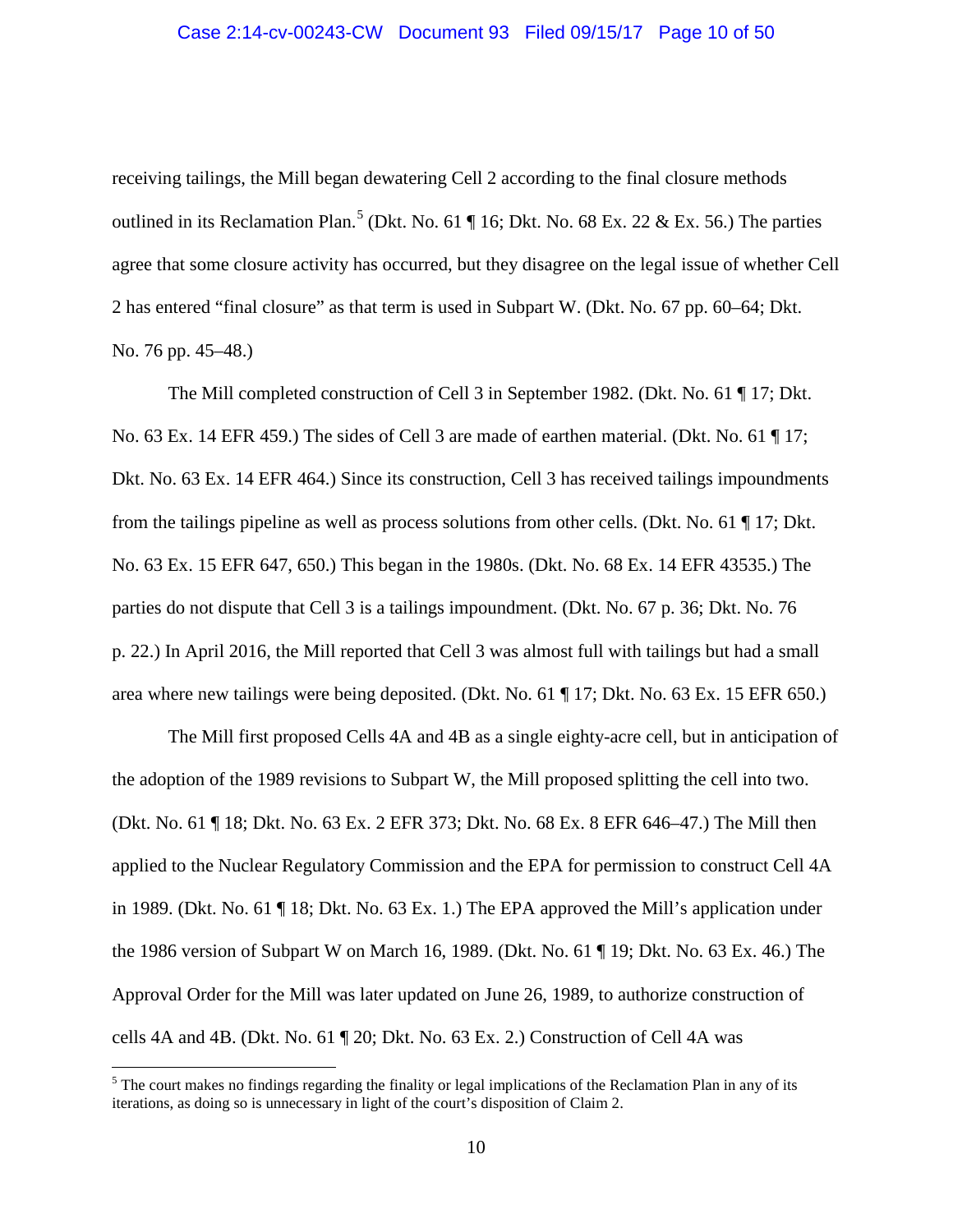receiving tailings, the Mill began dewatering Cell 2 according to the final closure methods outlined in its Reclamation Plan.[5] (Dkt. No. 61 ¶ 16; Dkt. No. 68 Ex. 22 & Ex. 56.) The parties agree that some closure activity has occurred, but they disagree on the legal issue of whether Cell 2 has entered "final closure" as that term is used in Subpart W. (Dkt. No. 67 pp. 60–64; Dkt. No. 76 pp. 45–48.)

The Mill completed construction of Cell 3 in September 1982. (Dkt. No. 61 ¶ 17; Dkt. No. 63 Ex. 14 EFR 459.) The sides of Cell 3 are made of earthen material. (Dkt. No. 61 ¶ 17; Dkt. No. 63 Ex. 14 EFR 464.) Since its construction, Cell 3 has received tailings impoundments from the tailings pipeline as well as process solutions from other cells. (Dkt. No. 61 ¶ 17; Dkt. No. 63 Ex. 15 EFR 647, 650.) This began in the 1980s. (Dkt. No. 68 Ex. 14 EFR 43535.) The parties do not dispute that Cell 3 is a tailings impoundment. (Dkt. No. 67 p. 36; Dkt. No. 76 p. 22.) In April 2016, the Mill reported that Cell 3 was almost full with tailings but had a small area where new tailings were being deposited. (Dkt. No. 61 ¶ 17; Dkt. No. 63 Ex. 15 EFR 650.)

The Mill first proposed Cells 4A and 4B as a single eighty-acre cell, but in anticipation of the adoption of the 1989 revisions to Subpart W, the Mill proposed splitting the cell into two. (Dkt. No. 61 ¶ 18; Dkt. No. 63 Ex. 2 EFR 373; Dkt. No. 68 Ex. 8 EFR 646–47.) The Mill then applied to the Nuclear Regulatory Commission and the EPA for permission to construct Cell 4A in 1989. (Dkt. No. 61 ¶ 18; Dkt. No. 63 Ex. 1.) The EPA approved the Mill's application under the 1986 version of Subpart W on March 16, 1989. (Dkt. No. 61 ¶ 19; Dkt. No. 63 Ex. 46.) The Approval Order for the Mill was later updated on June 26, 1989, to authorize construction of cells 4A and 4B. (Dkt. No. 61 ¶ 20; Dkt. No. 63 Ex. 2.) Construction of Cell 4A was

[5] The court makes no findings regarding the finality or legal implications of the Reclamation Plan in any of its iterations, as doing so is unnecessary in light of the court's disposition of Claim 2.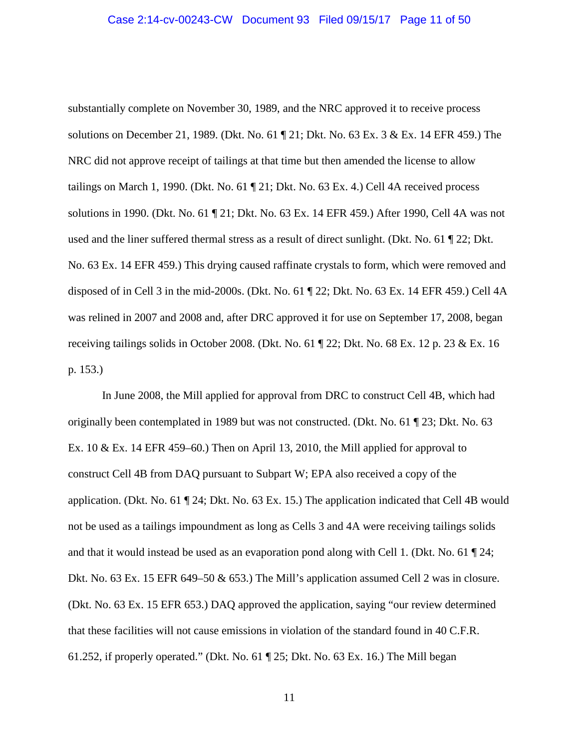substantially complete on November 30, 1989, and the NRC approved it to receive process solutions on December 21, 1989. (Dkt. No. 61 ¶ 21; Dkt. No. 63 Ex. 3 & Ex. 14 EFR 459.) The NRC did not approve receipt of tailings at that time but then amended the license to allow tailings on March 1, 1990. (Dkt. No. 61 ¶ 21; Dkt. No. 63 Ex. 4.) Cell 4A received process solutions in 1990. (Dkt. No. 61 ¶ 21; Dkt. No. 63 Ex. 14 EFR 459.) After 1990, Cell 4A was not used and the liner suffered thermal stress as a result of direct sunlight. (Dkt. No. 61 ¶ 22; Dkt. No. 63 Ex. 14 EFR 459.) This drying caused raffinate crystals to form, which were removed and disposed of in Cell 3 in the mid-2000s. (Dkt. No. 61 ¶ 22; Dkt. No. 63 Ex. 14 EFR 459.) Cell 4A was relined in 2007 and 2008 and, after DRC approved it for use on September 17, 2008, began receiving tailings solids in October 2008. (Dkt. No. 61 ¶ 22; Dkt. No. 68 Ex. 12 p. 23 & Ex. 16 p. 153.)

In June 2008, the Mill applied for approval from DRC to construct Cell 4B, which had originally been contemplated in 1989 but was not constructed. (Dkt. No. 61 ¶ 23; Dkt. No. 63 Ex. 10 & Ex. 14 EFR 459–60.) Then on April 13, 2010, the Mill applied for approval to construct Cell 4B from DAQ pursuant to Subpart W; EPA also received a copy of the application. (Dkt. No. 61 ¶ 24; Dkt. No. 63 Ex. 15.) The application indicated that Cell 4B would not be used as a tailings impoundment as long as Cells 3 and 4A were receiving tailings solids and that it would instead be used as an evaporation pond along with Cell 1. (Dkt. No. 61 ¶ 24; Dkt. No. 63 Ex. 15 EFR 649–50 & 653.) The Mill's application assumed Cell 2 was in closure. (Dkt. No. 63 Ex. 15 EFR 653.) DAQ approved the application, saying "our review determined that these facilities will not cause emissions in violation of the standard found in 40 C.F.R. 61.252, if properly operated." (Dkt. No. 61 ¶ 25; Dkt. No. 63 Ex. 16.) The Mill began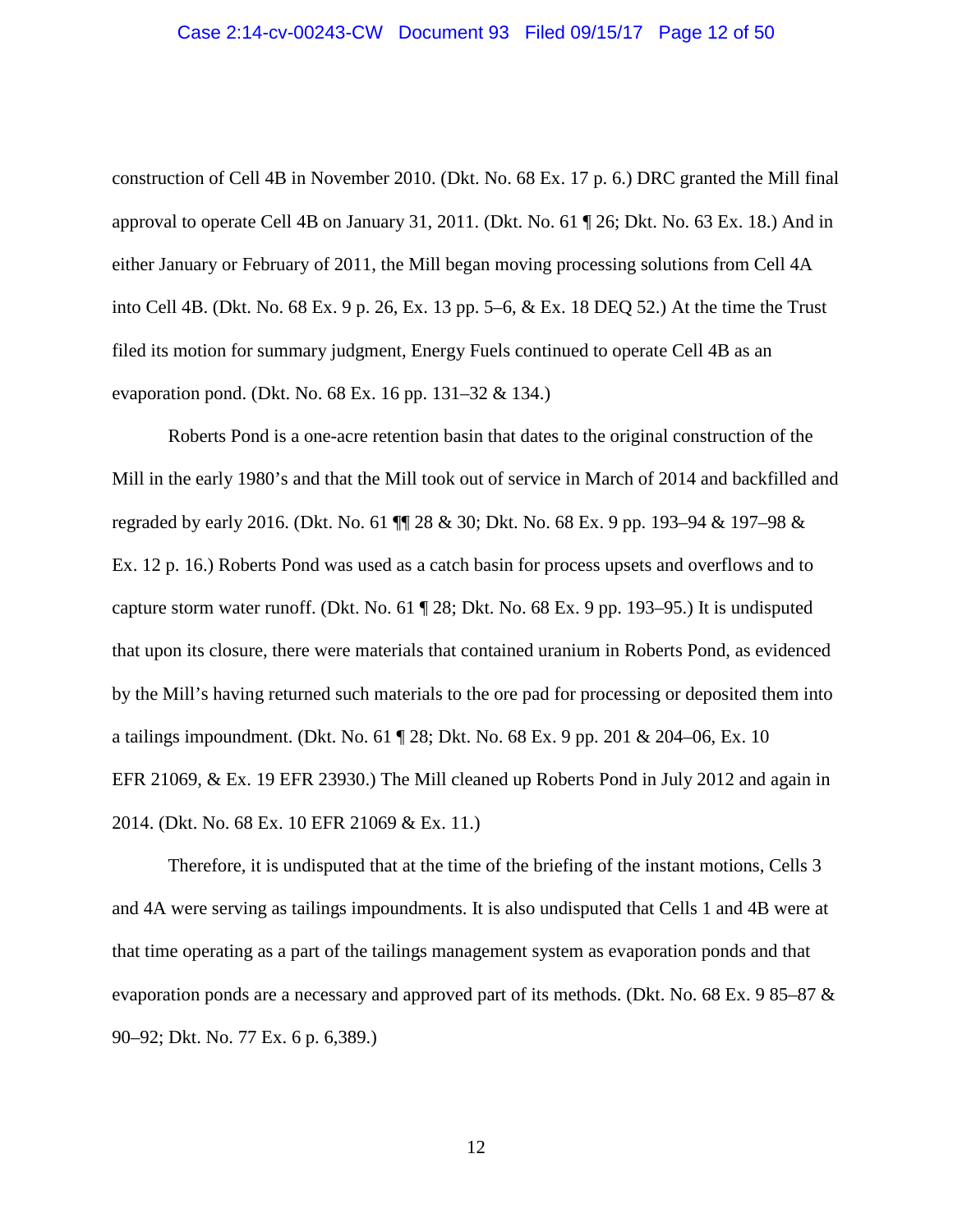construction of Cell 4B in November 2010. (Dkt. No. 68 Ex. 17 p. 6.) DRC granted the Mill final approval to operate Cell 4B on January 31, 2011. (Dkt. No. 61 ¶ 26; Dkt. No. 63 Ex. 18.) And in either January or February of 2011, the Mill began moving processing solutions from Cell 4A into Cell 4B. (Dkt. No. 68 Ex. 9 p. 26, Ex. 13 pp. 5–6, & Ex. 18 DEQ 52.) At the time the Trust filed its motion for summary judgment, Energy Fuels continued to operate Cell 4B as an evaporation pond. (Dkt. No. 68 Ex. 16 pp. 131–32 & 134.)

Roberts Pond is a one-acre retention basin that dates to the original construction of the Mill in the early 1980's and that the Mill took out of service in March of 2014 and backfilled and regraded by early 2016. (Dkt. No. 61 ¶¶ 28 & 30; Dkt. No. 68 Ex. 9 pp. 193–94 & 197–98 & Ex. 12 p. 16.) Roberts Pond was used as a catch basin for process upsets and overflows and to capture storm water runoff. (Dkt. No. 61 ¶ 28; Dkt. No. 68 Ex. 9 pp. 193–95.) It is undisputed that upon its closure, there were materials that contained uranium in Roberts Pond, as evidenced by the Mill's having returned such materials to the ore pad for processing or deposited them into a tailings impoundment. (Dkt. No. 61 ¶ 28; Dkt. No. 68 Ex. 9 pp. 201 & 204–06, Ex. 10 EFR 21069, & Ex. 19 EFR 23930.) The Mill cleaned up Roberts Pond in July 2012 and again in 2014. (Dkt. No. 68 Ex. 10 EFR 21069 & Ex. 11.)

Therefore, it is undisputed that at the time of the briefing of the instant motions, Cells 3 and 4A were serving as tailings impoundments. It is also undisputed that Cells 1 and 4B were at that time operating as a part of the tailings management system as evaporation ponds and that evaporation ponds are a necessary and approved part of its methods. (Dkt. No. 68 Ex. 9 85–87 & 90–92; Dkt. No. 77 Ex. 6 p. 6,389.)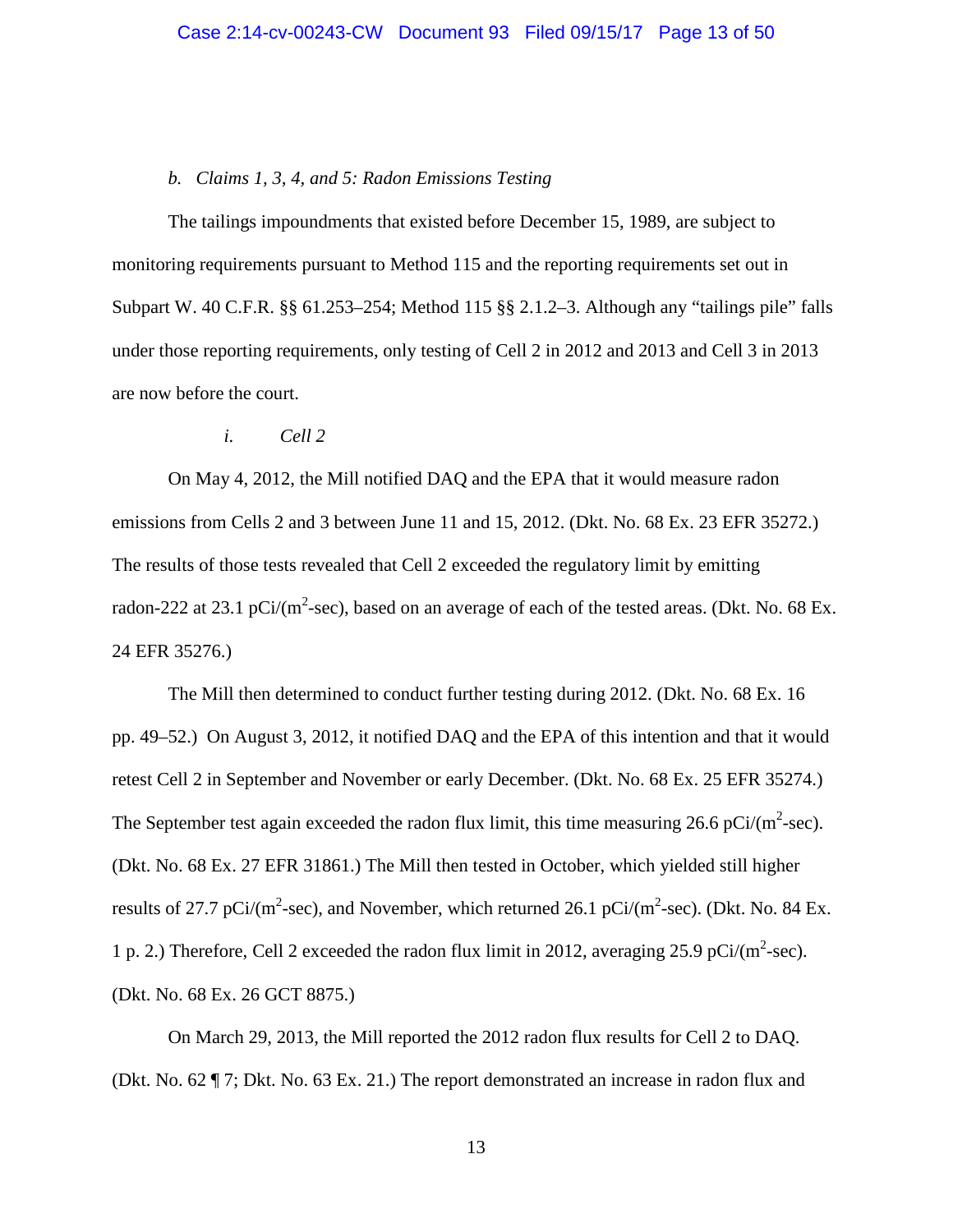*b. Claims 1, 3, 4, and 5: Radon Emissions Testing*

The tailings impoundments that existed before December 15, 1989, are subject to monitoring requirements pursuant to Method 115 and the reporting requirements set out in Subpart W. 40 C.F.R. §§ 61.253–254; Method 115 §§ 2.1.2–3. Although any "tailings pile" falls under those reporting requirements, only testing of Cell 2 in 2012 and 2013 and Cell 3 in 2013 are now before the court.

*i. Cell 2*

On May 4, 2012, the Mill notified DAQ and the EPA that it would measure radon emissions from Cells 2 and 3 between June 11 and 15, 2012. (Dkt. No. 68 Ex. 23 EFR 35272.) The results of those tests revealed that Cell 2 exceeded the regulatory limit by emitting radon-222 at 23.1 pCi/($m^2$-sec), based on an average of each of the tested areas. (Dkt. No. 68 Ex. 24 EFR 35276.)

The Mill then determined to conduct further testing during 2012. (Dkt. No. 68 Ex. 16 pp. 49–52.) On August 3, 2012, it notified DAQ and the EPA of this intention and that it would retest Cell 2 in September and November or early December. (Dkt. No. 68 Ex. 25 EFR 35274.) The September test again exceeded the radon flux limit, this time measuring 26.6 pCi/($m^2$-sec). (Dkt. No. 68 Ex. 27 EFR 31861.) The Mill then tested in October, which yielded still higher results of 27.7 pCi/($m^2$-sec), and November, which returned 26.1 pCi/($m^2$-sec). (Dkt. No. 84 Ex. 1 p. 2.) Therefore, Cell 2 exceeded the radon flux limit in 2012, averaging 25.9 pCi/($m^2$-sec). (Dkt. No. 68 Ex. 26 GCT 8875.)

On March 29, 2013, the Mill reported the 2012 radon flux results for Cell 2 to DAQ. (Dkt. No. 62 ¶ 7; Dkt. No. 63 Ex. 21.) The report demonstrated an increase in radon flux and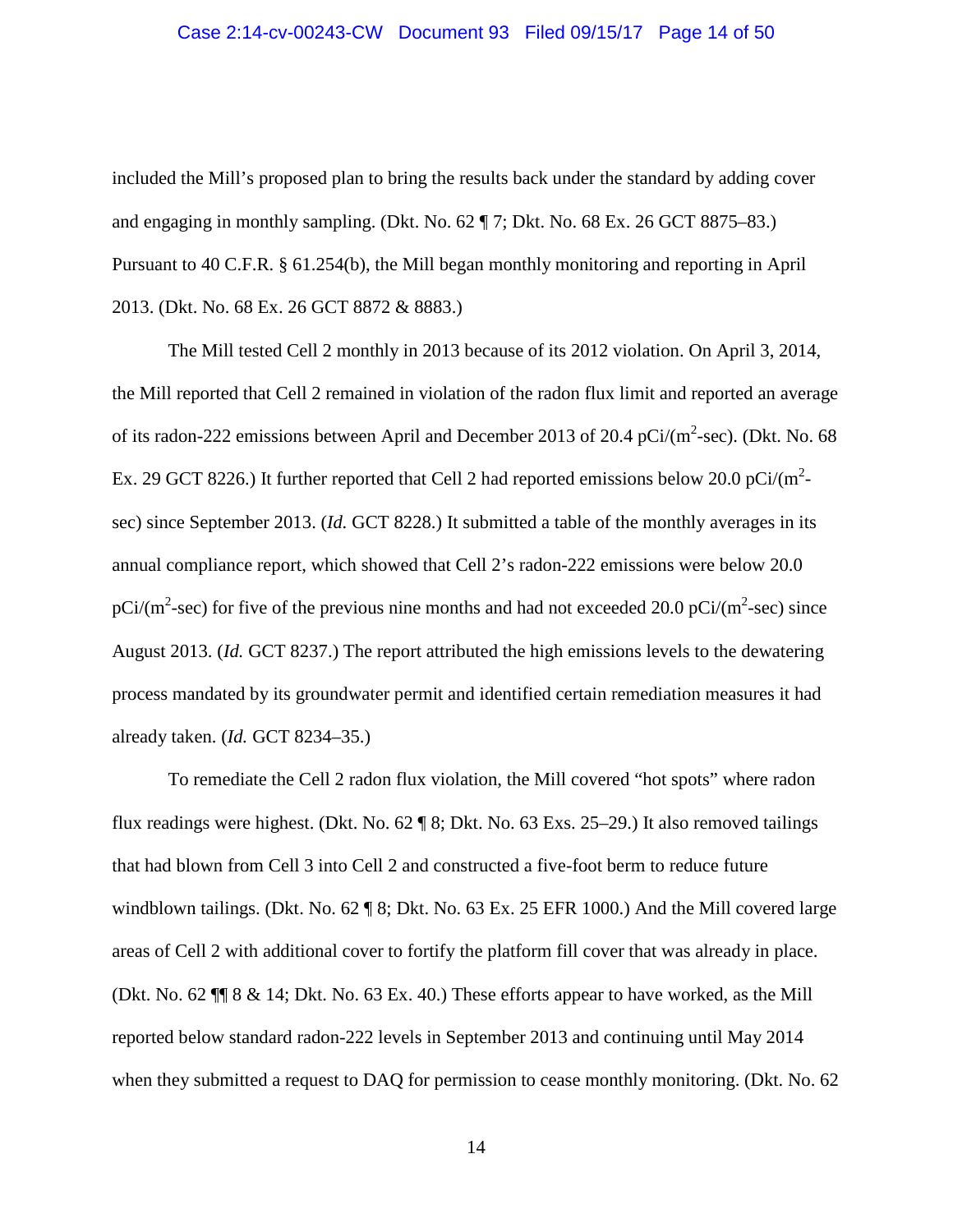included the Mill's proposed plan to bring the results back under the standard by adding cover and engaging in monthly sampling. (Dkt. No. 62 ¶ 7; Dkt. No. 68 Ex. 26 GCT 8875–83.) Pursuant to 40 C.F.R. § 61.254(b), the Mill began monthly monitoring and reporting in April 2013. (Dkt. No. 68 Ex. 26 GCT 8872 & 8883.)

The Mill tested Cell 2 monthly in 2013 because of its 2012 violation. On April 3, 2014, the Mill reported that Cell 2 remained in violation of the radon flux limit and reported an average of its radon-222 emissions between April and December 2013 of 20.4 pCi/($m^2$-sec). (Dkt. No. 68 Ex. 29 GCT 8226.) It further reported that Cell 2 had reported emissions below 20.0 pCi/($m^2$-sec) since September 2013. (*Id.* GCT 8228.) It submitted a table of the monthly averages in its annual compliance report, which showed that Cell 2's radon-222 emissions were below 20.0 pCi/($m^2$-sec) for five of the previous nine months and had not exceeded 20.0 pCi/($m^2$-sec) since August 2013. (*Id.* GCT 8237.) The report attributed the high emissions levels to the dewatering process mandated by its groundwater permit and identified certain remediation measures it had already taken. (*Id.* GCT 8234–35.)

To remediate the Cell 2 radon flux violation, the Mill covered "hot spots" where radon flux readings were highest. (Dkt. No. 62 ¶ 8; Dkt. No. 63 Exs. 25–29.) It also removed tailings that had blown from Cell 3 into Cell 2 and constructed a five-foot berm to reduce future windblown tailings. (Dkt. No. 62 ¶ 8; Dkt. No. 63 Ex. 25 EFR 1000.) And the Mill covered large areas of Cell 2 with additional cover to fortify the platform fill cover that was already in place. (Dkt. No. 62 ¶¶ 8 & 14; Dkt. No. 63 Ex. 40.) These efforts appear to have worked, as the Mill reported below standard radon-222 levels in September 2013 and continuing until May 2014 when they submitted a request to DAQ for permission to cease monthly monitoring. (Dkt. No. 62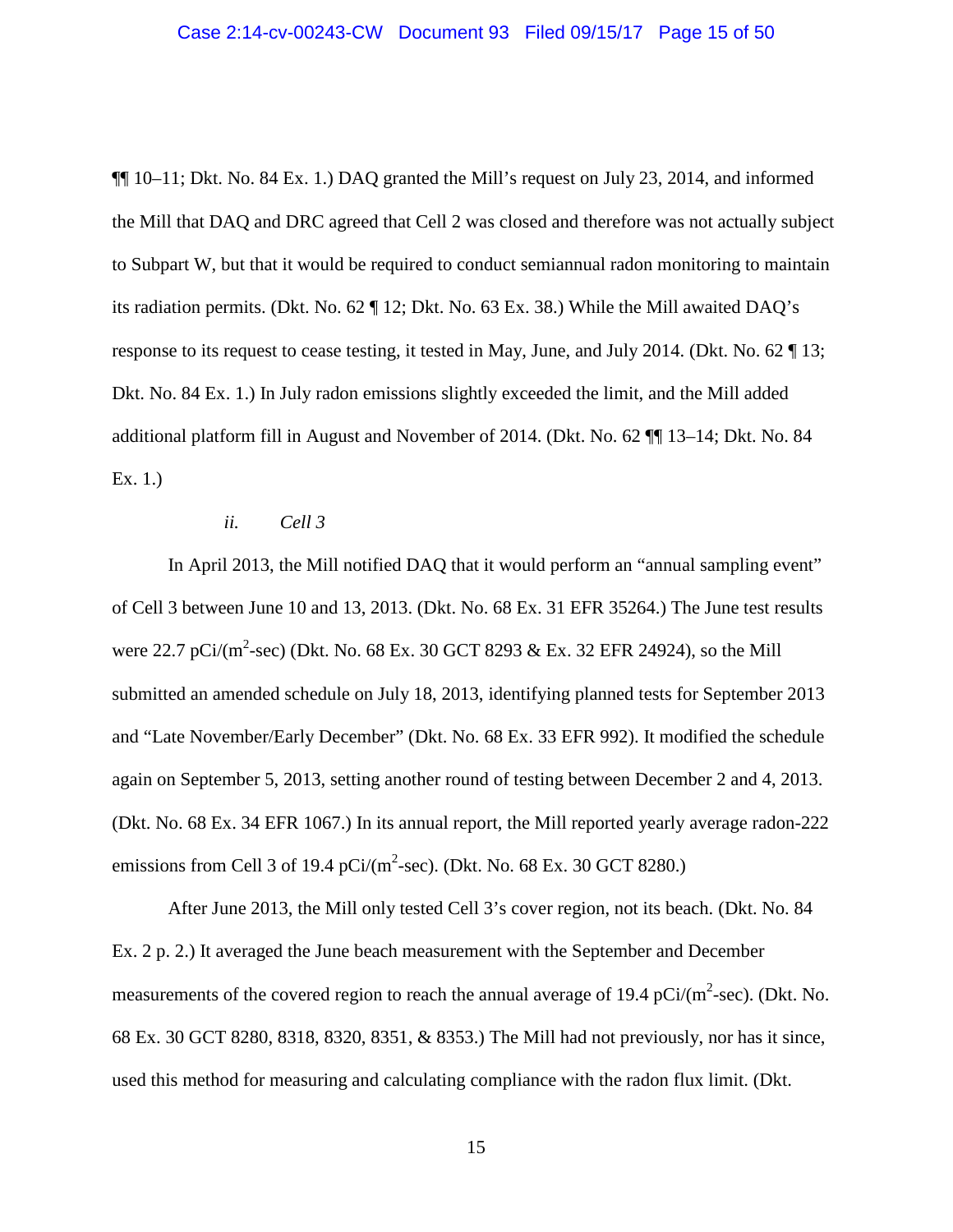¶¶ 10–11; Dkt. No. 84 Ex. 1.) DAQ granted the Mill's request on July 23, 2014, and informed the Mill that DAQ and DRC agreed that Cell 2 was closed and therefore was not actually subject to Subpart W, but that it would be required to conduct semiannual radon monitoring to maintain its radiation permits. (Dkt. No. 62 ¶ 12; Dkt. No. 63 Ex. 38.) While the Mill awaited DAQ's response to its request to cease testing, it tested in May, June, and July 2014. (Dkt. No. 62 ¶ 13; Dkt. No. 84 Ex. 1.) In July radon emissions slightly exceeded the limit, and the Mill added additional platform fill in August and November of 2014. (Dkt. No. 62 ¶¶ 13–14; Dkt. No. 84 Ex. 1.)

*ii. Cell 3*

In April 2013, the Mill notified DAQ that it would perform an "annual sampling event" of Cell 3 between June 10 and 13, 2013. (Dkt. No. 68 Ex. 31 EFR 35264.) The June test results were 22.7 pCi/($m^2$-sec) (Dkt. No. 68 Ex. 30 GCT 8293 & Ex. 32 EFR 24924), so the Mill submitted an amended schedule on July 18, 2013, identifying planned tests for September 2013 and "Late November/Early December" (Dkt. No. 68 Ex. 33 EFR 992). It modified the schedule again on September 5, 2013, setting another round of testing between December 2 and 4, 2013. (Dkt. No. 68 Ex. 34 EFR 1067.) In its annual report, the Mill reported yearly average radon-222 emissions from Cell 3 of 19.4 pCi/($m^2$-sec). (Dkt. No. 68 Ex. 30 GCT 8280.)

After June 2013, the Mill only tested Cell 3's cover region, not its beach. (Dkt. No. 84 Ex. 2 p. 2.) It averaged the June beach measurement with the September and December measurements of the covered region to reach the annual average of 19.4 pCi/($m^2$-sec). (Dkt. No. 68 Ex. 30 GCT 8280, 8318, 8320, 8351, & 8353.) The Mill had not previously, nor has it since, used this method for measuring and calculating compliance with the radon flux limit. (Dkt.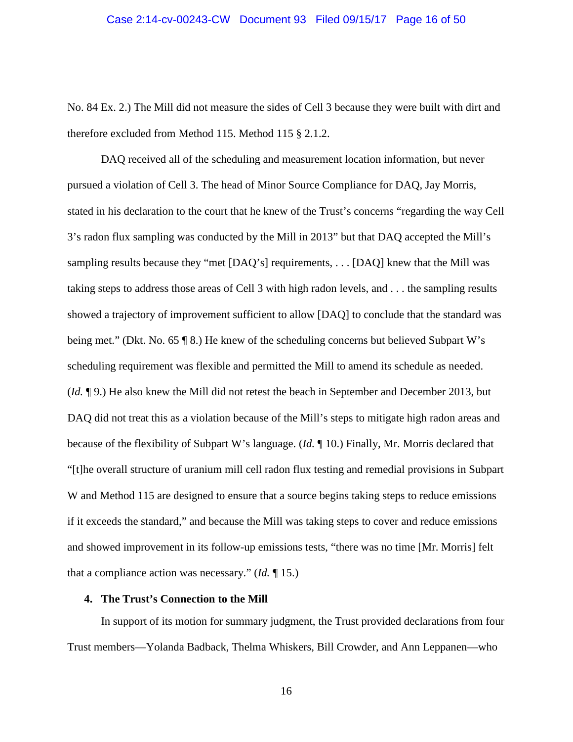No. 84 Ex. 2.) The Mill did not measure the sides of Cell 3 because they were built with dirt and therefore excluded from Method 115. Method 115 § 2.1.2.

DAQ received all of the scheduling and measurement location information, but never pursued a violation of Cell 3. The head of Minor Source Compliance for DAQ, Jay Morris, stated in his declaration to the court that he knew of the Trust's concerns "regarding the way Cell 3's radon flux sampling was conducted by the Mill in 2013" but that DAQ accepted the Mill's sampling results because they "met [DAQ's] requirements, . . . [DAQ] knew that the Mill was taking steps to address those areas of Cell 3 with high radon levels, and . . . the sampling results showed a trajectory of improvement sufficient to allow [DAQ] to conclude that the standard was being met." (Dkt. No. 65 ¶ 8.) He knew of the scheduling concerns but believed Subpart W's scheduling requirement was flexible and permitted the Mill to amend its schedule as needed. (*Id.* ¶ 9.) He also knew the Mill did not retest the beach in September and December 2013, but DAQ did not treat this as a violation because of the Mill's steps to mitigate high radon areas and because of the flexibility of Subpart W's language. (*Id.* ¶ 10.) Finally, Mr. Morris declared that "[t]he overall structure of uranium mill cell radon flux testing and remedial provisions in Subpart W and Method 115 are designed to ensure that a source begins taking steps to reduce emissions if it exceeds the standard," and because the Mill was taking steps to cover and reduce emissions and showed improvement in its follow-up emissions tests, "there was no time [Mr. Morris] felt that a compliance action was necessary." (*Id.* ¶ 15.)

**4. The Trust's Connection to the Mill**

In support of its motion for summary judgment, the Trust provided declarations from four Trust members—Yolanda Badback, Thelma Whiskers, Bill Crowder, and Ann Leppanen—who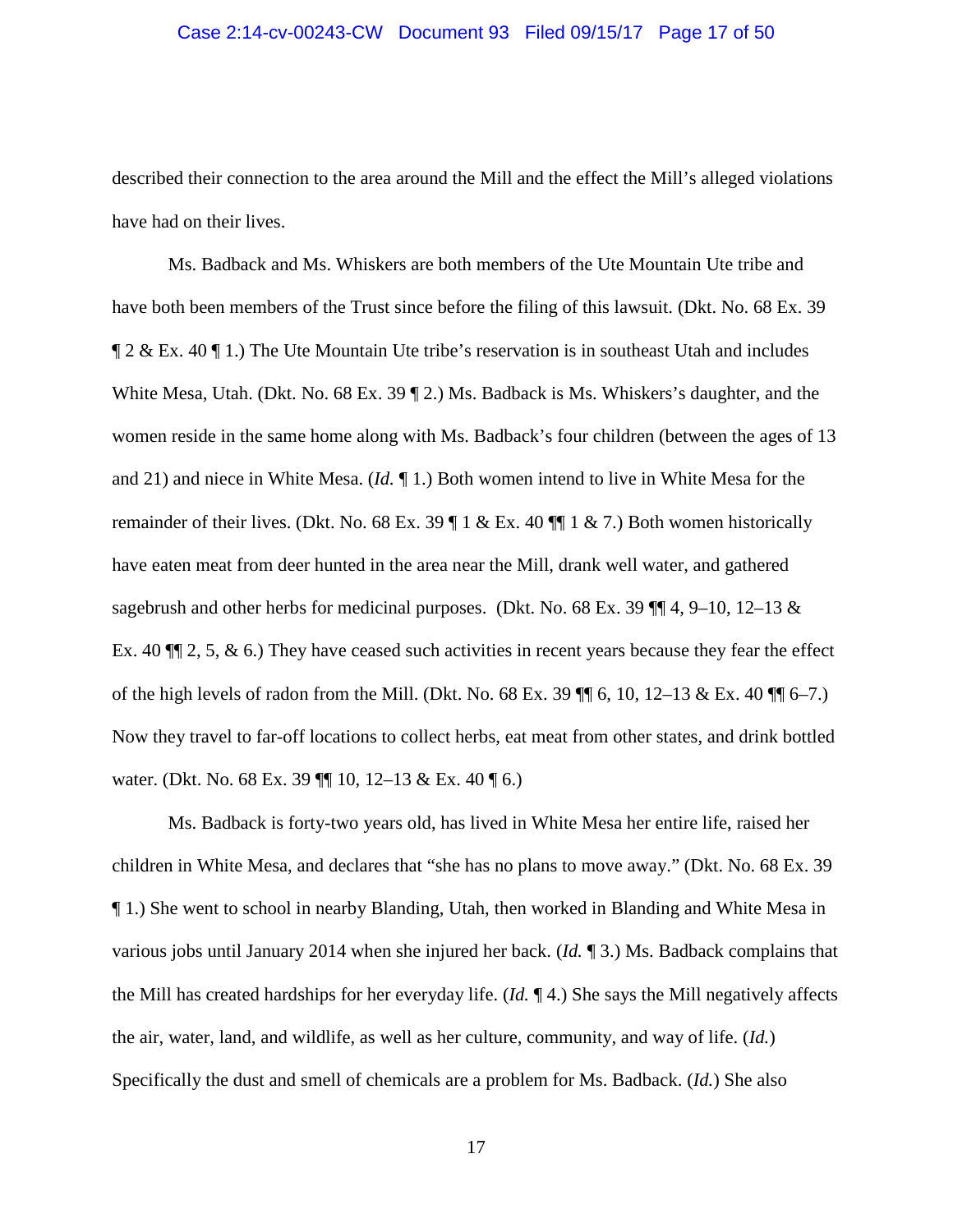described their connection to the area around the Mill and the effect the Mill's alleged violations have had on their lives.

Ms. Badback and Ms. Whiskers are both members of the Ute Mountain Ute tribe and have both been members of the Trust since before the filing of this lawsuit. (Dkt. No. 68 Ex. 39 ¶ 2 & Ex. 40 ¶ 1.) The Ute Mountain Ute tribe's reservation is in southeast Utah and includes White Mesa, Utah. (Dkt. No. 68 Ex. 39 ¶ 2.) Ms. Badback is Ms. Whiskers's daughter, and the women reside in the same home along with Ms. Badback's four children (between the ages of 13 and 21) and niece in White Mesa. (*Id.* ¶ 1.) Both women intend to live in White Mesa for the remainder of their lives. (Dkt. No. 68 Ex. 39 ¶ 1 & Ex. 40 ¶¶ 1 & 7.) Both women historically have eaten meat from deer hunted in the area near the Mill, drank well water, and gathered sagebrush and other herbs for medicinal purposes. (Dkt. No. 68 Ex. 39 ¶¶ 4, 9–10, 12–13 & Ex. 40 ¶¶ 2, 5, & 6.) They have ceased such activities in recent years because they fear the effect of the high levels of radon from the Mill. (Dkt. No. 68 Ex. 39 ¶¶ 6, 10, 12–13 & Ex. 40 ¶¶ 6–7.) Now they travel to far-off locations to collect herbs, eat meat from other states, and drink bottled water. (Dkt. No. 68 Ex. 39 ¶¶ 10, 12–13 & Ex. 40 ¶ 6.)

Ms. Badback is forty-two years old, has lived in White Mesa her entire life, raised her children in White Mesa, and declares that "she has no plans to move away." (Dkt. No. 68 Ex. 39 ¶ 1.) She went to school in nearby Blanding, Utah, then worked in Blanding and White Mesa in various jobs until January 2014 when she injured her back. (*Id.* ¶ 3.) Ms. Badback complains that the Mill has created hardships for her everyday life. (*Id.* ¶ 4.) She says the Mill negatively affects the air, water, land, and wildlife, as well as her culture, community, and way of life. (*Id.*) Specifically the dust and smell of chemicals are a problem for Ms. Badback. (*Id.*) She also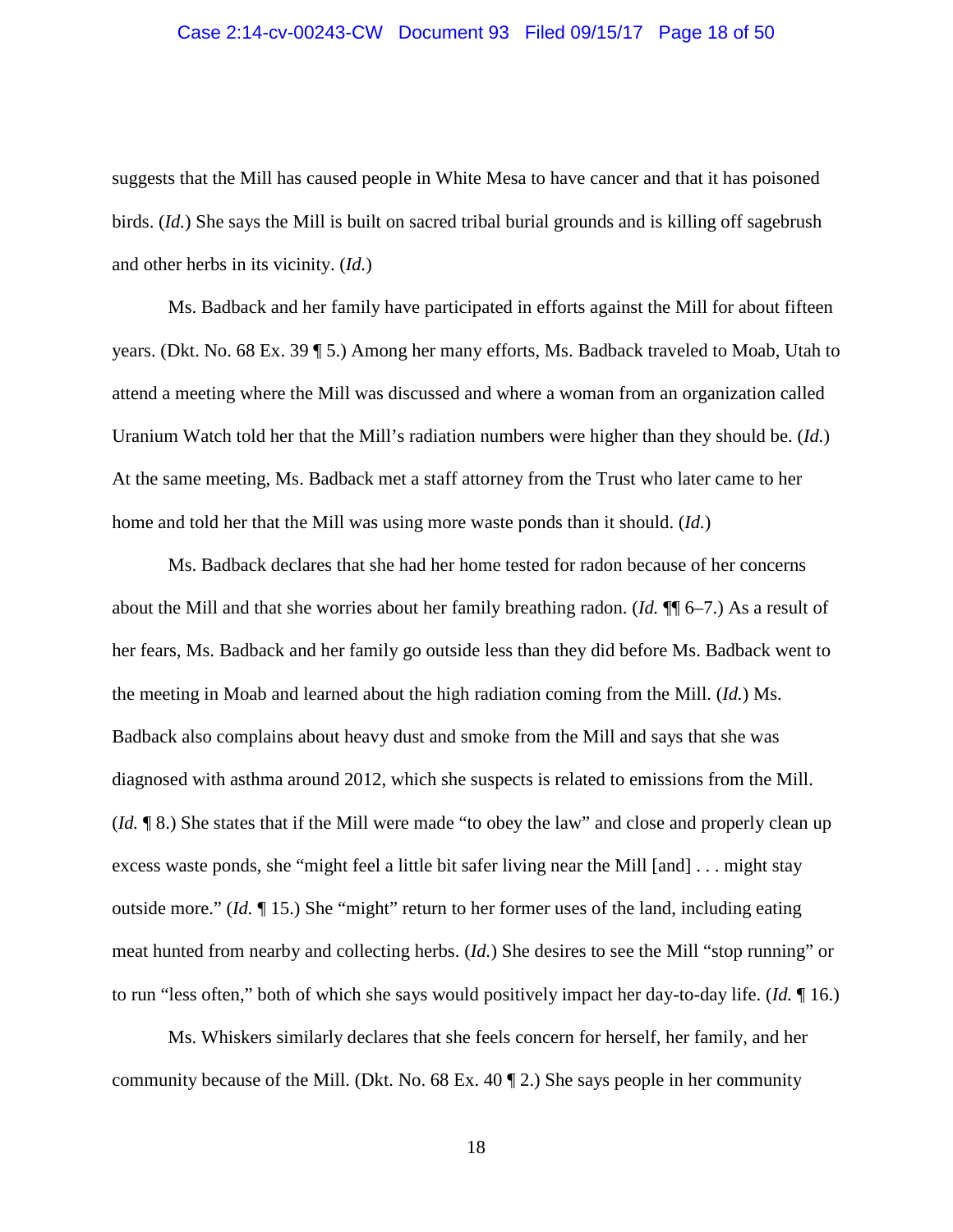suggests that the Mill has caused people in White Mesa to have cancer and that it has poisoned birds. (*Id.*) She says the Mill is built on sacred tribal burial grounds and is killing off sagebrush and other herbs in its vicinity. (*Id.*)

Ms. Badback and her family have participated in efforts against the Mill for about fifteen years. (Dkt. No. 68 Ex. 39 ¶ 5.) Among her many efforts, Ms. Badback traveled to Moab, Utah to attend a meeting where the Mill was discussed and where a woman from an organization called Uranium Watch told her that the Mill's radiation numbers were higher than they should be. (*Id.*) At the same meeting, Ms. Badback met a staff attorney from the Trust who later came to her home and told her that the Mill was using more waste ponds than it should. (*Id.*)

Ms. Badback declares that she had her home tested for radon because of her concerns about the Mill and that she worries about her family breathing radon. (*Id.* ¶¶ 6–7.) As a result of her fears, Ms. Badback and her family go outside less than they did before Ms. Badback went to the meeting in Moab and learned about the high radiation coming from the Mill. (*Id.*) Ms. Badback also complains about heavy dust and smoke from the Mill and says that she was diagnosed with asthma around 2012, which she suspects is related to emissions from the Mill. (*Id.* ¶ 8.) She states that if the Mill were made "to obey the law" and close and properly clean up excess waste ponds, she "might feel a little bit safer living near the Mill [and] . . . might stay outside more." (*Id.* ¶ 15.) She "might" return to her former uses of the land, including eating meat hunted from nearby and collecting herbs. (*Id.*) She desires to see the Mill "stop running" or to run "less often," both of which she says would positively impact her day-to-day life. (*Id.* ¶ 16.)

Ms. Whiskers similarly declares that she feels concern for herself, her family, and her community because of the Mill. (Dkt. No. 68 Ex. 40 ¶ 2.) She says people in her community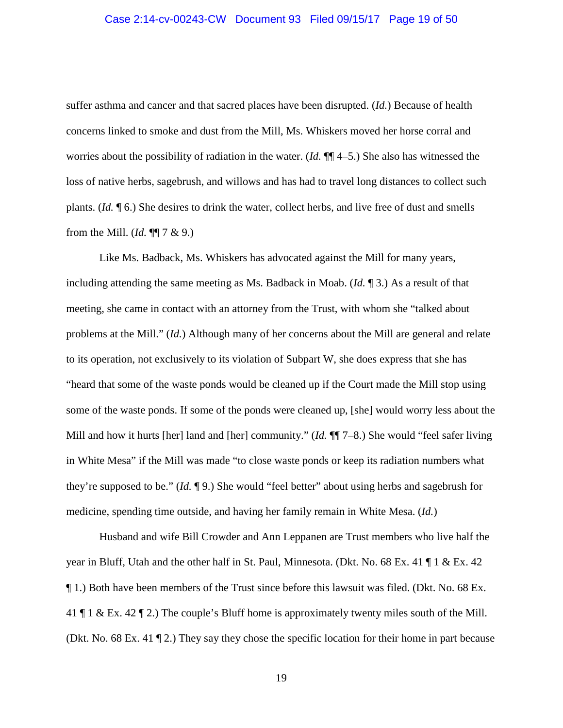suffer asthma and cancer and that sacred places have been disrupted. (*Id.*) Because of health concerns linked to smoke and dust from the Mill, Ms. Whiskers moved her horse corral and worries about the possibility of radiation in the water. (*Id.* ¶¶ 4–5.) She also has witnessed the loss of native herbs, sagebrush, and willows and has had to travel long distances to collect such plants. (*Id.* ¶ 6.) She desires to drink the water, collect herbs, and live free of dust and smells from the Mill. (*Id.* ¶¶ 7 & 9.)

Like Ms. Badback, Ms. Whiskers has advocated against the Mill for many years, including attending the same meeting as Ms. Badback in Moab. (*Id.* ¶ 3.) As a result of that meeting, she came in contact with an attorney from the Trust, with whom she "talked about problems at the Mill." (*Id.*) Although many of her concerns about the Mill are general and relate to its operation, not exclusively to its violation of Subpart W, she does express that she has "heard that some of the waste ponds would be cleaned up if the Court made the Mill stop using some of the waste ponds. If some of the ponds were cleaned up, [she] would worry less about the Mill and how it hurts [her] land and [her] community." (*Id.* ¶¶ 7–8.) She would "feel safer living in White Mesa" if the Mill was made "to close waste ponds or keep its radiation numbers what they're supposed to be." (*Id.* ¶ 9.) She would "feel better" about using herbs and sagebrush for medicine, spending time outside, and having her family remain in White Mesa. (*Id.*)

Husband and wife Bill Crowder and Ann Leppanen are Trust members who live half the year in Bluff, Utah and the other half in St. Paul, Minnesota. (Dkt. No. 68 Ex. 41 ¶ 1 & Ex. 42 ¶ 1.) Both have been members of the Trust since before this lawsuit was filed. (Dkt. No. 68 Ex. 41 ¶ 1 & Ex. 42 ¶ 2.) The couple's Bluff home is approximately twenty miles south of the Mill. (Dkt. No. 68 Ex. 41 ¶ 2.) They say they chose the specific location for their home in part because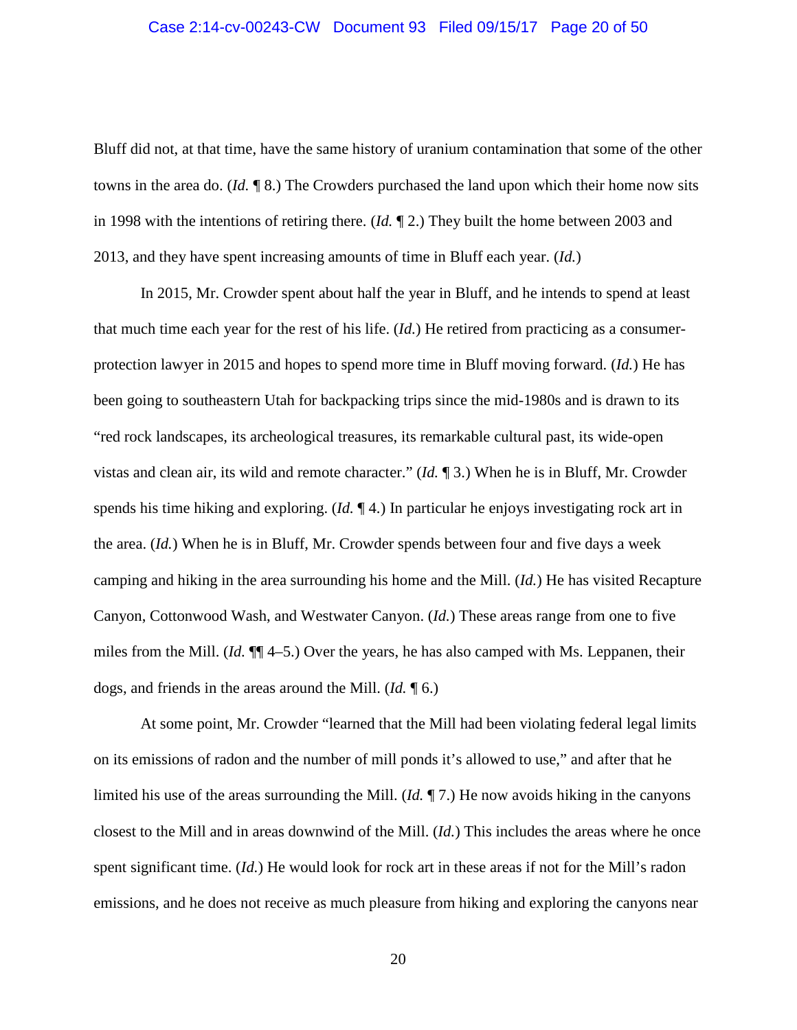Bluff did not, at that time, have the same history of uranium contamination that some of the other towns in the area do. (*Id.* ¶ 8.) The Crowders purchased the land upon which their home now sits in 1998 with the intentions of retiring there. (*Id.* ¶ 2.) They built the home between 2003 and 2013, and they have spent increasing amounts of time in Bluff each year. (*Id.*)

In 2015, Mr. Crowder spent about half the year in Bluff, and he intends to spend at least that much time each year for the rest of his life. (*Id.*) He retired from practicing as a consumer-protection lawyer in 2015 and hopes to spend more time in Bluff moving forward. (*Id.*) He has been going to southeastern Utah for backpacking trips since the mid-1980s and is drawn to its "red rock landscapes, its archeological treasures, its remarkable cultural past, its wide-open vistas and clean air, its wild and remote character." (*Id.* ¶ 3.) When he is in Bluff, Mr. Crowder spends his time hiking and exploring. (*Id.* ¶ 4.) In particular he enjoys investigating rock art in the area. (*Id.*) When he is in Bluff, Mr. Crowder spends between four and five days a week camping and hiking in the area surrounding his home and the Mill. (*Id.*) He has visited Recapture Canyon, Cottonwood Wash, and Westwater Canyon. (*Id.*) These areas range from one to five miles from the Mill. (*Id.* ¶¶ 4–5.) Over the years, he has also camped with Ms. Leppanen, their dogs, and friends in the areas around the Mill. (*Id.* ¶ 6.)

At some point, Mr. Crowder "learned that the Mill had been violating federal legal limits on its emissions of radon and the number of mill ponds it's allowed to use," and after that he limited his use of the areas surrounding the Mill. (*Id.* ¶ 7.) He now avoids hiking in the canyons closest to the Mill and in areas downwind of the Mill. (*Id.*) This includes the areas where he once spent significant time. (*Id.*) He would look for rock art in these areas if not for the Mill's radon emissions, and he does not receive as much pleasure from hiking and exploring the canyons near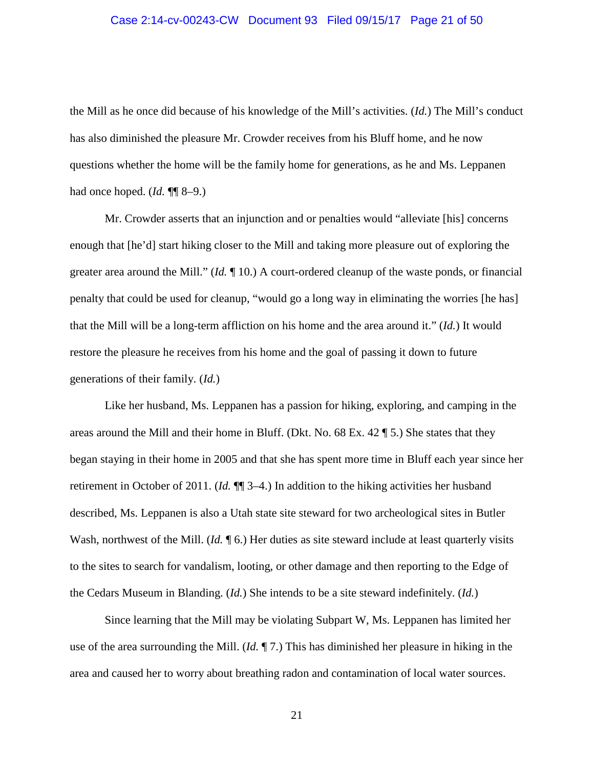the Mill as he once did because of his knowledge of the Mill's activities. (*Id.*) The Mill's conduct has also diminished the pleasure Mr. Crowder receives from his Bluff home, and he now questions whether the home will be the family home for generations, as he and Ms. Leppanen had once hoped. (*Id.* ¶¶ 8–9.)

Mr. Crowder asserts that an injunction and or penalties would "alleviate [his] concerns enough that [he'd] start hiking closer to the Mill and taking more pleasure out of exploring the greater area around the Mill." (*Id.* ¶ 10.) A court-ordered cleanup of the waste ponds, or financial penalty that could be used for cleanup, "would go a long way in eliminating the worries [he has] that the Mill will be a long-term affliction on his home and the area around it." (*Id.*) It would restore the pleasure he receives from his home and the goal of passing it down to future generations of their family. (*Id.*)

Like her husband, Ms. Leppanen has a passion for hiking, exploring, and camping in the areas around the Mill and their home in Bluff. (Dkt. No. 68 Ex. 42 ¶ 5.) She states that they began staying in their home in 2005 and that she has spent more time in Bluff each year since her retirement in October of 2011. (*Id.* ¶¶ 3–4.) In addition to the hiking activities her husband described, Ms. Leppanen is also a Utah state site steward for two archeological sites in Butler Wash, northwest of the Mill. (*Id.* ¶ 6.) Her duties as site steward include at least quarterly visits to the sites to search for vandalism, looting, or other damage and then reporting to the Edge of the Cedars Museum in Blanding. (*Id.*) She intends to be a site steward indefinitely. (*Id.*)

Since learning that the Mill may be violating Subpart W, Ms. Leppanen has limited her use of the area surrounding the Mill. (*Id.* ¶ 7.) This has diminished her pleasure in hiking in the area and caused her to worry about breathing radon and contamination of local water sources.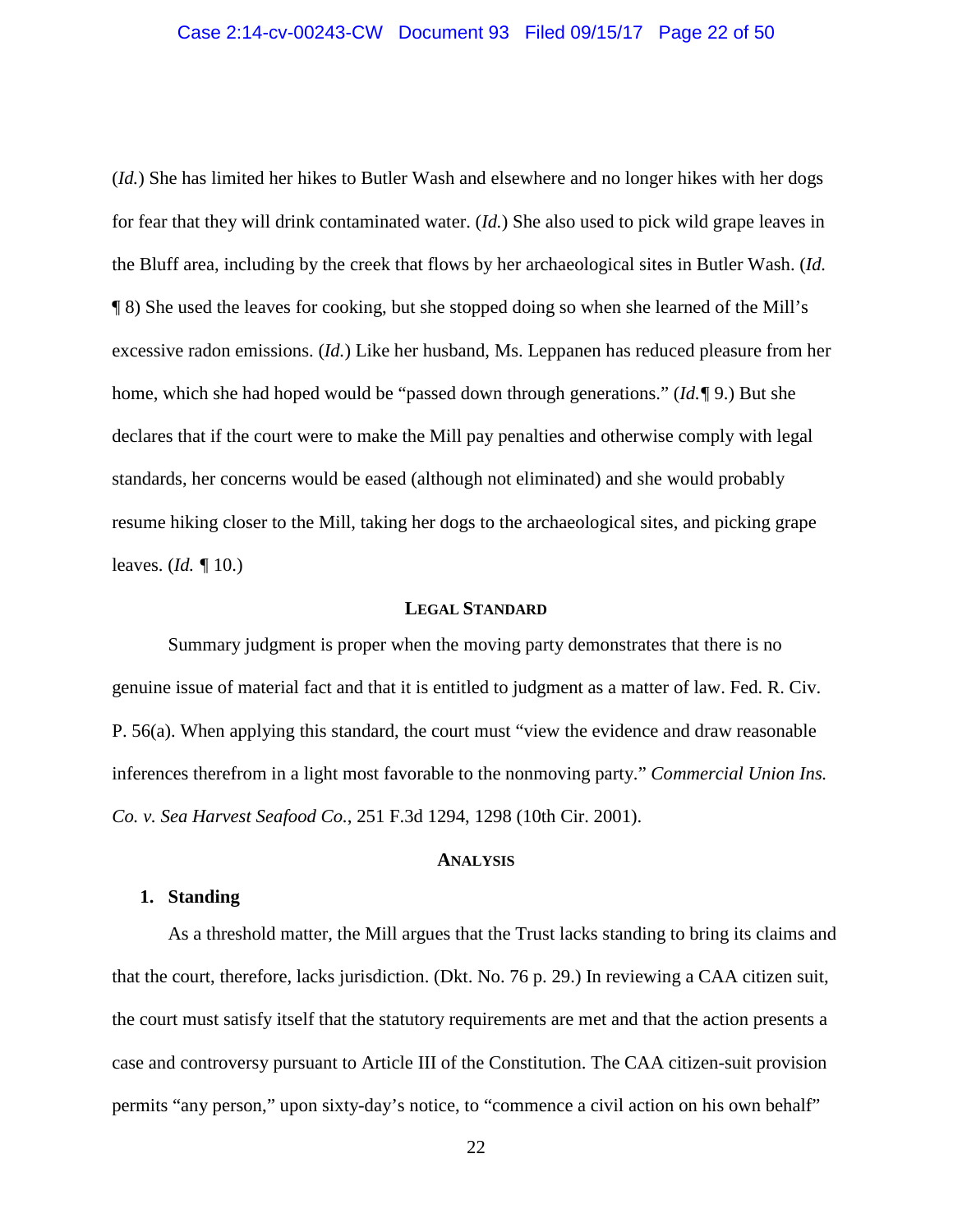(*Id.*) She has limited her hikes to Butler Wash and elsewhere and no longer hikes with her dogs for fear that they will drink contaminated water. (*Id.*) She also used to pick wild grape leaves in the Bluff area, including by the creek that flows by her archaeological sites in Butler Wash. (*Id.* ¶ 8) She used the leaves for cooking, but she stopped doing so when she learned of the Mill's excessive radon emissions. (*Id.*) Like her husband, Ms. Leppanen has reduced pleasure from her home, which she had hoped would be "passed down through generations." (*Id.*¶ 9.) But she declares that if the court were to make the Mill pay penalties and otherwise comply with legal standards, her concerns would be eased (although not eliminated) and she would probably resume hiking closer to the Mill, taking her dogs to the archaeological sites, and picking grape leaves. (*Id.* ¶ 10.)

## LEGAL STANDARD

Summary judgment is proper when the moving party demonstrates that there is no genuine issue of material fact and that it is entitled to judgment as a matter of law. Fed. R. Civ. P. 56(a). When applying this standard, the court must "view the evidence and draw reasonable inferences therefrom in a light most favorable to the nonmoving party." *Commercial Union Ins. Co. v. Sea Harvest Seafood Co.*, 251 F.3d 1294, 1298 (10th Cir. 2001).

## ANALYSIS

### 1. Standing

As a threshold matter, the Mill argues that the Trust lacks standing to bring its claims and that the court, therefore, lacks jurisdiction. (Dkt. No. 76 p. 29.) In reviewing a CAA citizen suit, the court must satisfy itself that the statutory requirements are met and that the action presents a case and controversy pursuant to Article III of the Constitution. The CAA citizen-suit provision permits "any person," upon sixty-day's notice, to "commence a civil action on his own behalf"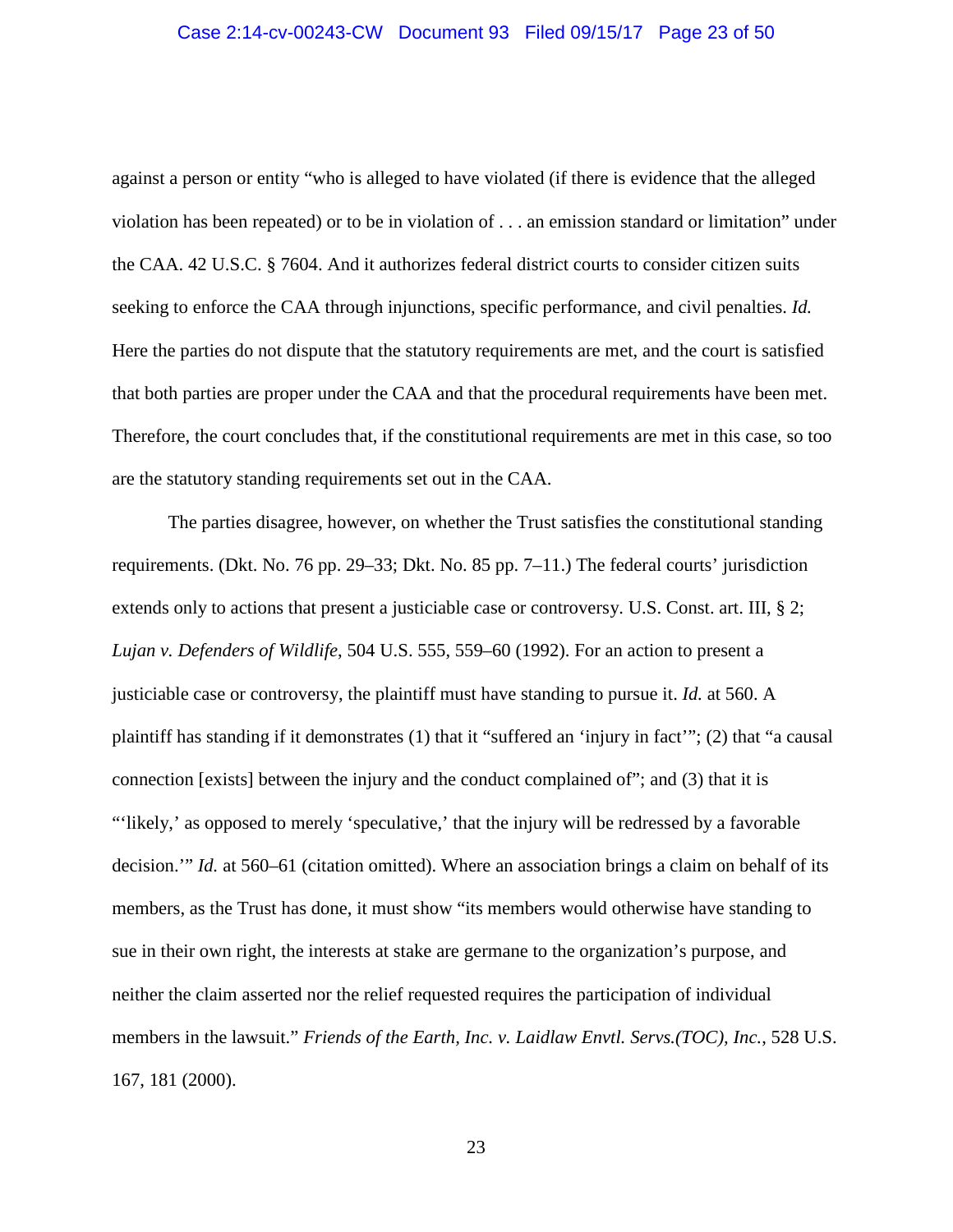against a person or entity "who is alleged to have violated (if there is evidence that the alleged violation has been repeated) or to be in violation of . . . an emission standard or limitation" under the CAA. 42 U.S.C. § 7604. And it authorizes federal district courts to consider citizen suits seeking to enforce the CAA through injunctions, specific performance, and civil penalties. *Id.* Here the parties do not dispute that the statutory requirements are met, and the court is satisfied that both parties are proper under the CAA and that the procedural requirements have been met. Therefore, the court concludes that, if the constitutional requirements are met in this case, so too are the statutory standing requirements set out in the CAA.

The parties disagree, however, on whether the Trust satisfies the constitutional standing requirements. (Dkt. No. 76 pp. 29–33; Dkt. No. 85 pp. 7–11.) The federal courts' jurisdiction extends only to actions that present a justiciable case or controversy. U.S. Const. art. III, § 2; *Lujan v. Defenders of Wildlife*, 504 U.S. 555, 559–60 (1992). For an action to present a justiciable case or controversy, the plaintiff must have standing to pursue it. *Id.* at 560. A plaintiff has standing if it demonstrates (1) that it "suffered an 'injury in fact'"; (2) that "a causal connection [exists] between the injury and the conduct complained of"; and (3) that it is "'likely,' as opposed to merely 'speculative,' that the injury will be redressed by a favorable decision.'" *Id.* at 560–61 (citation omitted). Where an association brings a claim on behalf of its members, as the Trust has done, it must show "its members would otherwise have standing to sue in their own right, the interests at stake are germane to the organization's purpose, and neither the claim asserted nor the relief requested requires the participation of individual members in the lawsuit." *Friends of the Earth, Inc. v. Laidlaw Envtl. Servs.(TOC), Inc.*, 528 U.S. 167, 181 (2000).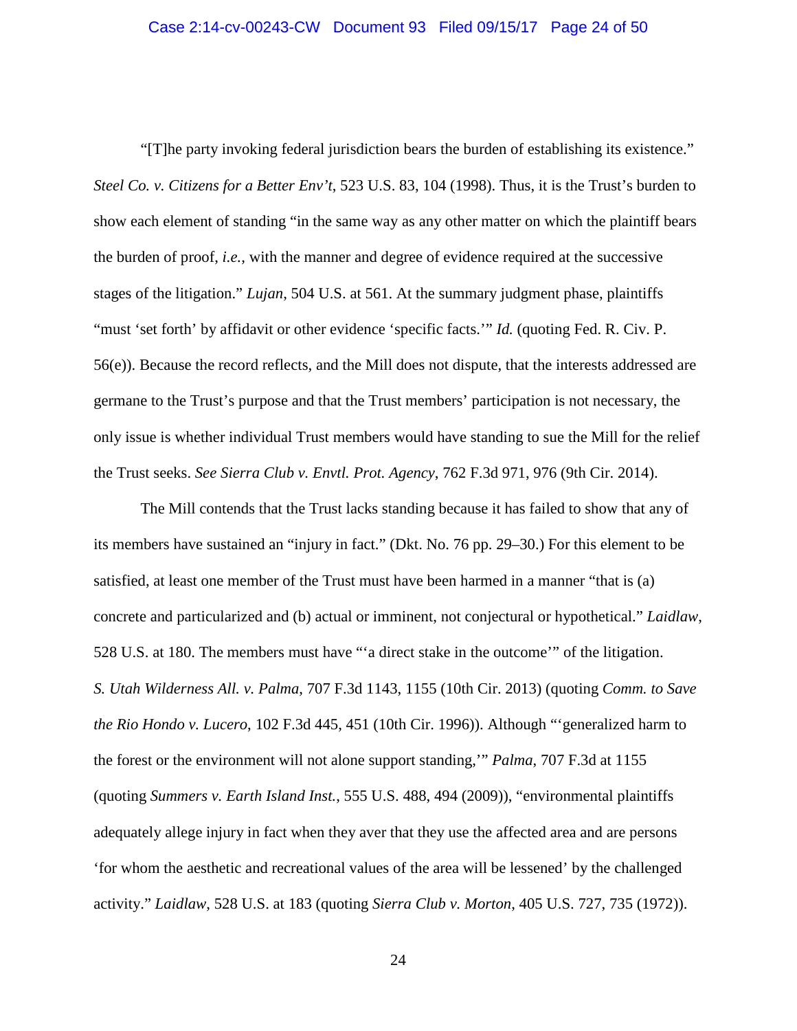"[T]he party invoking federal jurisdiction bears the burden of establishing its existence." *Steel Co. v. Citizens for a Better Env't*, 523 U.S. 83, 104 (1998). Thus, it is the Trust's burden to show each element of standing "in the same way as any other matter on which the plaintiff bears the burden of proof, *i.e.*, with the manner and degree of evidence required at the successive stages of the litigation." *Lujan*, 504 U.S. at 561. At the summary judgment phase, plaintiffs "must 'set forth' by affidavit or other evidence 'specific facts.'" *Id.* (quoting Fed. R. Civ. P. 56(e)). Because the record reflects, and the Mill does not dispute, that the interests addressed are germane to the Trust's purpose and that the Trust members' participation is not necessary, the only issue is whether individual Trust members would have standing to sue the Mill for the relief the Trust seeks. *See Sierra Club v. Envtl. Prot. Agency*, 762 F.3d 971, 976 (9th Cir. 2014).

The Mill contends that the Trust lacks standing because it has failed to show that any of its members have sustained an "injury in fact." (Dkt. No. 76 pp. 29–30.) For this element to be satisfied, at least one member of the Trust must have been harmed in a manner "that is (a) concrete and particularized and (b) actual or imminent, not conjectural or hypothetical." *Laidlaw*, 528 U.S. at 180. The members must have "'a direct stake in the outcome'" of the litigation. *S. Utah Wilderness All. v. Palma*, 707 F.3d 1143, 1155 (10th Cir. 2013) (quoting *Comm. to Save the Rio Hondo v. Lucero*, 102 F.3d 445, 451 (10th Cir. 1996)). Although "'generalized harm to the forest or the environment will not alone support standing,'" *Palma*, 707 F.3d at 1155 (quoting *Summers v. Earth Island Inst.*, 555 U.S. 488, 494 (2009)), "environmental plaintiffs adequately allege injury in fact when they aver that they use the affected area and are persons 'for whom the aesthetic and recreational values of the area will be lessened' by the challenged activity." *Laidlaw*, 528 U.S. at 183 (quoting *Sierra Club v. Morton*, 405 U.S. 727, 735 (1972)).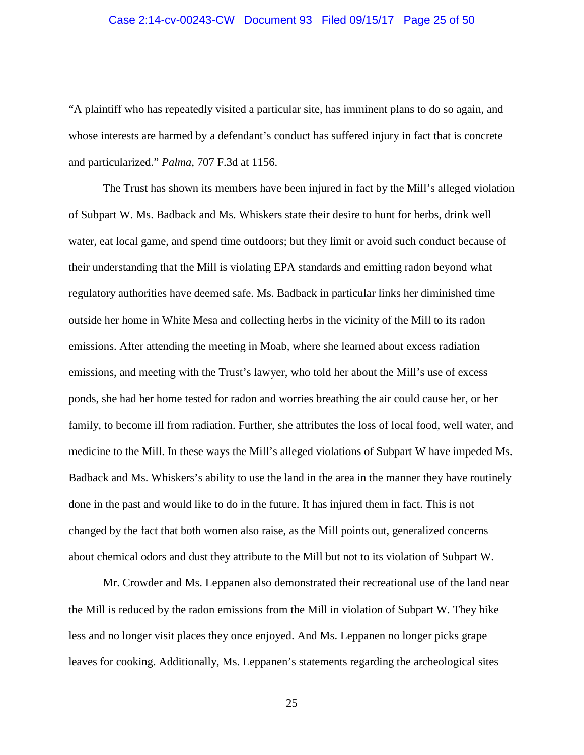"A plaintiff who has repeatedly visited a particular site, has imminent plans to do so again, and whose interests are harmed by a defendant's conduct has suffered injury in fact that is concrete and particularized." *Palma*, 707 F.3d at 1156.

The Trust has shown its members have been injured in fact by the Mill's alleged violation of Subpart W. Ms. Badback and Ms. Whiskers state their desire to hunt for herbs, drink well water, eat local game, and spend time outdoors; but they limit or avoid such conduct because of their understanding that the Mill is violating EPA standards and emitting radon beyond what regulatory authorities have deemed safe. Ms. Badback in particular links her diminished time outside her home in White Mesa and collecting herbs in the vicinity of the Mill to its radon emissions. After attending the meeting in Moab, where she learned about excess radiation emissions, and meeting with the Trust's lawyer, who told her about the Mill's use of excess ponds, she had her home tested for radon and worries breathing the air could cause her, or her family, to become ill from radiation. Further, she attributes the loss of local food, well water, and medicine to the Mill. In these ways the Mill's alleged violations of Subpart W have impeded Ms. Badback and Ms. Whiskers's ability to use the land in the area in the manner they have routinely done in the past and would like to do in the future. It has injured them in fact. This is not changed by the fact that both women also raise, as the Mill points out, generalized concerns about chemical odors and dust they attribute to the Mill but not to its violation of Subpart W.

Mr. Crowder and Ms. Leppanen also demonstrated their recreational use of the land near the Mill is reduced by the radon emissions from the Mill in violation of Subpart W. They hike less and no longer visit places they once enjoyed. And Ms. Leppanen no longer picks grape leaves for cooking. Additionally, Ms. Leppanen's statements regarding the archeological sites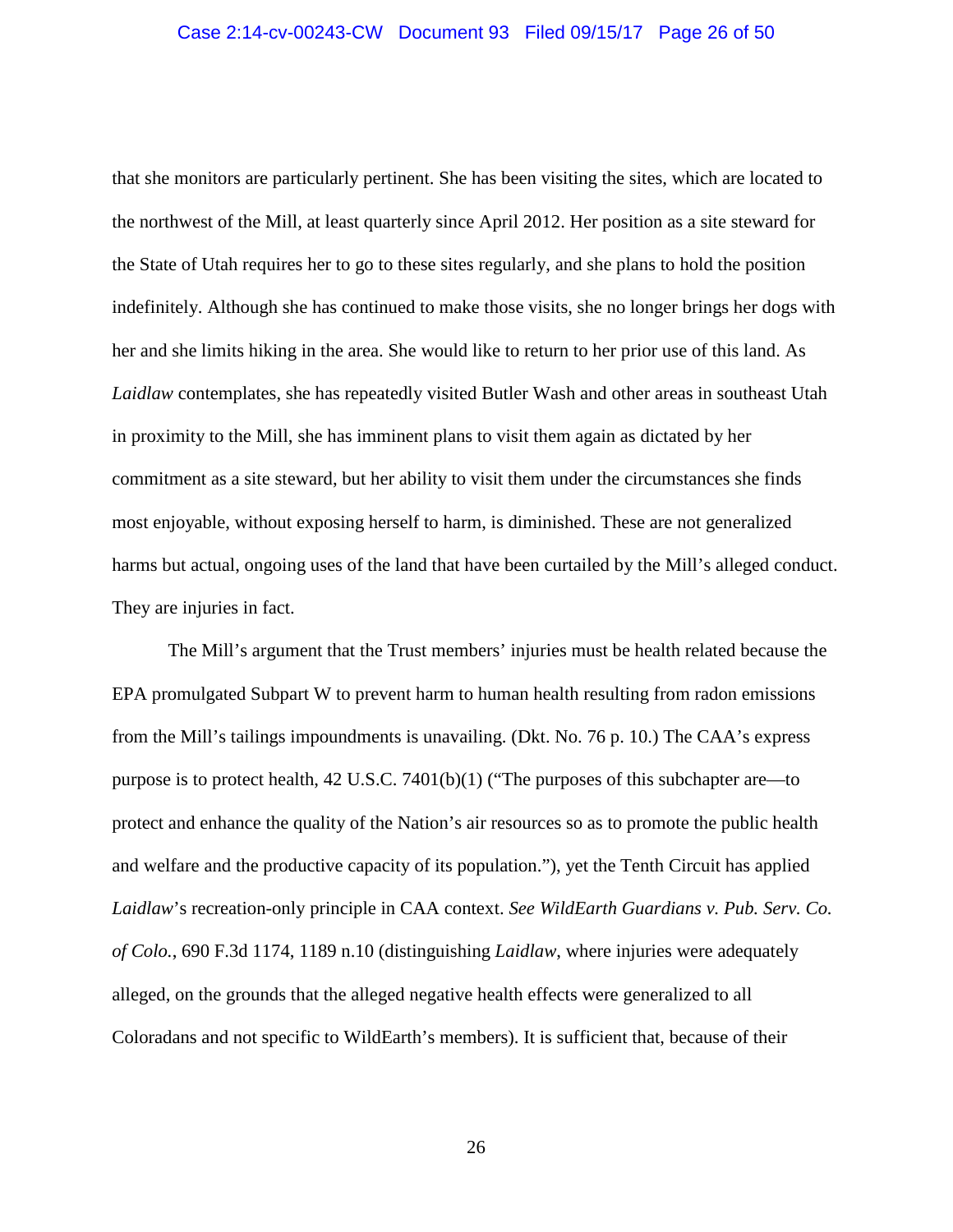that she monitors are particularly pertinent. She has been visiting the sites, which are located to the northwest of the Mill, at least quarterly since April 2012. Her position as a site steward for the State of Utah requires her to go to these sites regularly, and she plans to hold the position indefinitely. Although she has continued to make those visits, she no longer brings her dogs with her and she limits hiking in the area. She would like to return to her prior use of this land. As *Laidlaw* contemplates, she has repeatedly visited Butler Wash and other areas in southeast Utah in proximity to the Mill, she has imminent plans to visit them again as dictated by her commitment as a site steward, but her ability to visit them under the circumstances she finds most enjoyable, without exposing herself to harm, is diminished. These are not generalized harms but actual, ongoing uses of the land that have been curtailed by the Mill's alleged conduct. They are injuries in fact.

The Mill's argument that the Trust members' injuries must be health related because the EPA promulgated Subpart W to prevent harm to human health resulting from radon emissions from the Mill's tailings impoundments is unavailing. (Dkt. No. 76 p. 10.) The CAA's express purpose is to protect health, 42 U.S.C. 7401(b)(1) ("The purposes of this subchapter are—to protect and enhance the quality of the Nation's air resources so as to promote the public health and welfare and the productive capacity of its population."), yet the Tenth Circuit has applied *Laidlaw*'s recreation-only principle in CAA context. *See WildEarth Guardians v. Pub. Serv. Co. of Colo.*, 690 F.3d 1174, 1189 n.10 (distinguishing *Laidlaw*, where injuries were adequately alleged, on the grounds that the alleged negative health effects were generalized to all Coloradans and not specific to WildEarth's members). It is sufficient that, because of their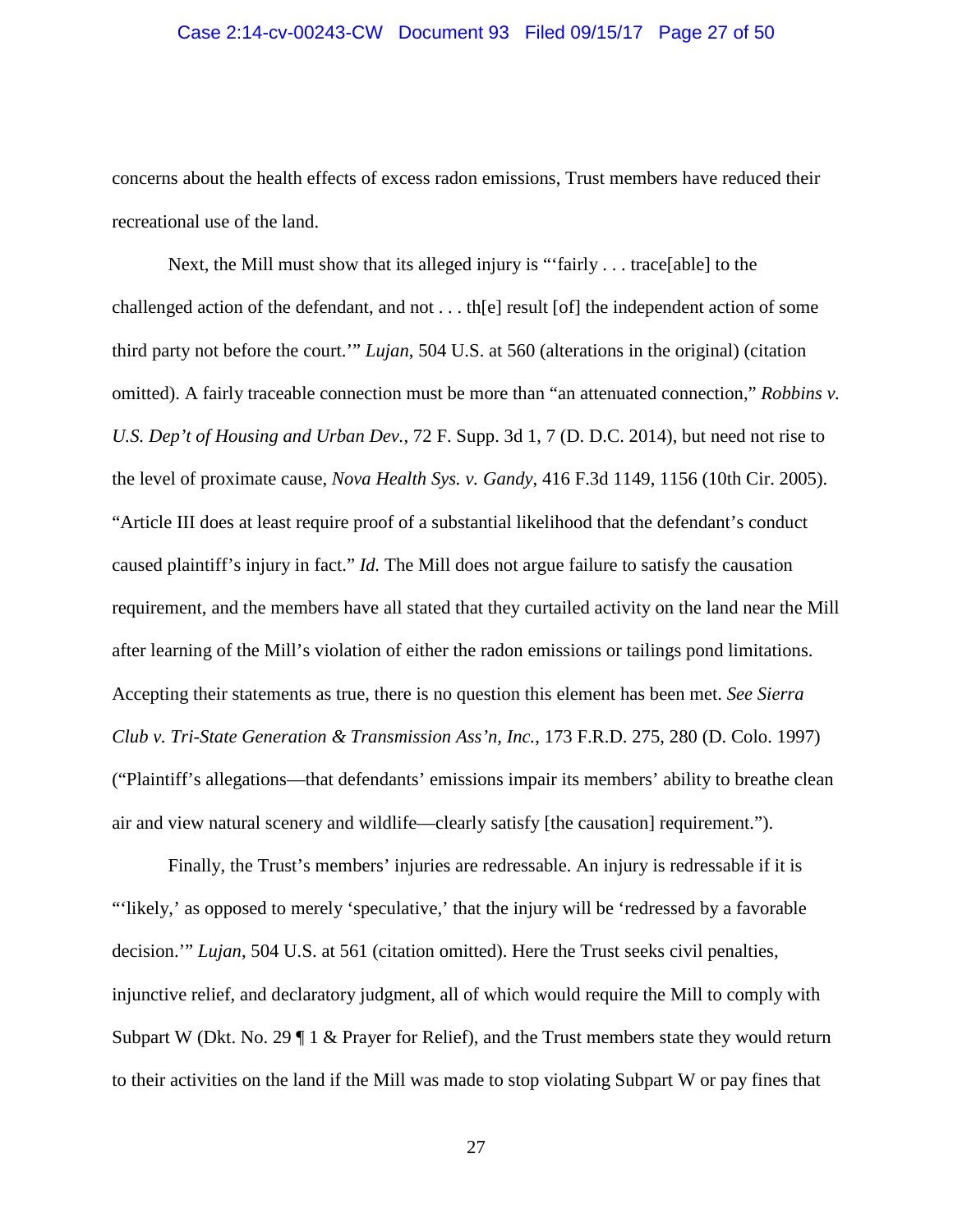concerns about the health effects of excess radon emissions, Trust members have reduced their recreational use of the land.

Next, the Mill must show that its alleged injury is "'fairly . . . trace[able] to the challenged action of the defendant, and not . . . th[e] result [of] the independent action of some third party not before the court.'" *Lujan*, 504 U.S. at 560 (alterations in the original) (citation omitted). A fairly traceable connection must be more than "an attenuated connection," *Robbins v. U.S. Dep't of Housing and Urban Dev.*, 72 F. Supp. 3d 1, 7 (D. D.C. 2014), but need not rise to the level of proximate cause, *Nova Health Sys. v. Gandy*, 416 F.3d 1149, 1156 (10th Cir. 2005). "Article III does at least require proof of a substantial likelihood that the defendant's conduct caused plaintiff's injury in fact." *Id.* The Mill does not argue failure to satisfy the causation requirement, and the members have all stated that they curtailed activity on the land near the Mill after learning of the Mill's violation of either the radon emissions or tailings pond limitations. Accepting their statements as true, there is no question this element has been met. *See Sierra Club v. Tri-State Generation & Transmission Ass'n, Inc.*, 173 F.R.D. 275, 280 (D. Colo. 1997) ("Plaintiff's allegations—that defendants' emissions impair its members' ability to breathe clean air and view natural scenery and wildlife—clearly satisfy [the causation] requirement.").

Finally, the Trust's members' injuries are redressable. An injury is redressable if it is "'likely,' as opposed to merely 'speculative,' that the injury will be 'redressed by a favorable decision.'" *Lujan*, 504 U.S. at 561 (citation omitted). Here the Trust seeks civil penalties, injunctive relief, and declaratory judgment, all of which would require the Mill to comply with Subpart W (Dkt. No. 29 ¶ 1 & Prayer for Relief), and the Trust members state they would return to their activities on the land if the Mill was made to stop violating Subpart W or pay fines that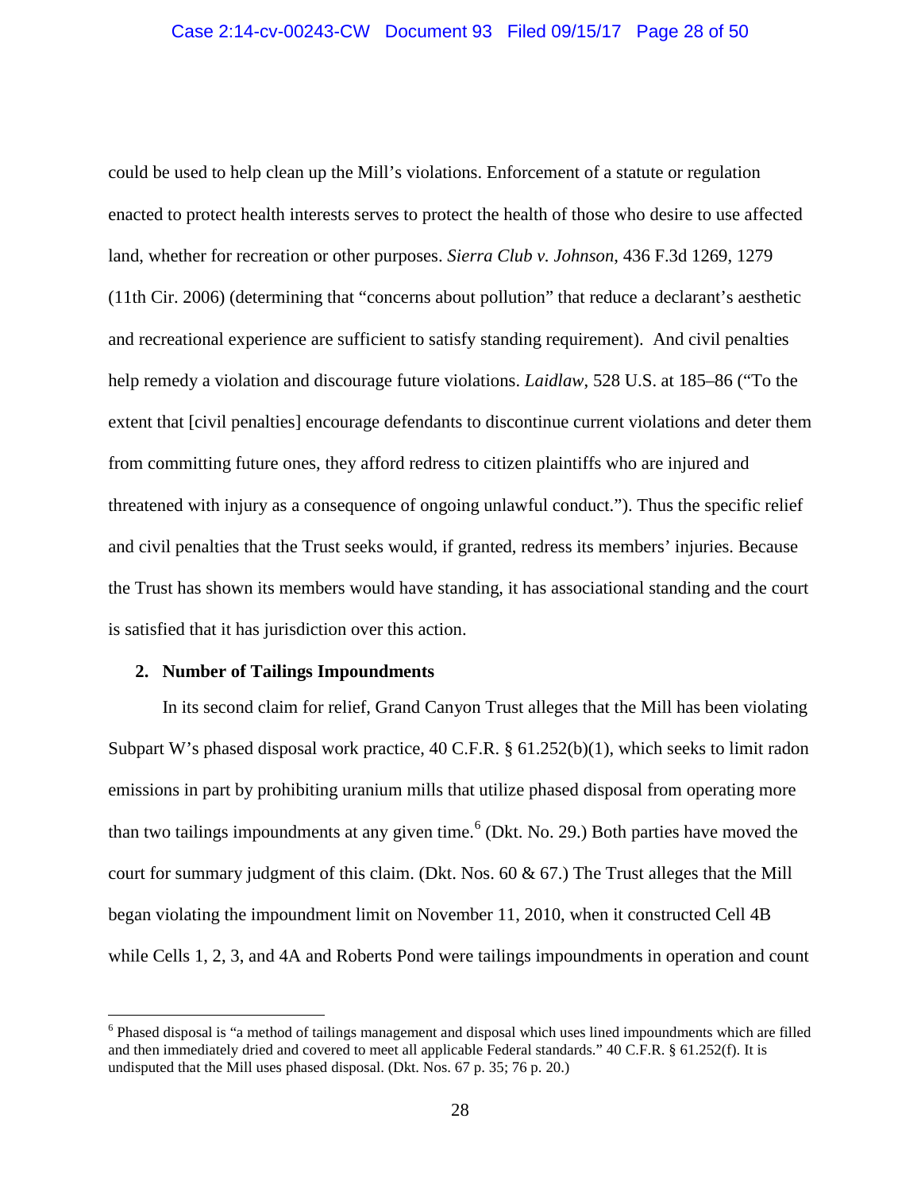could be used to help clean up the Mill's violations. Enforcement of a statute or regulation enacted to protect health interests serves to protect the health of those who desire to use affected land, whether for recreation or other purposes. *Sierra Club v. Johnson*, 436 F.3d 1269, 1279 (11th Cir. 2006) (determining that "concerns about pollution" that reduce a declarant's aesthetic and recreational experience are sufficient to satisfy standing requirement). And civil penalties help remedy a violation and discourage future violations. *Laidlaw*, 528 U.S. at 185–86 ("To the extent that [civil penalties] encourage defendants to discontinue current violations and deter them from committing future ones, they afford redress to citizen plaintiffs who are injured and threatened with injury as a consequence of ongoing unlawful conduct."). Thus the specific relief and civil penalties that the Trust seeks would, if granted, redress its members' injuries. Because the Trust has shown its members would have standing, it has associational standing and the court is satisfied that it has jurisdiction over this action.

**2. Number of Tailings Impoundments**

In its second claim for relief, Grand Canyon Trust alleges that the Mill has been violating Subpart W's phased disposal work practice, 40 C.F.R. § 61.252(b)(1), which seeks to limit radon emissions in part by prohibiting uranium mills that utilize phased disposal from operating more than two tailings impoundments at any given time.[6] (Dkt. No. 29.) Both parties have moved the court for summary judgment of this claim. (Dkt. Nos. 60 & 67.) The Trust alleges that the Mill began violating the impoundment limit on November 11, 2010, when it constructed Cell 4B while Cells 1, 2, 3, and 4A and Roberts Pond were tailings impoundments in operation and count

[6] Phased disposal is "a method of tailings management and disposal which uses lined impoundments which are filled and then immediately dried and covered to meet all applicable Federal standards." 40 C.F.R. § 61.252(f). It is undisputed that the Mill uses phased disposal. (Dkt. Nos. 67 p. 35; 76 p. 20.)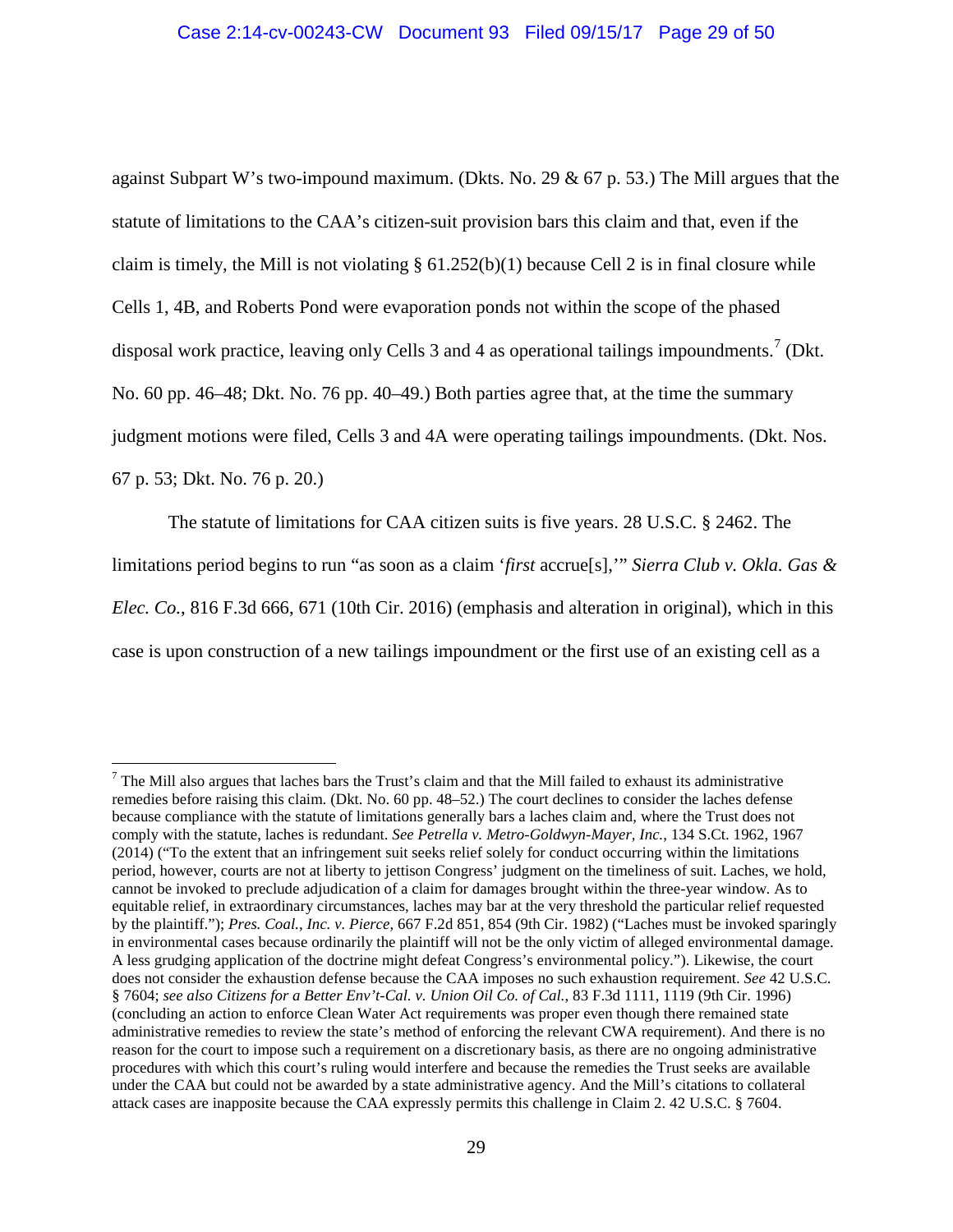against Subpart W's two-impound maximum. (Dkts. No. 29 & 67 p. 53.) The Mill argues that the statute of limitations to the CAA's citizen-suit provision bars this claim and that, even if the claim is timely, the Mill is not violating § 61.252(b)(1) because Cell 2 is in final closure while Cells 1, 4B, and Roberts Pond were evaporation ponds not within the scope of the phased disposal work practice, leaving only Cells 3 and 4 as operational tailings impoundments.[7] (Dkt. No. 60 pp. 46–48; Dkt. No. 76 pp. 40–49.) Both parties agree that, at the time the summary judgment motions were filed, Cells 3 and 4A were operating tailings impoundments. (Dkt. Nos. 67 p. 53; Dkt. No. 76 p. 20.)

The statute of limitations for CAA citizen suits is five years. 28 U.S.C. § 2462. The limitations period begins to run "as soon as a claim '*first* accrue[s],'" *Sierra Club v. Okla. Gas & Elec. Co.*, 816 F.3d 666, 671 (10th Cir. 2016) (emphasis and alteration in original), which in this case is upon construction of a new tailings impoundment or the first use of an existing cell as a

---

[7] The Mill also argues that laches bars the Trust's claim and that the Mill failed to exhaust its administrative remedies before raising this claim. (Dkt. No. 60 pp. 48–52.) The court declines to consider the laches defense because compliance with the statute of limitations generally bars a laches claim and, where the Trust does not comply with the statute, laches is redundant. *See Petrella v. Metro-Goldwyn-Mayer, Inc.*, 134 S.Ct. 1962, 1967 (2014) ("To the extent that an infringement suit seeks relief solely for conduct occurring within the limitations period, however, courts are not at liberty to jettison Congress' judgment on the timeliness of suit. Laches, we hold, cannot be invoked to preclude adjudication of a claim for damages brought within the three-year window. As to equitable relief, in extraordinary circumstances, laches may bar at the very threshold the particular relief requested by the plaintiff."); *Pres. Coal., Inc. v. Pierce*, 667 F.2d 851, 854 (9th Cir. 1982) ("Laches must be invoked sparingly in environmental cases because ordinarily the plaintiff will not be the only victim of alleged environmental damage. A less grudging application of the doctrine might defeat Congress's environmental policy."). Likewise, the court does not consider the exhaustion defense because the CAA imposes no such exhaustion requirement. *See* 42 U.S.C. § 7604; *see also Citizens for a Better Env't-Cal. v. Union Oil Co. of Cal.*, 83 F.3d 1111, 1119 (9th Cir. 1996) (concluding an action to enforce Clean Water Act requirements was proper even though there remained state administrative remedies to review the state's method of enforcing the relevant CWA requirement). And there is no reason for the court to impose such a requirement on a discretionary basis, as there are no ongoing administrative procedures with which this court's ruling would interfere and because the remedies the Trust seeks are available under the CAA but could not be awarded by a state administrative agency. And the Mill's citations to collateral attack cases are inapposite because the CAA expressly permits this challenge in Claim 2. 42 U.S.C. § 7604.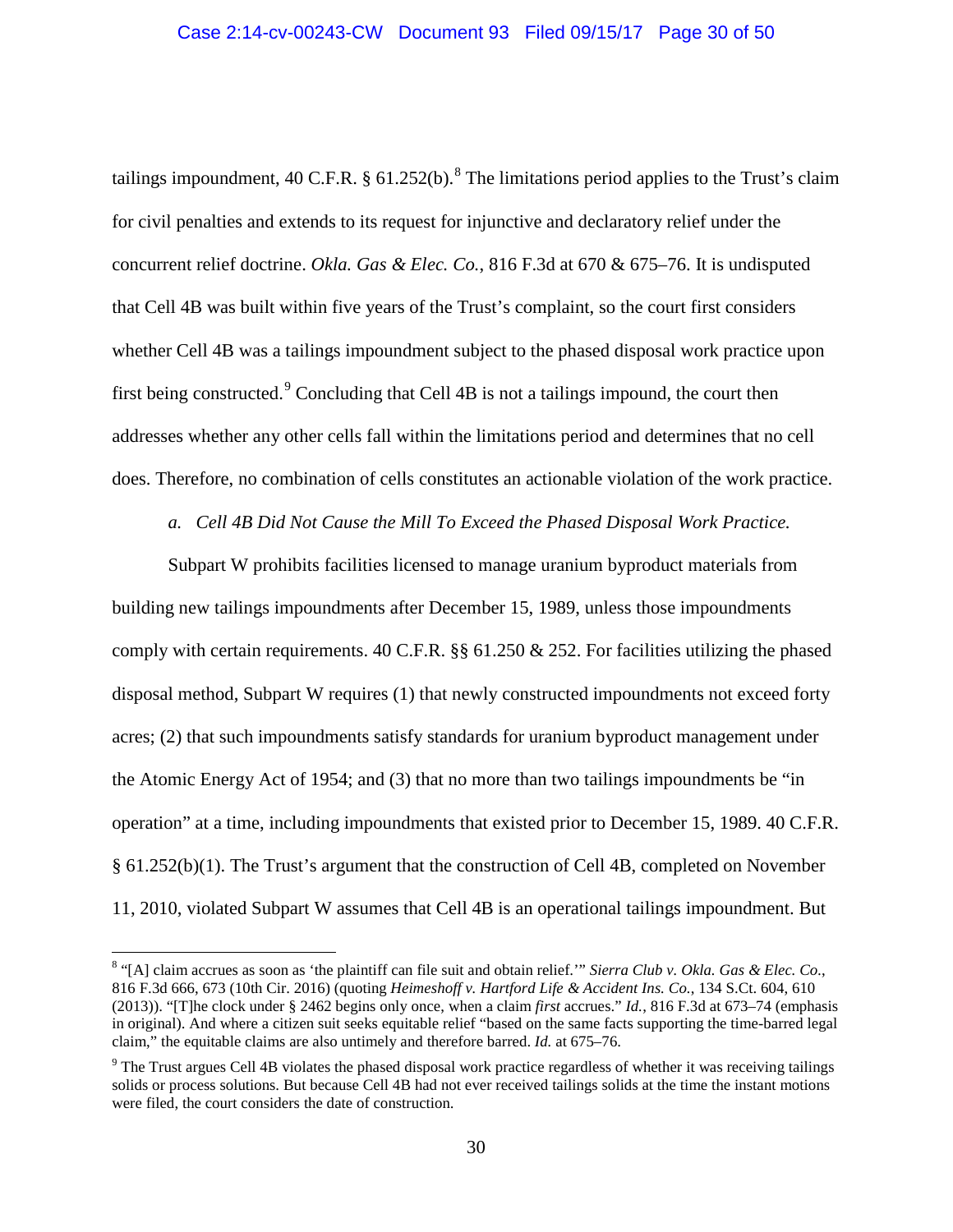tailings impoundment, 40 C.F.R. § 61.252(b).[8] The limitations period applies to the Trust's claim for civil penalties and extends to its request for injunctive and declaratory relief under the concurrent relief doctrine. *Okla. Gas & Elec. Co.*, 816 F.3d at 670 & 675–76. It is undisputed that Cell 4B was built within five years of the Trust's complaint, so the court first considers whether Cell 4B was a tailings impoundment subject to the phased disposal work practice upon first being constructed.[9] Concluding that Cell 4B is not a tailings impound, the court then addresses whether any other cells fall within the limitations period and determines that no cell does. Therefore, no combination of cells constitutes an actionable violation of the work practice.

*a. Cell 4B Did Not Cause the Mill To Exceed the Phased Disposal Work Practice.*

Subpart W prohibits facilities licensed to manage uranium byproduct materials from building new tailings impoundments after December 15, 1989, unless those impoundments comply with certain requirements. 40 C.F.R. §§ 61.250 & 252. For facilities utilizing the phased disposal method, Subpart W requires (1) that newly constructed impoundments not exceed forty acres; (2) that such impoundments satisfy standards for uranium byproduct management under the Atomic Energy Act of 1954; and (3) that no more than two tailings impoundments be "in operation" at a time, including impoundments that existed prior to December 15, 1989. 40 C.F.R. § 61.252(b)(1). The Trust's argument that the construction of Cell 4B, completed on November 11, 2010, violated Subpart W assumes that Cell 4B is an operational tailings impoundment. But

---

[8] "[A] claim accrues as soon as 'the plaintiff can file suit and obtain relief.'" *Sierra Club v. Okla. Gas & Elec. Co.*, 816 F.3d 666, 673 (10th Cir. 2016) (quoting *Heimeshoff v. Hartford Life & Accident Ins. Co.*, 134 S.Ct. 604, 610 (2013)). "[T]he clock under § 2462 begins only once, when a claim *first* accrues." *Id.*, 816 F.3d at 673–74 (emphasis in original). And where a citizen suit seeks equitable relief "based on the same facts supporting the time-barred legal claim," the equitable claims are also untimely and therefore barred. *Id.* at 675–76.

[9] The Trust argues Cell 4B violates the phased disposal work practice regardless of whether it was receiving tailings solids or process solutions. But because Cell 4B had not ever received tailings solids at the time the instant motions were filed, the court considers the date of construction.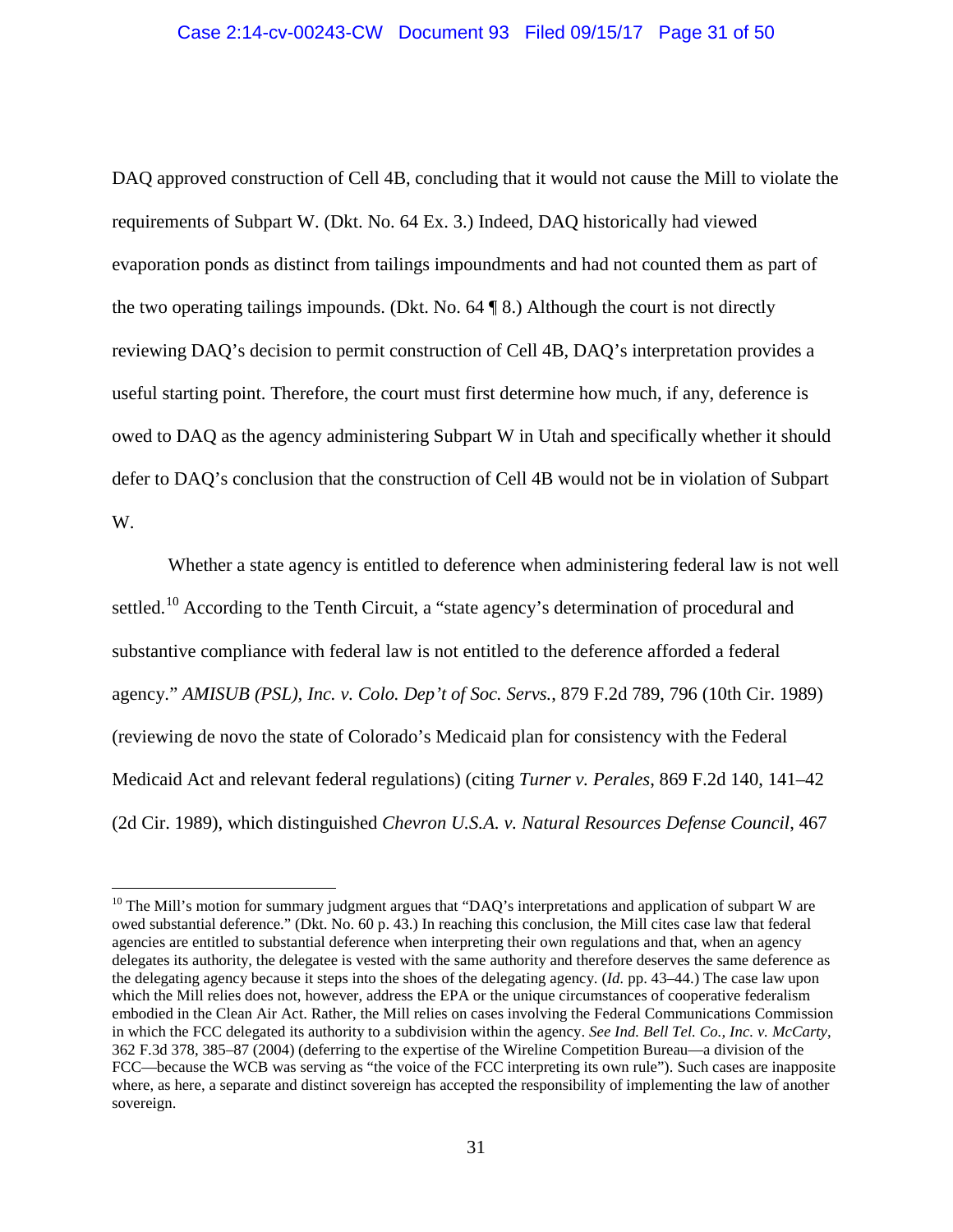DAQ approved construction of Cell 4B, concluding that it would not cause the Mill to violate the requirements of Subpart W. (Dkt. No. 64 Ex. 3.) Indeed, DAQ historically had viewed evaporation ponds as distinct from tailings impoundments and had not counted them as part of the two operating tailings impounds. (Dkt. No. 64 ¶ 8.) Although the court is not directly reviewing DAQ's decision to permit construction of Cell 4B, DAQ's interpretation provides a useful starting point. Therefore, the court must first determine how much, if any, deference is owed to DAQ as the agency administering Subpart W in Utah and specifically whether it should defer to DAQ's conclusion that the construction of Cell 4B would not be in violation of Subpart W.

Whether a state agency is entitled to deference when administering federal law is not well settled.[10] According to the Tenth Circuit, a "state agency's determination of procedural and substantive compliance with federal law is not entitled to the deference afforded a federal agency." *AMISUB (PSL), Inc. v. Colo. Dep't of Soc. Servs.*, 879 F.2d 789, 796 (10th Cir. 1989) (reviewing de novo the state of Colorado's Medicaid plan for consistency with the Federal Medicaid Act and relevant federal regulations) (citing *Turner v. Perales*, 869 F.2d 140, 141–42 (2d Cir. 1989), which distinguished *Chevron U.S.A. v. Natural Resources Defense Council*, 467

---

[10] The Mill's motion for summary judgment argues that "DAQ's interpretations and application of subpart W are owed substantial deference." (Dkt. No. 60 p. 43.) In reaching this conclusion, the Mill cites case law that federal agencies are entitled to substantial deference when interpreting their own regulations and that, when an agency delegates its authority, the delegatee is vested with the same authority and therefore deserves the same deference as the delegating agency because it steps into the shoes of the delegating agency. (*Id.* pp. 43–44.) The case law upon which the Mill relies does not, however, address the EPA or the unique circumstances of cooperative federalism embodied in the Clean Air Act. Rather, the Mill relies on cases involving the Federal Communications Commission in which the FCC delegated its authority to a subdivision within the agency. *See Ind. Bell Tel. Co., Inc. v. McCarty*, 362 F.3d 378, 385–87 (2004) (deferring to the expertise of the Wireline Competition Bureau—a division of the FCC—because the WCB was serving as "the voice of the FCC interpreting its own rule"). Such cases are inapposite where, as here, a separate and distinct sovereign has accepted the responsibility of implementing the law of another sovereign.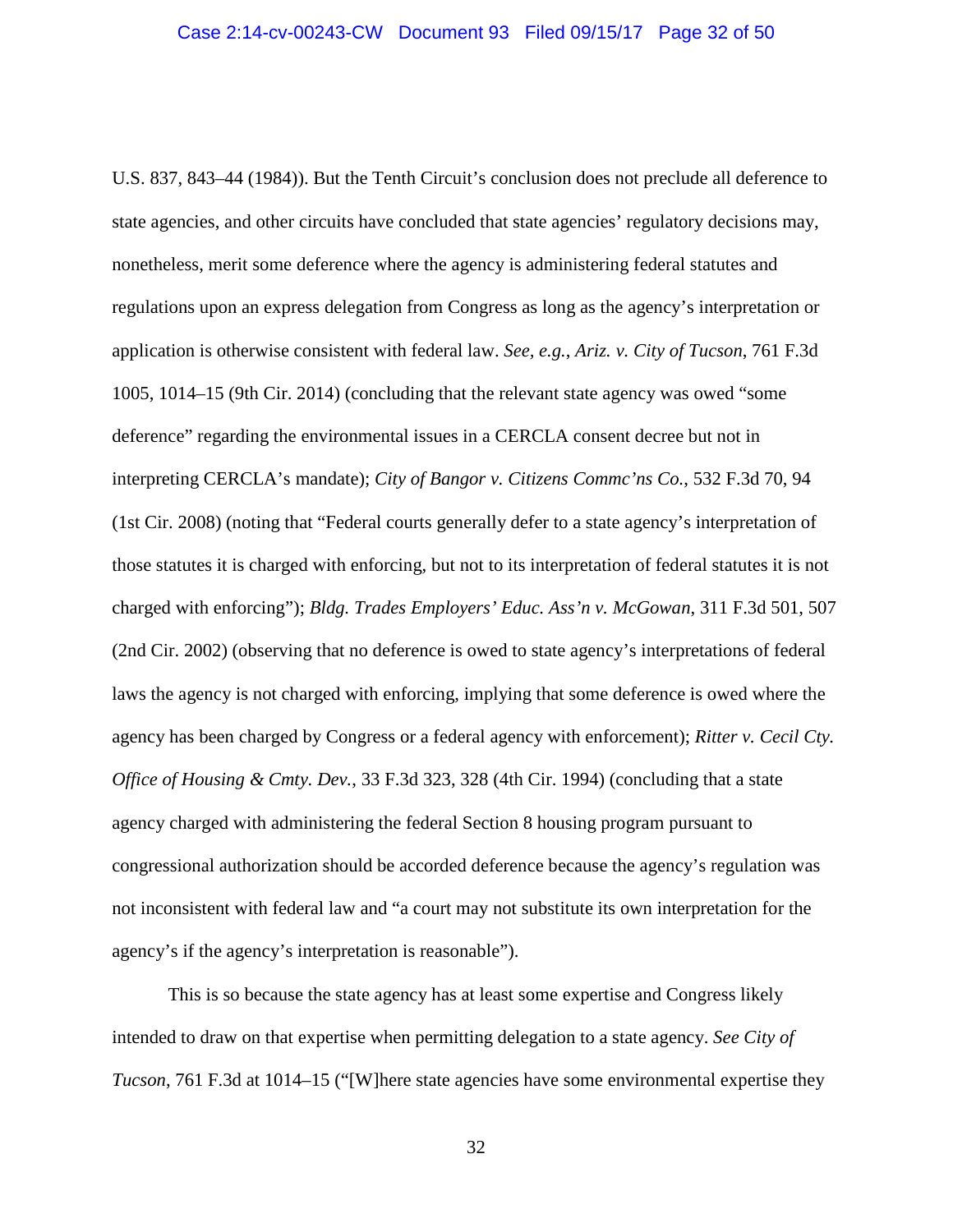U.S. 837, 843–44 (1984)). But the Tenth Circuit's conclusion does not preclude all deference to state agencies, and other circuits have concluded that state agencies' regulatory decisions may, nonetheless, merit some deference where the agency is administering federal statutes and regulations upon an express delegation from Congress as long as the agency's interpretation or application is otherwise consistent with federal law. *See, e.g.*, *Ariz. v. City of Tucson*, 761 F.3d 1005, 1014–15 (9th Cir. 2014) (concluding that the relevant state agency was owed "some deference" regarding the environmental issues in a CERCLA consent decree but not in interpreting CERCLA's mandate); *City of Bangor v. Citizens Commc'ns Co.*, 532 F.3d 70, 94 (1st Cir. 2008) (noting that "Federal courts generally defer to a state agency's interpretation of those statutes it is charged with enforcing, but not to its interpretation of federal statutes it is not charged with enforcing"); *Bldg. Trades Employers' Educ. Ass'n v. McGowan*, 311 F.3d 501, 507 (2nd Cir. 2002) (observing that no deference is owed to state agency's interpretations of federal laws the agency is not charged with enforcing, implying that some deference is owed where the agency has been charged by Congress or a federal agency with enforcement); *Ritter v. Cecil Cty. Office of Housing & Cmty. Dev.*, 33 F.3d 323, 328 (4th Cir. 1994) (concluding that a state agency charged with administering the federal Section 8 housing program pursuant to congressional authorization should be accorded deference because the agency's regulation was not inconsistent with federal law and "a court may not substitute its own interpretation for the agency's if the agency's interpretation is reasonable").

This is so because the state agency has at least some expertise and Congress likely intended to draw on that expertise when permitting delegation to a state agency. *See City of Tucson*, 761 F.3d at 1014–15 ("[W]here state agencies have some environmental expertise they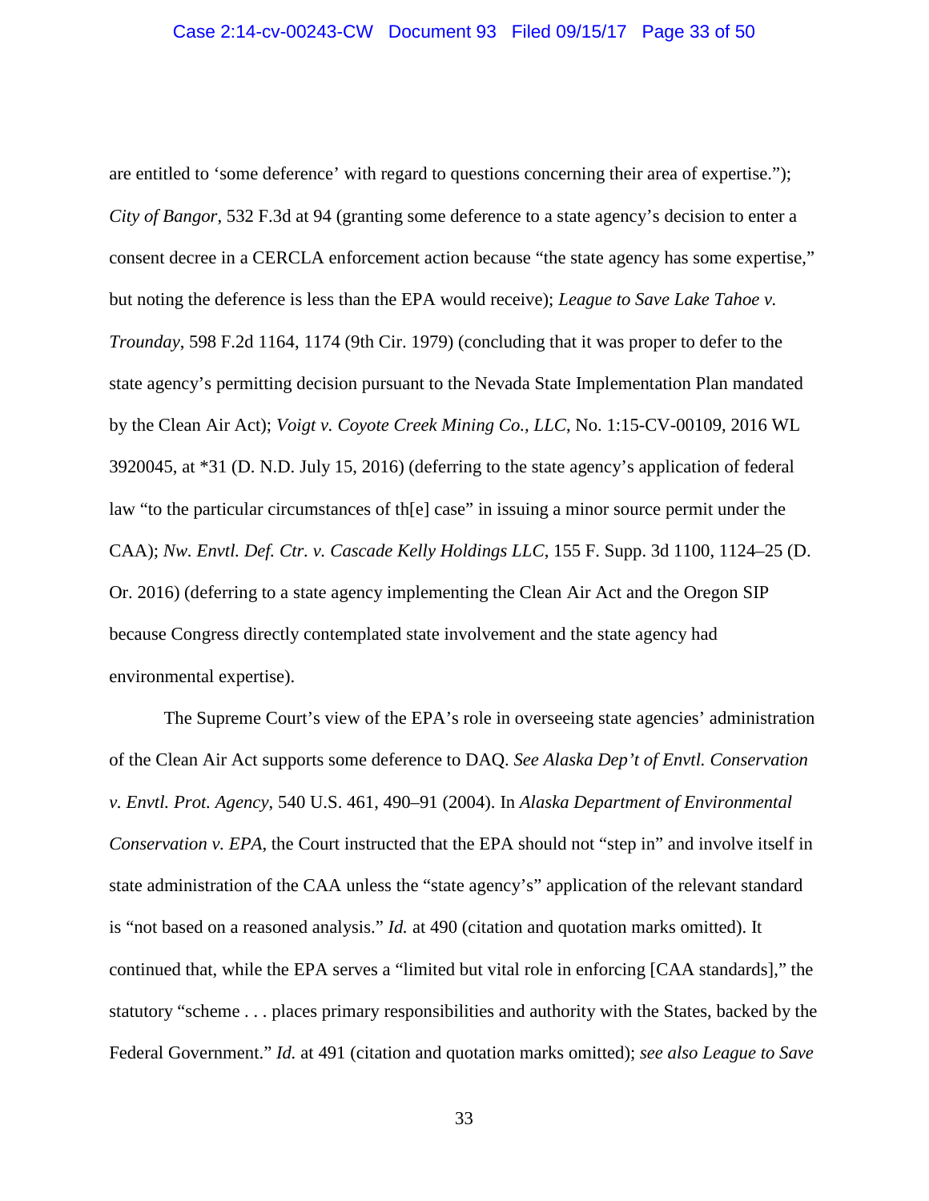are entitled to 'some deference' with regard to questions concerning their area of expertise."); *City of Bangor*, 532 F.3d at 94 (granting some deference to a state agency's decision to enter a consent decree in a CERCLA enforcement action because "the state agency has some expertise," but noting the deference is less than the EPA would receive); *League to Save Lake Tahoe v. Trounday*, 598 F.2d 1164, 1174 (9th Cir. 1979) (concluding that it was proper to defer to the state agency's permitting decision pursuant to the Nevada State Implementation Plan mandated by the Clean Air Act); *Voigt v. Coyote Creek Mining Co., LLC*, No. 1:15-CV-00109, 2016 WL 3920045, at *31 (D. N.D. July 15, 2016) (deferring to the state agency's application of federal law "to the particular circumstances of th[e] case" in issuing a minor source permit under the CAA); *Nw. Envtl. Def. Ctr. v. Cascade Kelly Holdings LLC*, 155 F. Supp. 3d 1100, 1124–25 (D. Or. 2016) (deferring to a state agency implementing the Clean Air Act and the Oregon SIP because Congress directly contemplated state involvement and the state agency had environmental expertise).

The Supreme Court's view of the EPA's role in overseeing state agencies' administration of the Clean Air Act supports some deference to DAQ. *See Alaska Dep't of Envtl. Conservation v. Envtl. Prot. Agency*, 540 U.S. 461, 490–91 (2004). In *Alaska Department of Environmental Conservation v. EPA*, the Court instructed that the EPA should not "step in" and involve itself in state administration of the CAA unless the "state agency's" application of the relevant standard is "not based on a reasoned analysis." *Id.* at 490 (citation and quotation marks omitted). It continued that, while the EPA serves a "limited but vital role in enforcing [CAA standards]," the statutory "scheme . . . places primary responsibilities and authority with the States, backed by the Federal Government." *Id.* at 491 (citation and quotation marks omitted); *see also League to Save*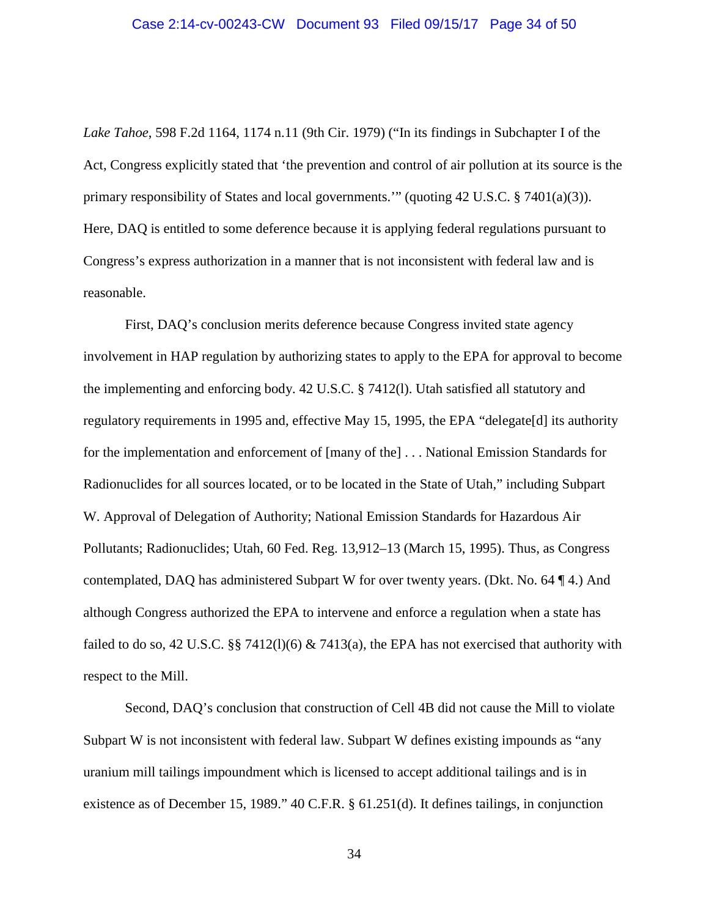*Lake Tahoe*, 598 F.2d 1164, 1174 n.11 (9th Cir. 1979) ("In its findings in Subchapter I of the Act, Congress explicitly stated that 'the prevention and control of air pollution at its source is the primary responsibility of States and local governments.'" (quoting 42 U.S.C. § 7401(a)(3)). Here, DAQ is entitled to some deference because it is applying federal regulations pursuant to Congress's express authorization in a manner that is not inconsistent with federal law and is reasonable.

First, DAQ's conclusion merits deference because Congress invited state agency involvement in HAP regulation by authorizing states to apply to the EPA for approval to become the implementing and enforcing body. 42 U.S.C. § 7412(l). Utah satisfied all statutory and regulatory requirements in 1995 and, effective May 15, 1995, the EPA "delegate[d] its authority for the implementation and enforcement of [many of the] . . . National Emission Standards for Radionuclides for all sources located, or to be located in the State of Utah," including Subpart W. Approval of Delegation of Authority; National Emission Standards for Hazardous Air Pollutants; Radionuclides; Utah, 60 Fed. Reg. 13,912–13 (March 15, 1995). Thus, as Congress contemplated, DAQ has administered Subpart W for over twenty years. (Dkt. No. 64 ¶ 4.) And although Congress authorized the EPA to intervene and enforce a regulation when a state has failed to do so, 42 U.S.C. §§ 7412(l)(6) & 7413(a), the EPA has not exercised that authority with respect to the Mill.

Second, DAQ's conclusion that construction of Cell 4B did not cause the Mill to violate Subpart W is not inconsistent with federal law. Subpart W defines existing impounds as "any uranium mill tailings impoundment which is licensed to accept additional tailings and is in existence as of December 15, 1989." 40 C.F.R. § 61.251(d). It defines tailings, in conjunction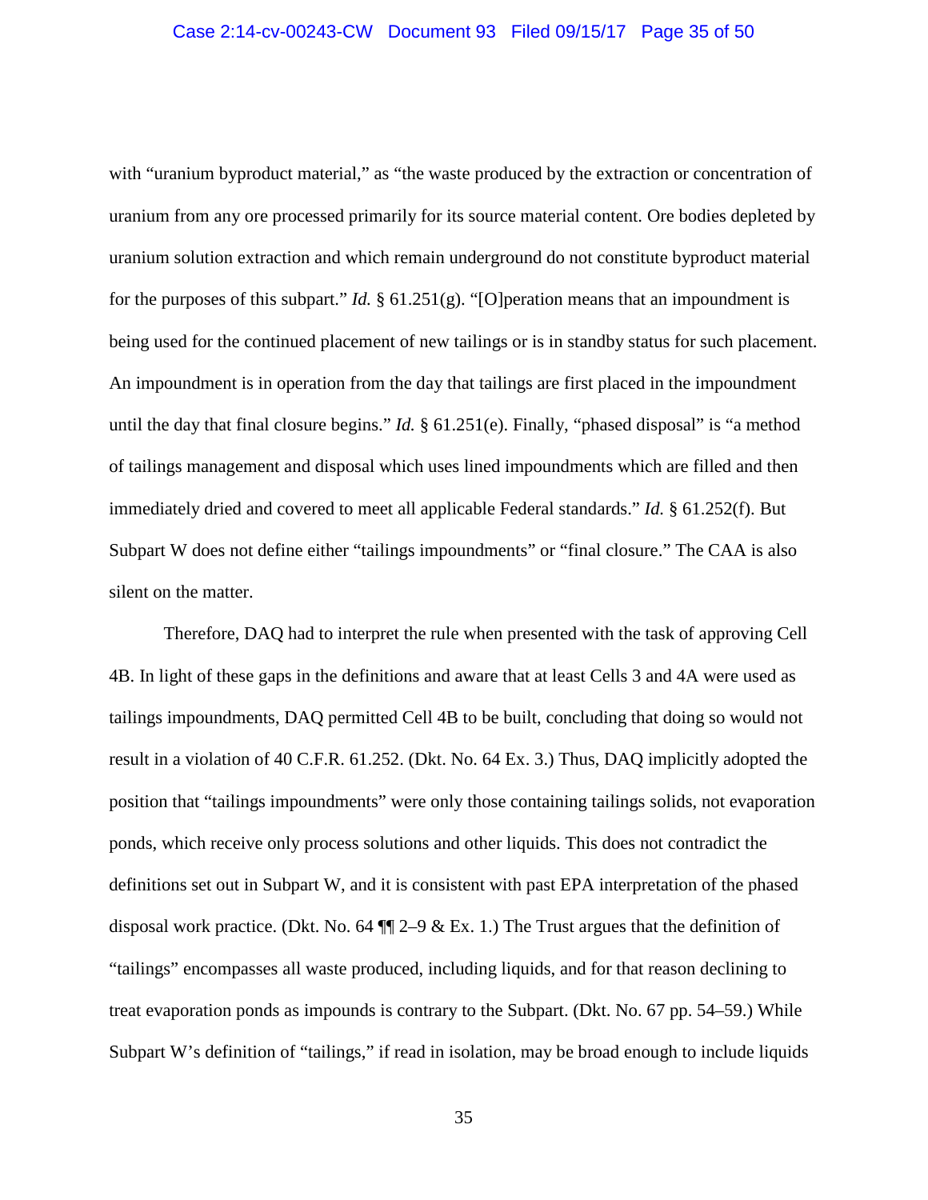with "uranium byproduct material," as "the waste produced by the extraction or concentration of uranium from any ore processed primarily for its source material content. Ore bodies depleted by uranium solution extraction and which remain underground do not constitute byproduct material for the purposes of this subpart." *Id.* § 61.251(g). "[O]peration means that an impoundment is being used for the continued placement of new tailings or is in standby status for such placement. An impoundment is in operation from the day that tailings are first placed in the impoundment until the day that final closure begins." *Id.* § 61.251(e). Finally, "phased disposal" is "a method of tailings management and disposal which uses lined impoundments which are filled and then immediately dried and covered to meet all applicable Federal standards." *Id.* § 61.252(f). But Subpart W does not define either "tailings impoundments" or "final closure." The CAA is also silent on the matter.

Therefore, DAQ had to interpret the rule when presented with the task of approving Cell 4B. In light of these gaps in the definitions and aware that at least Cells 3 and 4A were used as tailings impoundments, DAQ permitted Cell 4B to be built, concluding that doing so would not result in a violation of 40 C.F.R. 61.252. (Dkt. No. 64 Ex. 3.) Thus, DAQ implicitly adopted the position that "tailings impoundments" were only those containing tailings solids, not evaporation ponds, which receive only process solutions and other liquids. This does not contradict the definitions set out in Subpart W, and it is consistent with past EPA interpretation of the phased disposal work practice. (Dkt. No. 64 ¶¶ 2–9 & Ex. 1.) The Trust argues that the definition of "tailings" encompasses all waste produced, including liquids, and for that reason declining to treat evaporation ponds as impounds is contrary to the Subpart. (Dkt. No. 67 pp. 54–59.) While Subpart W's definition of "tailings," if read in isolation, may be broad enough to include liquids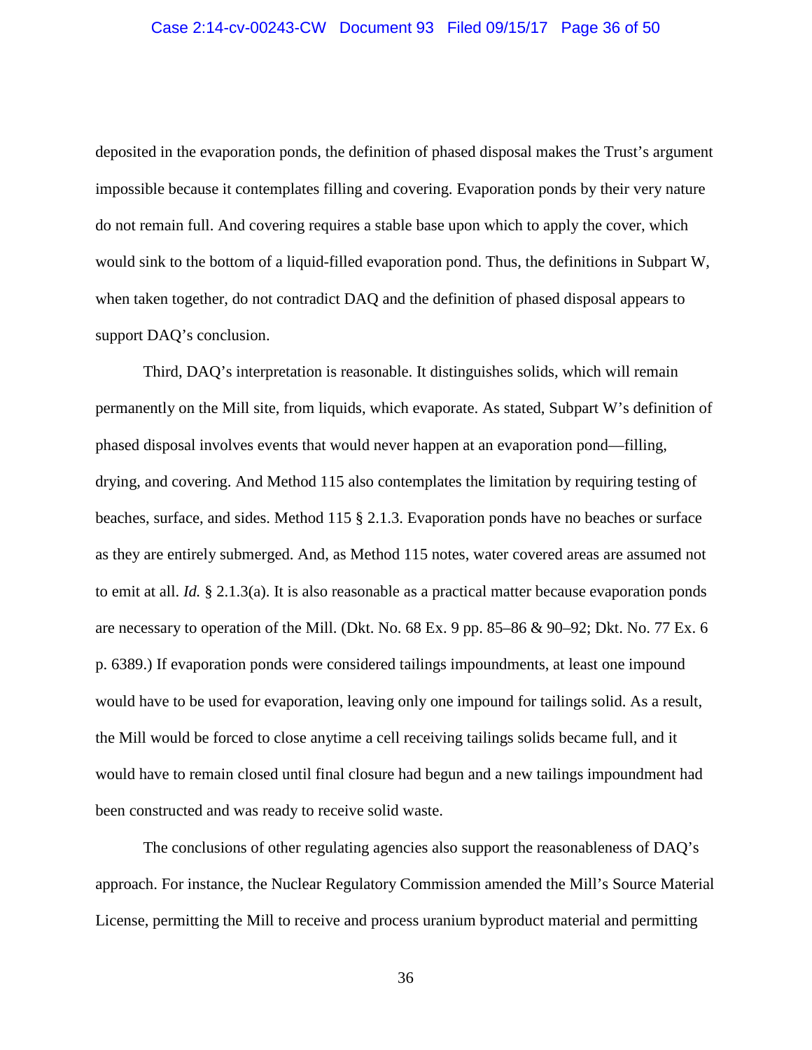deposited in the evaporation ponds, the definition of phased disposal makes the Trust's argument impossible because it contemplates filling and covering. Evaporation ponds by their very nature do not remain full. And covering requires a stable base upon which to apply the cover, which would sink to the bottom of a liquid-filled evaporation pond. Thus, the definitions in Subpart W, when taken together, do not contradict DAQ and the definition of phased disposal appears to support DAQ's conclusion.

Third, DAQ's interpretation is reasonable. It distinguishes solids, which will remain permanently on the Mill site, from liquids, which evaporate. As stated, Subpart W's definition of phased disposal involves events that would never happen at an evaporation pond—filling, drying, and covering. And Method 115 also contemplates the limitation by requiring testing of beaches, surface, and sides. Method 115 § 2.1.3. Evaporation ponds have no beaches or surface as they are entirely submerged. And, as Method 115 notes, water covered areas are assumed not to emit at all. *Id.* § 2.1.3(a). It is also reasonable as a practical matter because evaporation ponds are necessary to operation of the Mill. (Dkt. No. 68 Ex. 9 pp. 85–86 & 90–92; Dkt. No. 77 Ex. 6 p. 6389.) If evaporation ponds were considered tailings impoundments, at least one impound would have to be used for evaporation, leaving only one impound for tailings solid. As a result, the Mill would be forced to close anytime a cell receiving tailings solids became full, and it would have to remain closed until final closure had begun and a new tailings impoundment had been constructed and was ready to receive solid waste.

The conclusions of other regulating agencies also support the reasonableness of DAQ's approach. For instance, the Nuclear Regulatory Commission amended the Mill's Source Material License, permitting the Mill to receive and process uranium byproduct material and permitting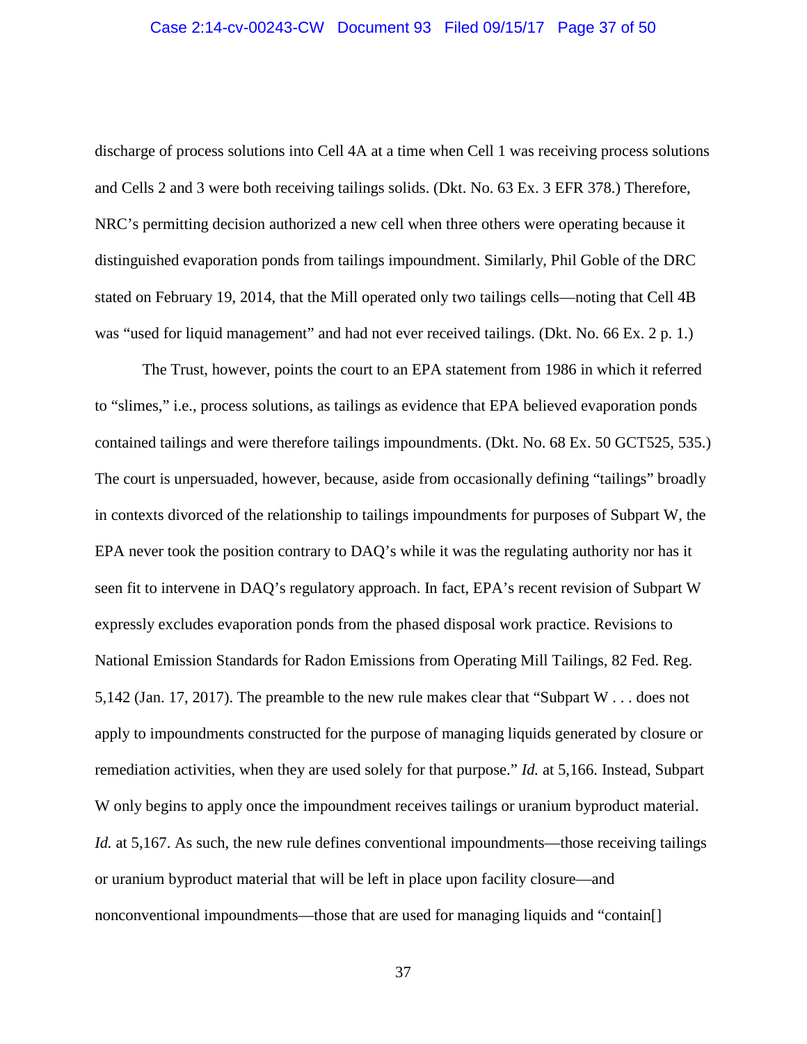discharge of process solutions into Cell 4A at a time when Cell 1 was receiving process solutions and Cells 2 and 3 were both receiving tailings solids. (Dkt. No. 63 Ex. 3 EFR 378.) Therefore, NRC's permitting decision authorized a new cell when three others were operating because it distinguished evaporation ponds from tailings impoundment. Similarly, Phil Goble of the DRC stated on February 19, 2014, that the Mill operated only two tailings cells—noting that Cell 4B was "used for liquid management" and had not ever received tailings. (Dkt. No. 66 Ex. 2 p. 1.)

The Trust, however, points the court to an EPA statement from 1986 in which it referred to "slimes," i.e., process solutions, as tailings as evidence that EPA believed evaporation ponds contained tailings and were therefore tailings impoundments. (Dkt. No. 68 Ex. 50 GCT525, 535.) The court is unpersuaded, however, because, aside from occasionally defining "tailings" broadly in contexts divorced of the relationship to tailings impoundments for purposes of Subpart W, the EPA never took the position contrary to DAQ's while it was the regulating authority nor has it seen fit to intervene in DAQ's regulatory approach. In fact, EPA's recent revision of Subpart W expressly excludes evaporation ponds from the phased disposal work practice. Revisions to National Emission Standards for Radon Emissions from Operating Mill Tailings, 82 Fed. Reg. 5,142 (Jan. 17, 2017). The preamble to the new rule makes clear that "Subpart W . . . does not apply to impoundments constructed for the purpose of managing liquids generated by closure or remediation activities, when they are used solely for that purpose." *Id.* at 5,166. Instead, Subpart W only begins to apply once the impoundment receives tailings or uranium byproduct material. *Id.* at 5,167. As such, the new rule defines conventional impoundments—those receiving tailings or uranium byproduct material that will be left in place upon facility closure—and nonconventional impoundments—those that are used for managing liquids and "contain[]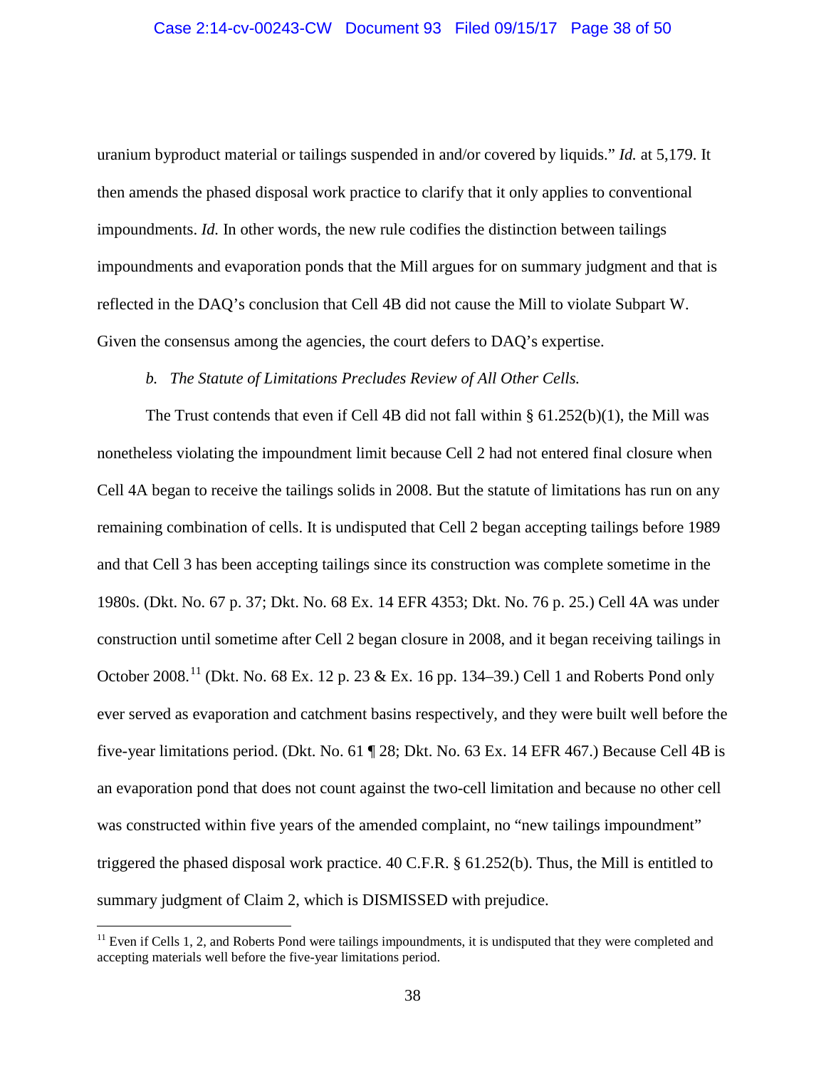uranium byproduct material or tailings suspended in and/or covered by liquids." *Id.* at 5,179. It then amends the phased disposal work practice to clarify that it only applies to conventional impoundments. *Id.* In other words, the new rule codifies the distinction between tailings impoundments and evaporation ponds that the Mill argues for on summary judgment and that is reflected in the DAQ's conclusion that Cell 4B did not cause the Mill to violate Subpart W. Given the consensus among the agencies, the court defers to DAQ's expertise.

*b. The Statute of Limitations Precludes Review of All Other Cells.*

The Trust contends that even if Cell 4B did not fall within § 61.252(b)(1), the Mill was nonetheless violating the impoundment limit because Cell 2 had not entered final closure when Cell 4A began to receive the tailings solids in 2008. But the statute of limitations has run on any remaining combination of cells. It is undisputed that Cell 2 began accepting tailings before 1989 and that Cell 3 has been accepting tailings since its construction was complete sometime in the 1980s. (Dkt. No. 67 p. 37; Dkt. No. 68 Ex. 14 EFR 4353; Dkt. No. 76 p. 25.) Cell 4A was under construction until sometime after Cell 2 began closure in 2008, and it began receiving tailings in October 2008.[11] (Dkt. No. 68 Ex. 12 p. 23 & Ex. 16 pp. 134–39.) Cell 1 and Roberts Pond only ever served as evaporation and catchment basins respectively, and they were built well before the five-year limitations period. (Dkt. No. 61 ¶ 28; Dkt. No. 63 Ex. 14 EFR 467.) Because Cell 4B is an evaporation pond that does not count against the two-cell limitation and because no other cell was constructed within five years of the amended complaint, no "new tailings impoundment" triggered the phased disposal work practice. 40 C.F.R. § 61.252(b). Thus, the Mill is entitled to summary judgment of Claim 2, which is DISMISSED with prejudice.

[11] Even if Cells 1, 2, and Roberts Pond were tailings impoundments, it is undisputed that they were completed and accepting materials well before the five-year limitations period.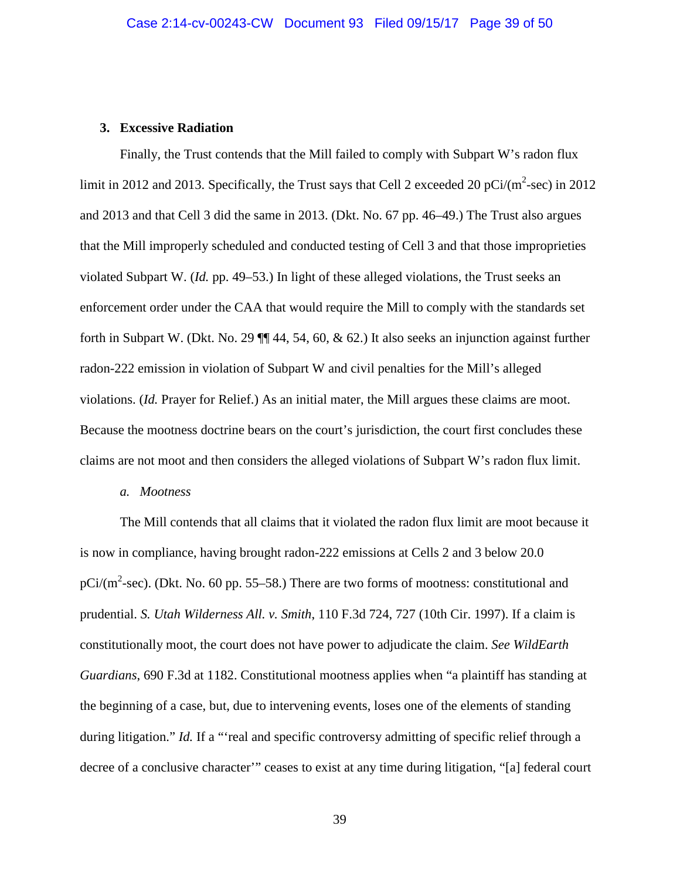### 3. Excessive Radiation

Finally, the Trust contends that the Mill failed to comply with Subpart W's radon flux limit in 2012 and 2013. Specifically, the Trust says that Cell 2 exceeded 20 pCi/($m^2$-sec) in 2012 and 2013 and that Cell 3 did the same in 2013. (Dkt. No. 67 pp. 46–49.) The Trust also argues that the Mill improperly scheduled and conducted testing of Cell 3 and that those improprieties violated Subpart W. (*Id.* pp. 49–53.) In light of these alleged violations, the Trust seeks an enforcement order under the CAA that would require the Mill to comply with the standards set forth in Subpart W. (Dkt. No. 29 ¶¶ 44, 54, 60, & 62.) It also seeks an injunction against further radon-222 emission in violation of Subpart W and civil penalties for the Mill's alleged violations. (*Id.* Prayer for Relief.) As an initial mater, the Mill argues these claims are moot. Because the mootness doctrine bears on the court's jurisdiction, the court first concludes these claims are not moot and then considers the alleged violations of Subpart W's radon flux limit.

#### *a. Mootness*

The Mill contends that all claims that it violated the radon flux limit are moot because it is now in compliance, having brought radon-222 emissions at Cells 2 and 3 below 20.0 pCi/($m^2$-sec). (Dkt. No. 60 pp. 55–58.) There are two forms of mootness: constitutional and prudential. *S. Utah Wilderness All. v. Smith*, 110 F.3d 724, 727 (10th Cir. 1997). If a claim is constitutionally moot, the court does not have power to adjudicate the claim. *See WildEarth Guardians*, 690 F.3d at 1182. Constitutional mootness applies when "a plaintiff has standing at the beginning of a case, but, due to intervening events, loses one of the elements of standing during litigation." *Id.* If a "'real and specific controversy admitting of specific relief through a decree of a conclusive character'" ceases to exist at any time during litigation, "[a] federal court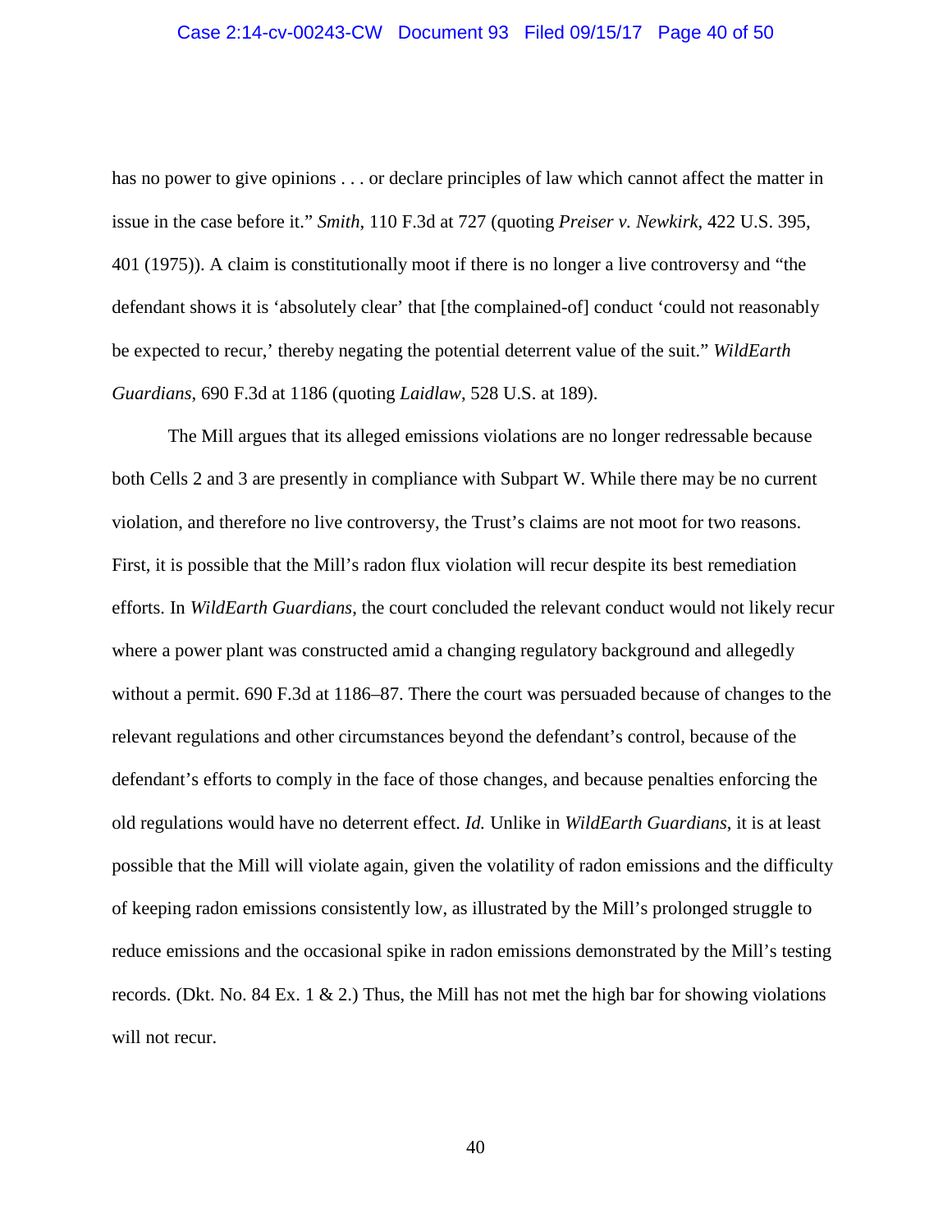has no power to give opinions . . . or declare principles of law which cannot affect the matter in issue in the case before it." *Smith*, 110 F.3d at 727 (quoting *Preiser v. Newkirk*, 422 U.S. 395, 401 (1975)). A claim is constitutionally moot if there is no longer a live controversy and "the defendant shows it is 'absolutely clear' that [the complained-of] conduct 'could not reasonably be expected to recur,' thereby negating the potential deterrent value of the suit." *WildEarth Guardians*, 690 F.3d at 1186 (quoting *Laidlaw*, 528 U.S. at 189).

The Mill argues that its alleged emissions violations are no longer redressable because both Cells 2 and 3 are presently in compliance with Subpart W. While there may be no current violation, and therefore no live controversy, the Trust's claims are not moot for two reasons. First, it is possible that the Mill's radon flux violation will recur despite its best remediation efforts. In *WildEarth Guardians*, the court concluded the relevant conduct would not likely recur where a power plant was constructed amid a changing regulatory background and allegedly without a permit. 690 F.3d at 1186–87. There the court was persuaded because of changes to the relevant regulations and other circumstances beyond the defendant's control, because of the defendant's efforts to comply in the face of those changes, and because penalties enforcing the old regulations would have no deterrent effect. *Id.* Unlike in *WildEarth Guardians*, it is at least possible that the Mill will violate again, given the volatility of radon emissions and the difficulty of keeping radon emissions consistently low, as illustrated by the Mill's prolonged struggle to reduce emissions and the occasional spike in radon emissions demonstrated by the Mill's testing records. (Dkt. No. 84 Ex. 1 & 2.) Thus, the Mill has not met the high bar for showing violations will not recur.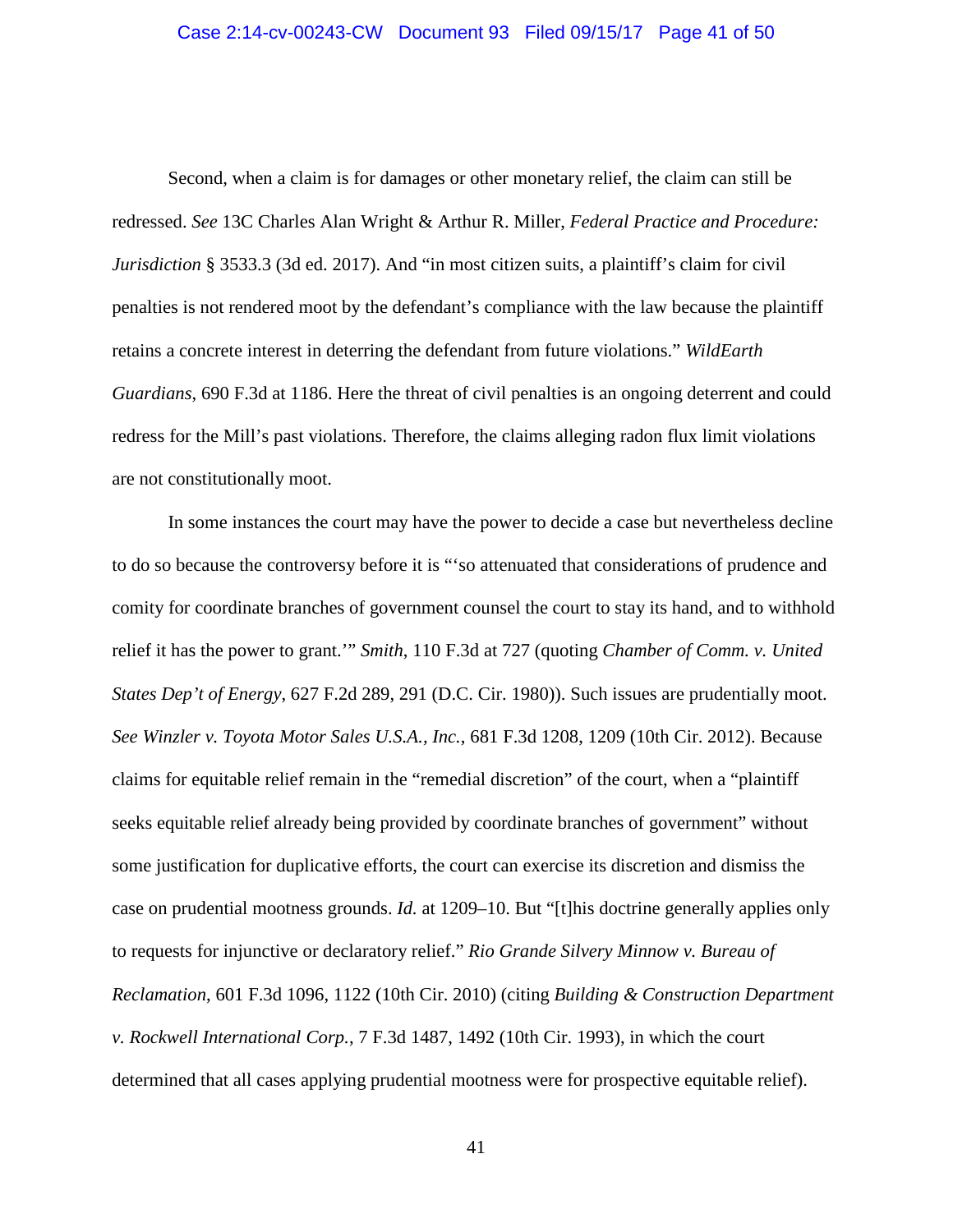Second, when a claim is for damages or other monetary relief, the claim can still be redressed. *See* 13C Charles Alan Wright & Arthur R. Miller, *Federal Practice and Procedure: Jurisdiction* § 3533.3 (3d ed. 2017). And "in most citizen suits, a plaintiff's claim for civil penalties is not rendered moot by the defendant's compliance with the law because the plaintiff retains a concrete interest in deterring the defendant from future violations." *WildEarth Guardians*, 690 F.3d at 1186. Here the threat of civil penalties is an ongoing deterrent and could redress for the Mill's past violations. Therefore, the claims alleging radon flux limit violations are not constitutionally moot.

In some instances the court may have the power to decide a case but nevertheless decline to do so because the controversy before it is "'so attenuated that considerations of prudence and comity for coordinate branches of government counsel the court to stay its hand, and to withhold relief it has the power to grant.'" *Smith*, 110 F.3d at 727 (quoting *Chamber of Comm. v. United States Dep't of Energy*, 627 F.2d 289, 291 (D.C. Cir. 1980)). Such issues are prudentially moot. *See Winzler v. Toyota Motor Sales U.S.A., Inc.*, 681 F.3d 1208, 1209 (10th Cir. 2012). Because claims for equitable relief remain in the "remedial discretion" of the court, when a "plaintiff seeks equitable relief already being provided by coordinate branches of government" without some justification for duplicative efforts, the court can exercise its discretion and dismiss the case on prudential mootness grounds. *Id.* at 1209–10. But "[t]his doctrine generally applies only to requests for injunctive or declaratory relief." *Rio Grande Silvery Minnow v. Bureau of Reclamation*, 601 F.3d 1096, 1122 (10th Cir. 2010) (citing *Building & Construction Department v. Rockwell International Corp.*, 7 F.3d 1487, 1492 (10th Cir. 1993), in which the court determined that all cases applying prudential mootness were for prospective equitable relief).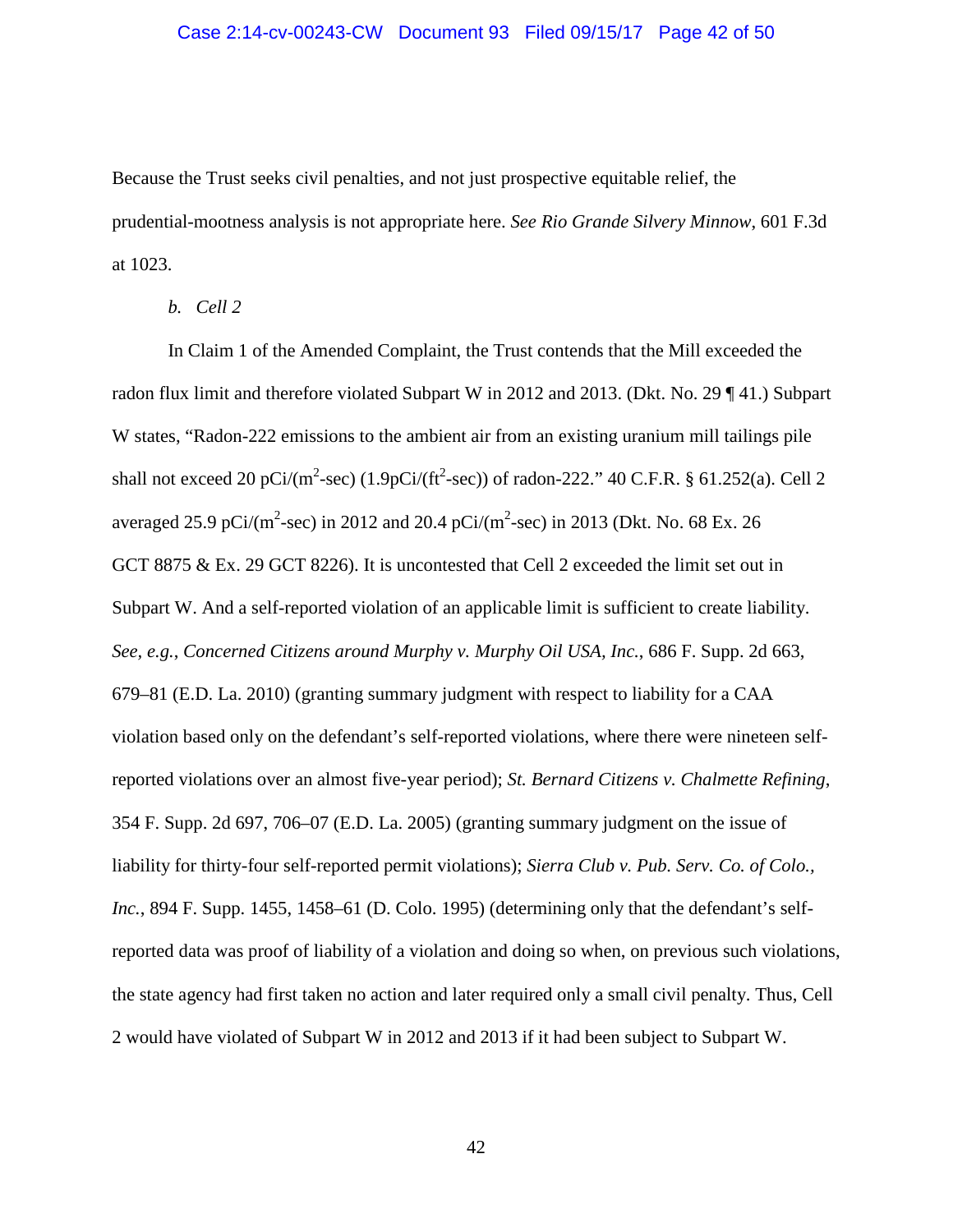Because the Trust seeks civil penalties, and not just prospective equitable relief, the prudential-mootness analysis is not appropriate here. *See Rio Grande Silvery Minnow*, 601 F.3d at 1023.

*b. Cell 2*

In Claim 1 of the Amended Complaint, the Trust contends that the Mill exceeded the radon flux limit and therefore violated Subpart W in 2012 and 2013. (Dkt. No. 29 ¶ 41.) Subpart W states, "Radon-222 emissions to the ambient air from an existing uranium mill tailings pile shall not exceed 20 pCi/($m^2$-sec) (1.9pCi/($ft^2$-sec)) of radon-222." 40 C.F.R. § 61.252(a). Cell 2 averaged 25.9 pCi/($m^2$-sec) in 2012 and 20.4 pCi/($m^2$-sec) in 2013 (Dkt. No. 68 Ex. 26 GCT 8875 & Ex. 29 GCT 8226). It is uncontested that Cell 2 exceeded the limit set out in Subpart W. And a self-reported violation of an applicable limit is sufficient to create liability. *See, e.g.*, *Concerned Citizens around Murphy v. Murphy Oil USA, Inc.*, 686 F. Supp. 2d 663, 679–81 (E.D. La. 2010) (granting summary judgment with respect to liability for a CAA violation based only on the defendant's self-reported violations, where there were nineteen self-reported violations over an almost five-year period); *St. Bernard Citizens v. Chalmette Refining*, 354 F. Supp. 2d 697, 706–07 (E.D. La. 2005) (granting summary judgment on the issue of liability for thirty-four self-reported permit violations); *Sierra Club v. Pub. Serv. Co. of Colo., Inc.*, 894 F. Supp. 1455, 1458–61 (D. Colo. 1995) (determining only that the defendant's self-reported data was proof of liability of a violation and doing so when, on previous such violations, the state agency had first taken no action and later required only a small civil penalty. Thus, Cell 2 would have violated of Subpart W in 2012 and 2013 if it had been subject to Subpart W.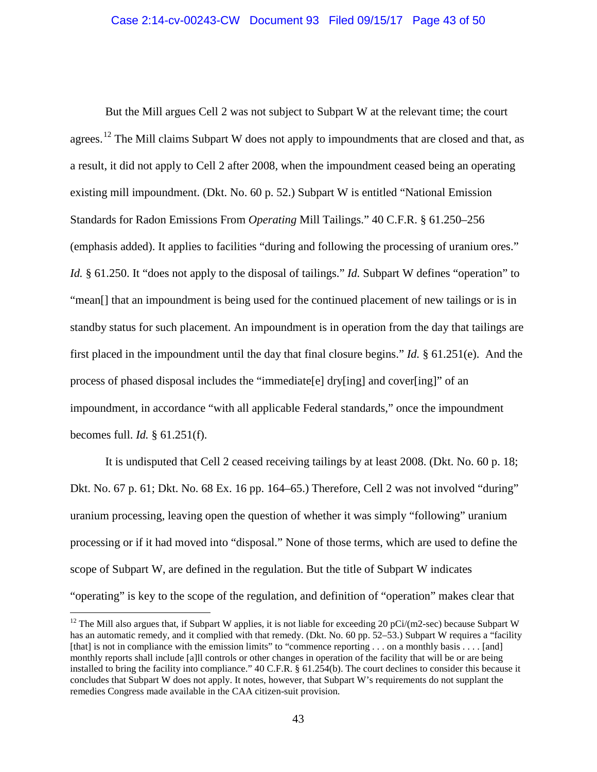But the Mill argues Cell 2 was not subject to Subpart W at the relevant time; the court agrees.[12] The Mill claims Subpart W does not apply to impoundments that are closed and that, as a result, it did not apply to Cell 2 after 2008, when the impoundment ceased being an operating existing mill impoundment. (Dkt. No. 60 p. 52.) Subpart W is entitled "National Emission Standards for Radon Emissions From *Operating* Mill Tailings." 40 C.F.R. § 61.250–256 (emphasis added). It applies to facilities "during and following the processing of uranium ores." *Id.* § 61.250. It "does not apply to the disposal of tailings." *Id.* Subpart W defines "operation" to "mean[] that an impoundment is being used for the continued placement of new tailings or is in standby status for such placement. An impoundment is in operation from the day that tailings are first placed in the impoundment until the day that final closure begins." *Id.* § 61.251(e). And the process of phased disposal includes the "immediate[e] dry[ing] and cover[ing]" of an impoundment, in accordance "with all applicable Federal standards," once the impoundment becomes full. *Id.* § 61.251(f).

It is undisputed that Cell 2 ceased receiving tailings by at least 2008. (Dkt. No. 60 p. 18; Dkt. No. 67 p. 61; Dkt. No. 68 Ex. 16 pp. 164–65.) Therefore, Cell 2 was not involved "during" uranium processing, leaving open the question of whether it was simply "following" uranium processing or if it had moved into "disposal." None of those terms, which are used to define the scope of Subpart W, are defined in the regulation. But the title of Subpart W indicates "operating" is key to the scope of the regulation, and definition of "operation" makes clear that

---

[12] The Mill also argues that, if Subpart W applies, it is not liable for exceeding 20 pCi/(m2-sec) because Subpart W has an automatic remedy, and it complied with that remedy. (Dkt. No. 60 pp. 52–53.) Subpart W requires a "facility [that] is not in compliance with the emission limits" to "commence reporting . . . on a monthly basis . . . . [and] monthly reports shall include [a]ll controls or other changes in operation of the facility that will be or are being installed to bring the facility into compliance." 40 C.F.R. § 61.254(b). The court declines to consider this because it concludes that Subpart W does not apply. It notes, however, that Subpart W's requirements do not supplant the remedies Congress made available in the CAA citizen-suit provision.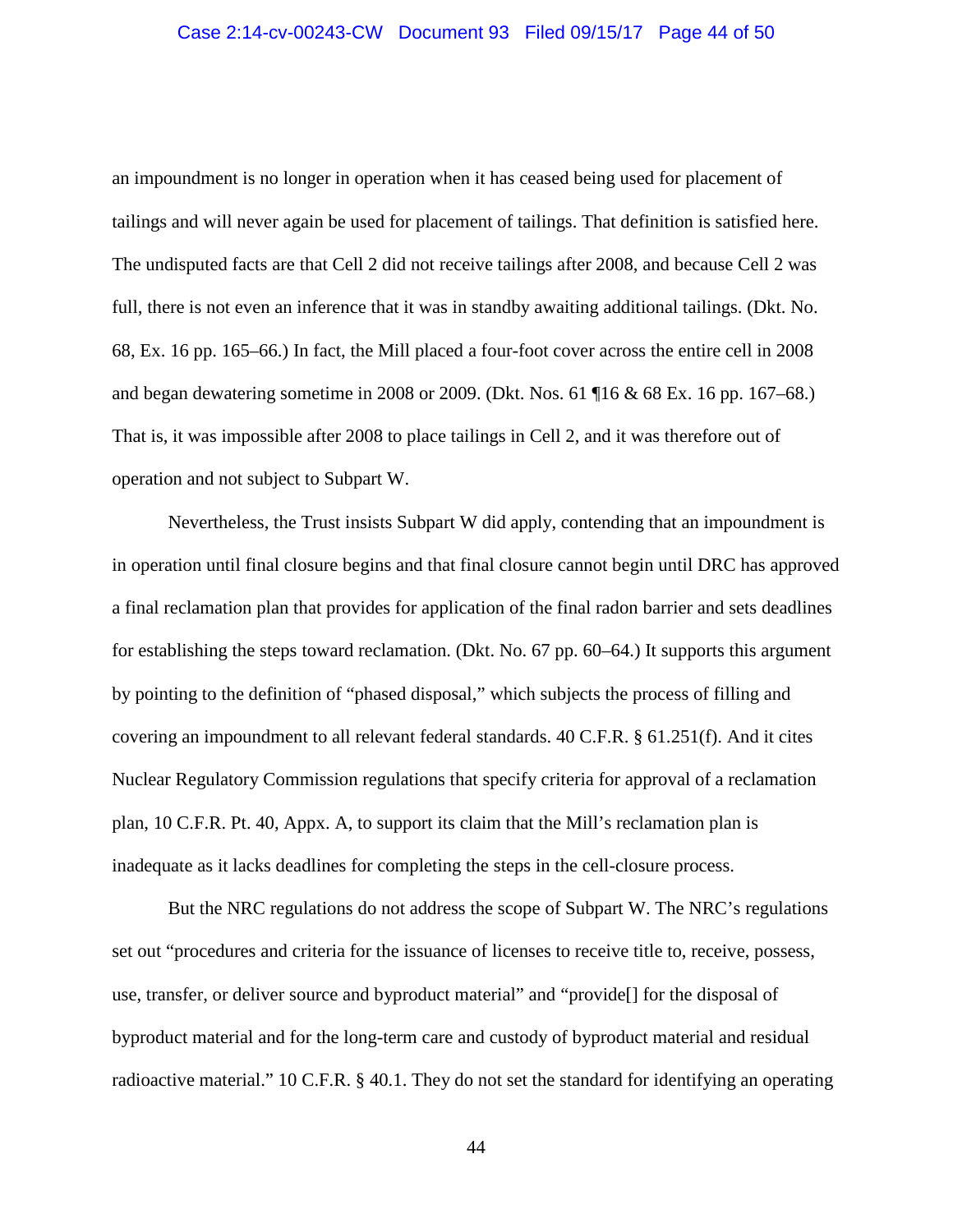an impoundment is no longer in operation when it has ceased being used for placement of tailings and will never again be used for placement of tailings. That definition is satisfied here. The undisputed facts are that Cell 2 did not receive tailings after 2008, and because Cell 2 was full, there is not even an inference that it was in standby awaiting additional tailings. (Dkt. No. 68, Ex. 16 pp. 165–66.) In fact, the Mill placed a four-foot cover across the entire cell in 2008 and began dewatering sometime in 2008 or 2009. (Dkt. Nos. 61 ¶16 & 68 Ex. 16 pp. 167–68.) That is, it was impossible after 2008 to place tailings in Cell 2, and it was therefore out of operation and not subject to Subpart W.

Nevertheless, the Trust insists Subpart W did apply, contending that an impoundment is in operation until final closure begins and that final closure cannot begin until DRC has approved a final reclamation plan that provides for application of the final radon barrier and sets deadlines for establishing the steps toward reclamation. (Dkt. No. 67 pp. 60–64.) It supports this argument by pointing to the definition of "phased disposal," which subjects the process of filling and covering an impoundment to all relevant federal standards. 40 C.F.R. § 61.251(f). And it cites Nuclear Regulatory Commission regulations that specify criteria for approval of a reclamation plan, 10 C.F.R. Pt. 40, Appx. A, to support its claim that the Mill's reclamation plan is inadequate as it lacks deadlines for completing the steps in the cell-closure process.

But the NRC regulations do not address the scope of Subpart W. The NRC's regulations set out "procedures and criteria for the issuance of licenses to receive title to, receive, possess, use, transfer, or deliver source and byproduct material" and "provide[] for the disposal of byproduct material and for the long-term care and custody of byproduct material and residual radioactive material." 10 C.F.R. § 40.1. They do not set the standard for identifying an operating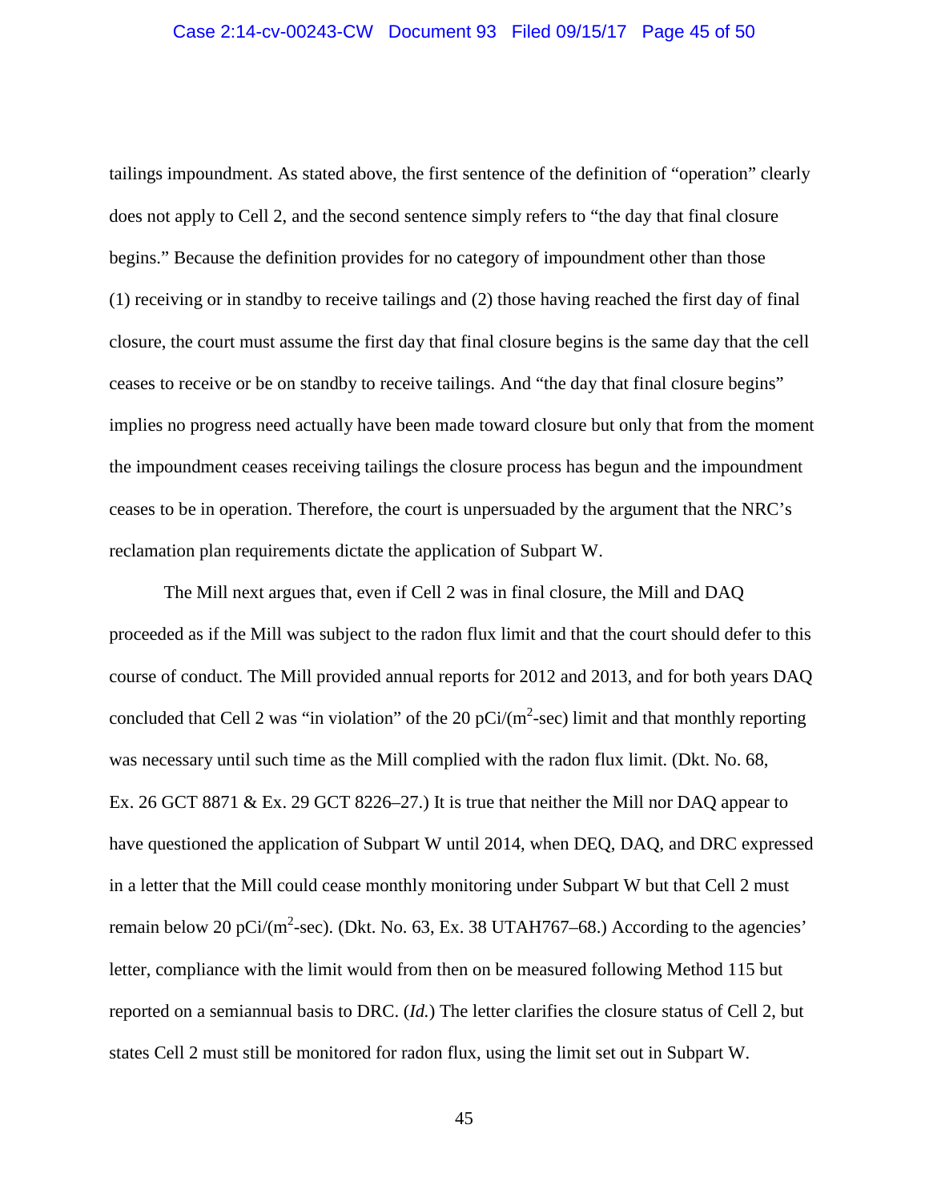tailings impoundment. As stated above, the first sentence of the definition of "operation" clearly does not apply to Cell 2, and the second sentence simply refers to "the day that final closure begins." Because the definition provides for no category of impoundment other than those (1) receiving or in standby to receive tailings and (2) those having reached the first day of final closure, the court must assume the first day that final closure begins is the same day that the cell ceases to receive or be on standby to receive tailings. And "the day that final closure begins" implies no progress need actually have been made toward closure but only that from the moment the impoundment ceases receiving tailings the closure process has begun and the impoundment ceases to be in operation. Therefore, the court is unpersuaded by the argument that the NRC's reclamation plan requirements dictate the application of Subpart W.

The Mill next argues that, even if Cell 2 was in final closure, the Mill and DAQ proceeded as if the Mill was subject to the radon flux limit and that the court should defer to this course of conduct. The Mill provided annual reports for 2012 and 2013, and for both years DAQ concluded that Cell 2 was "in violation" of the 20 pCi/($m^2$-sec) limit and that monthly reporting was necessary until such time as the Mill complied with the radon flux limit. (Dkt. No. 68, Ex. 26 GCT 8871 & Ex. 29 GCT 8226–27.) It is true that neither the Mill nor DAQ appear to have questioned the application of Subpart W until 2014, when DEQ, DAQ, and DRC expressed in a letter that the Mill could cease monthly monitoring under Subpart W but that Cell 2 must remain below 20 pCi/($m^2$-sec). (Dkt. No. 63, Ex. 38 UTAH767–68.) According to the agencies' letter, compliance with the limit would from then on be measured following Method 115 but reported on a semiannual basis to DRC. (*Id.*) The letter clarifies the closure status of Cell 2, but states Cell 2 must still be monitored for radon flux, using the limit set out in Subpart W.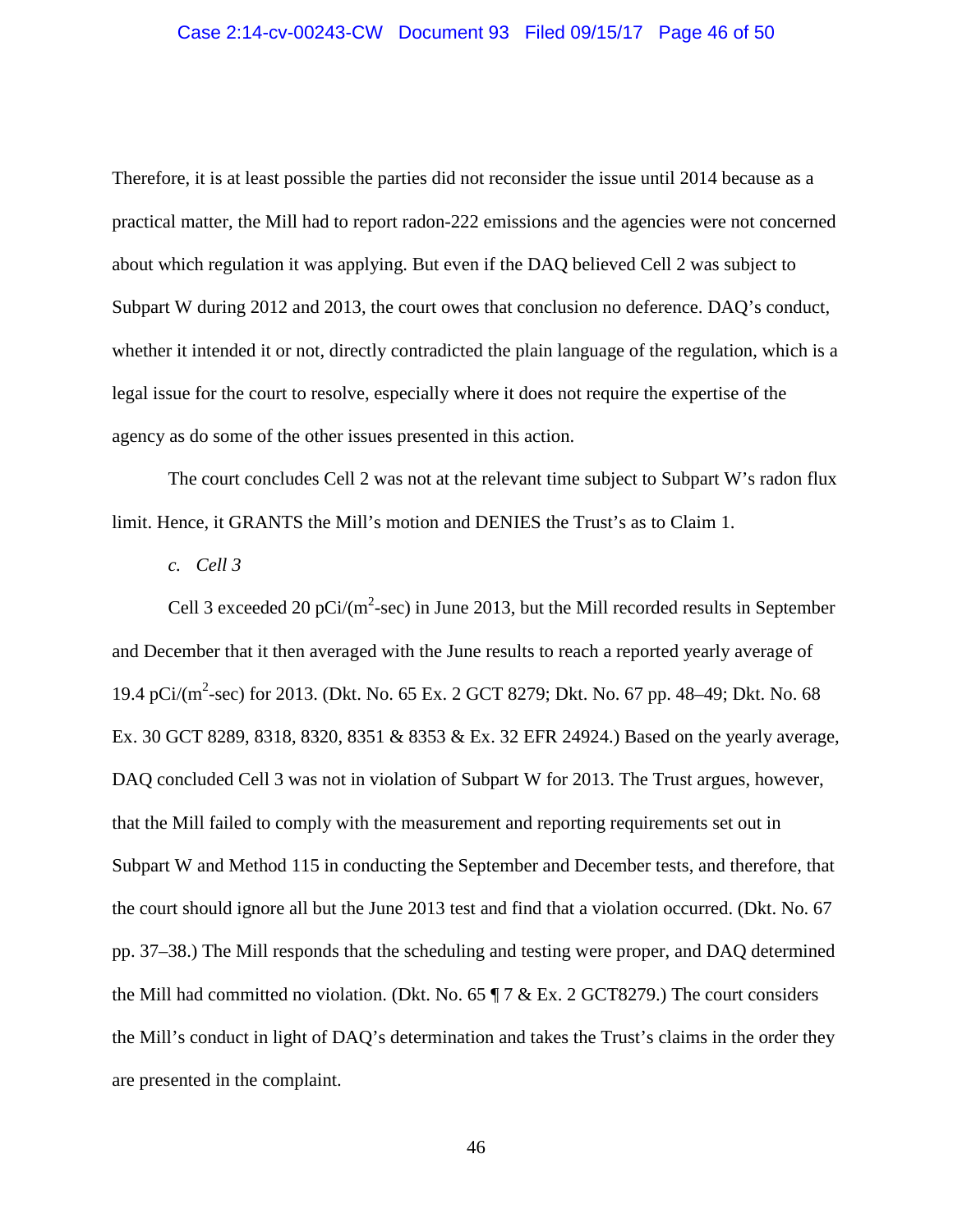Therefore, it is at least possible the parties did not reconsider the issue until 2014 because as a practical matter, the Mill had to report radon-222 emissions and the agencies were not concerned about which regulation it was applying. But even if the DAQ believed Cell 2 was subject to Subpart W during 2012 and 2013, the court owes that conclusion no deference. DAQ's conduct, whether it intended it or not, directly contradicted the plain language of the regulation, which is a legal issue for the court to resolve, especially where it does not require the expertise of the agency as do some of the other issues presented in this action.

The court concludes Cell 2 was not at the relevant time subject to Subpart W's radon flux limit. Hence, it GRANTS the Mill's motion and DENIES the Trust's as to Claim 1.

*c. Cell 3*

Cell 3 exceeded 20 pCi/($m^2$-sec) in June 2013, but the Mill recorded results in September and December that it then averaged with the June results to reach a reported yearly average of 19.4 pCi/($m^2$-sec) for 2013. (Dkt. No. 65 Ex. 2 GCT 8279; Dkt. No. 67 pp. 48–49; Dkt. No. 68 Ex. 30 GCT 8289, 8318, 8320, 8351 & 8353 & Ex. 32 EFR 24924.) Based on the yearly average, DAQ concluded Cell 3 was not in violation of Subpart W for 2013. The Trust argues, however, that the Mill failed to comply with the measurement and reporting requirements set out in Subpart W and Method 115 in conducting the September and December tests, and therefore, that the court should ignore all but the June 2013 test and find that a violation occurred. (Dkt. No. 67 pp. 37–38.) The Mill responds that the scheduling and testing were proper, and DAQ determined the Mill had committed no violation. (Dkt. No. 65 ¶ 7 & Ex. 2 GCT8279.) The court considers the Mill's conduct in light of DAQ's determination and takes the Trust's claims in the order they are presented in the complaint.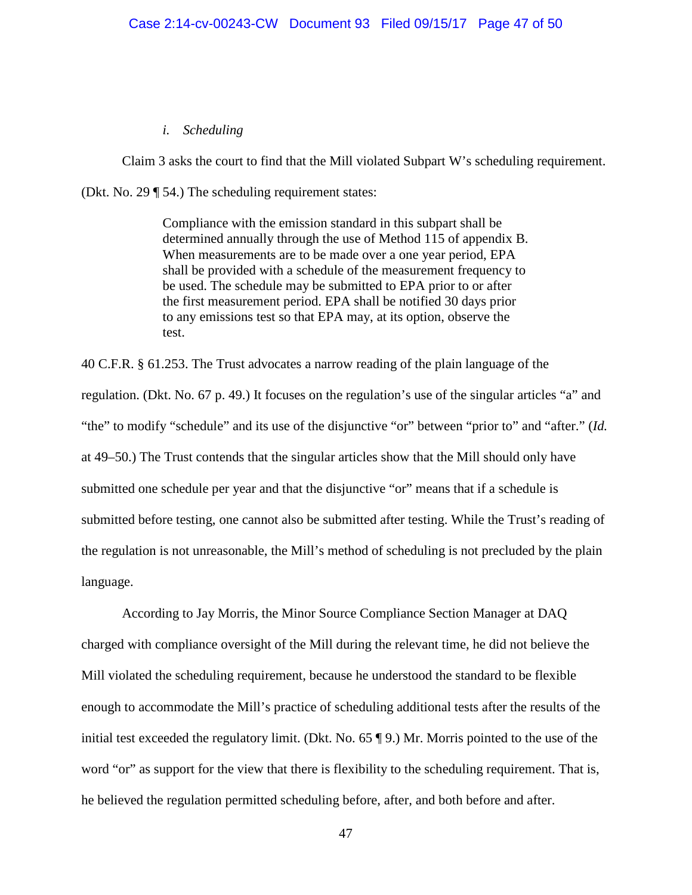*i. Scheduling*

Claim 3 asks the court to find that the Mill violated Subpart W's scheduling requirement. (Dkt. No. 29 ¶ 54.) The scheduling requirement states:

> Compliance with the emission standard in this subpart shall be determined annually through the use of Method 115 of appendix B. When measurements are to be made over a one year period, EPA shall be provided with a schedule of the measurement frequency to be used. The schedule may be submitted to EPA prior to or after the first measurement period. EPA shall be notified 30 days prior to any emissions test so that EPA may, at its option, observe the test.

40 C.F.R. § 61.253. The Trust advocates a narrow reading of the plain language of the regulation. (Dkt. No. 67 p. 49.) It focuses on the regulation's use of the singular articles "a" and "the" to modify "schedule" and its use of the disjunctive "or" between "prior to" and "after." (*Id.* at 49–50.) The Trust contends that the singular articles show that the Mill should only have submitted one schedule per year and that the disjunctive "or" means that if a schedule is submitted before testing, one cannot also be submitted after testing. While the Trust's reading of the regulation is not unreasonable, the Mill's method of scheduling is not precluded by the plain language.

According to Jay Morris, the Minor Source Compliance Section Manager at DAQ charged with compliance oversight of the Mill during the relevant time, he did not believe the Mill violated the scheduling requirement, because he understood the standard to be flexible enough to accommodate the Mill's practice of scheduling additional tests after the results of the initial test exceeded the regulatory limit. (Dkt. No. 65 ¶ 9.) Mr. Morris pointed to the use of the word "or" as support for the view that there is flexibility to the scheduling requirement. That is, he believed the regulation permitted scheduling before, after, and both before and after.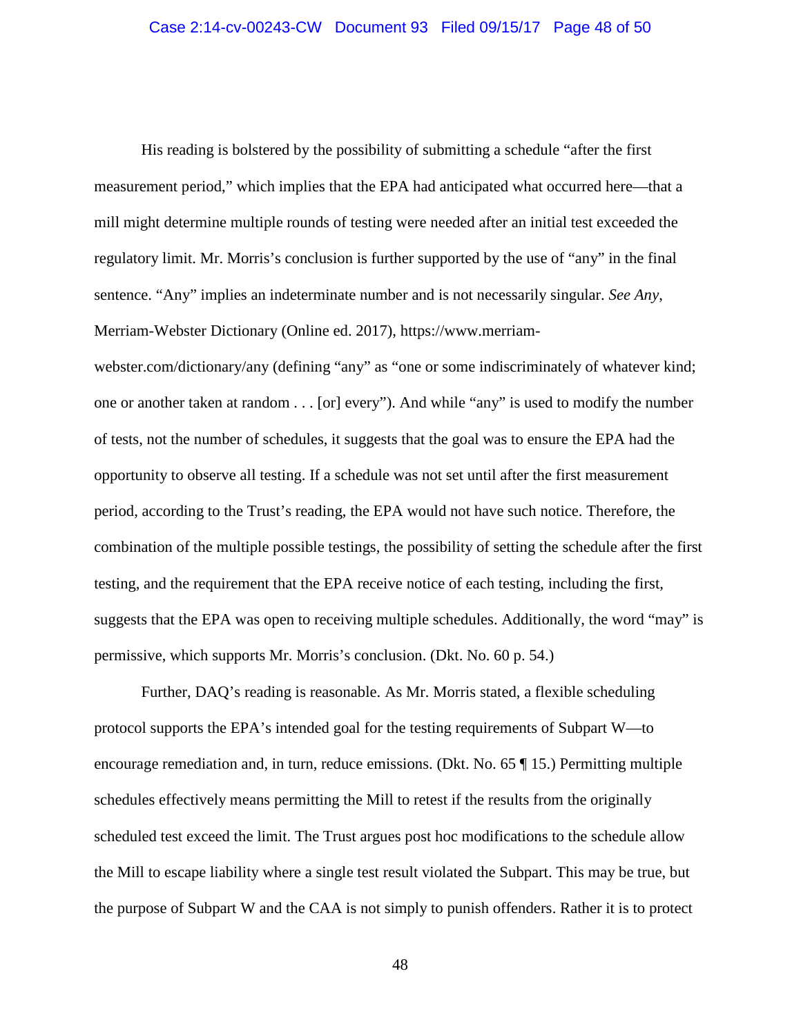His reading is bolstered by the possibility of submitting a schedule "after the first measurement period," which implies that the EPA had anticipated what occurred here—that a mill might determine multiple rounds of testing were needed after an initial test exceeded the regulatory limit. Mr. Morris's conclusion is further supported by the use of "any" in the final sentence. "Any" implies an indeterminate number and is not necessarily singular. *See Any*, Merriam-Webster Dictionary (Online ed. 2017), https://www.merriam-webster.com/dictionary/any (defining "any" as "one or some indiscriminately of whatever kind; one or another taken at random . . . [or] every"). And while "any" is used to modify the number of tests, not the number of schedules, it suggests that the goal was to ensure the EPA had the opportunity to observe all testing. If a schedule was not set until after the first measurement period, according to the Trust's reading, the EPA would not have such notice. Therefore, the combination of the multiple possible testings, the possibility of setting the schedule after the first testing, and the requirement that the EPA receive notice of each testing, including the first, suggests that the EPA was open to receiving multiple schedules. Additionally, the word "may" is permissive, which supports Mr. Morris's conclusion. (Dkt. No. 60 p. 54.)

Further, DAQ's reading is reasonable. As Mr. Morris stated, a flexible scheduling protocol supports the EPA's intended goal for the testing requirements of Subpart W—to encourage remediation and, in turn, reduce emissions. (Dkt. No. 65 ¶ 15.) Permitting multiple schedules effectively means permitting the Mill to retest if the results from the originally scheduled test exceed the limit. The Trust argues post hoc modifications to the schedule allow the Mill to escape liability where a single test result violated the Subpart. This may be true, but the purpose of Subpart W and the CAA is not simply to punish offenders. Rather it is to protect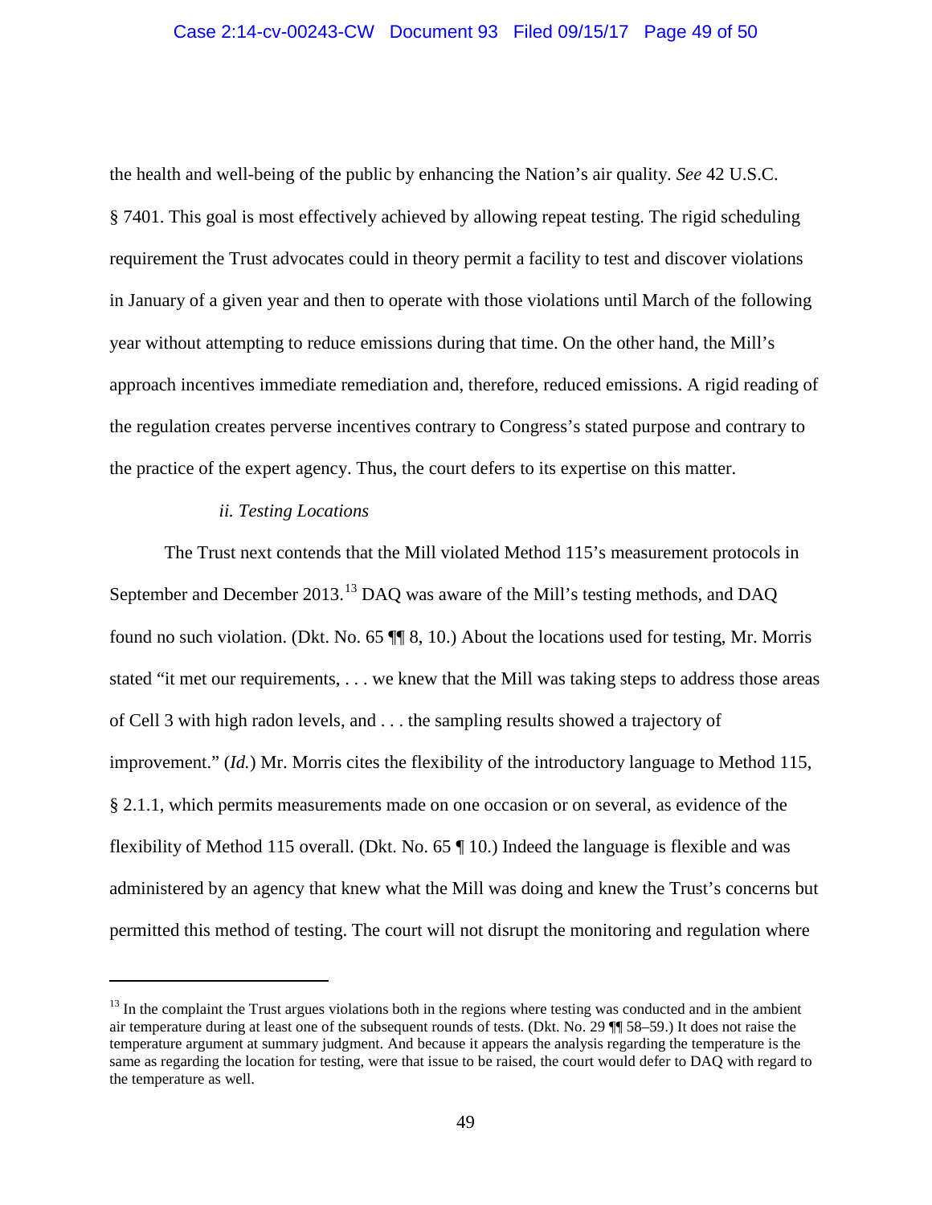the health and well-being of the public by enhancing the Nation's air quality. *See* 42 U.S.C. § 7401. This goal is most effectively achieved by allowing repeat testing. The rigid scheduling requirement the Trust advocates could in theory permit a facility to test and discover violations in January of a given year and then to operate with those violations until March of the following year without attempting to reduce emissions during that time. On the other hand, the Mill's approach incentives immediate remediation and, therefore, reduced emissions. A rigid reading of the regulation creates perverse incentives contrary to Congress's stated purpose and contrary to the practice of the expert agency. Thus, the court defers to its expertise on this matter.

*ii. Testing Locations*

The Trust next contends that the Mill violated Method 115's measurement protocols in September and December 2013.[13] DAQ was aware of the Mill's testing methods, and DAQ found no such violation. (Dkt. No. 65 ¶¶ 8, 10.) About the locations used for testing, Mr. Morris stated "it met our requirements, . . . we knew that the Mill was taking steps to address those areas of Cell 3 with high radon levels, and . . . the sampling results showed a trajectory of improvement." (*Id.*) Mr. Morris cites the flexibility of the introductory language to Method 115, § 2.1.1, which permits measurements made on one occasion or on several, as evidence of the flexibility of Method 115 overall. (Dkt. No. 65 ¶ 10.) Indeed the language is flexible and was administered by an agency that knew what the Mill was doing and knew the Trust's concerns but permitted this method of testing. The court will not disrupt the monitoring and regulation where

[13] In the complaint the Trust argues violations both in the regions where testing was conducted and in the ambient air temperature during at least one of the subsequent rounds of tests. (Dkt. No. 29 ¶¶ 58–59.) It does not raise the temperature argument at summary judgment. And because it appears the analysis regarding the temperature is the same as regarding the location for testing, were that issue to be raised, the court would defer to DAQ with regard to the temperature as well.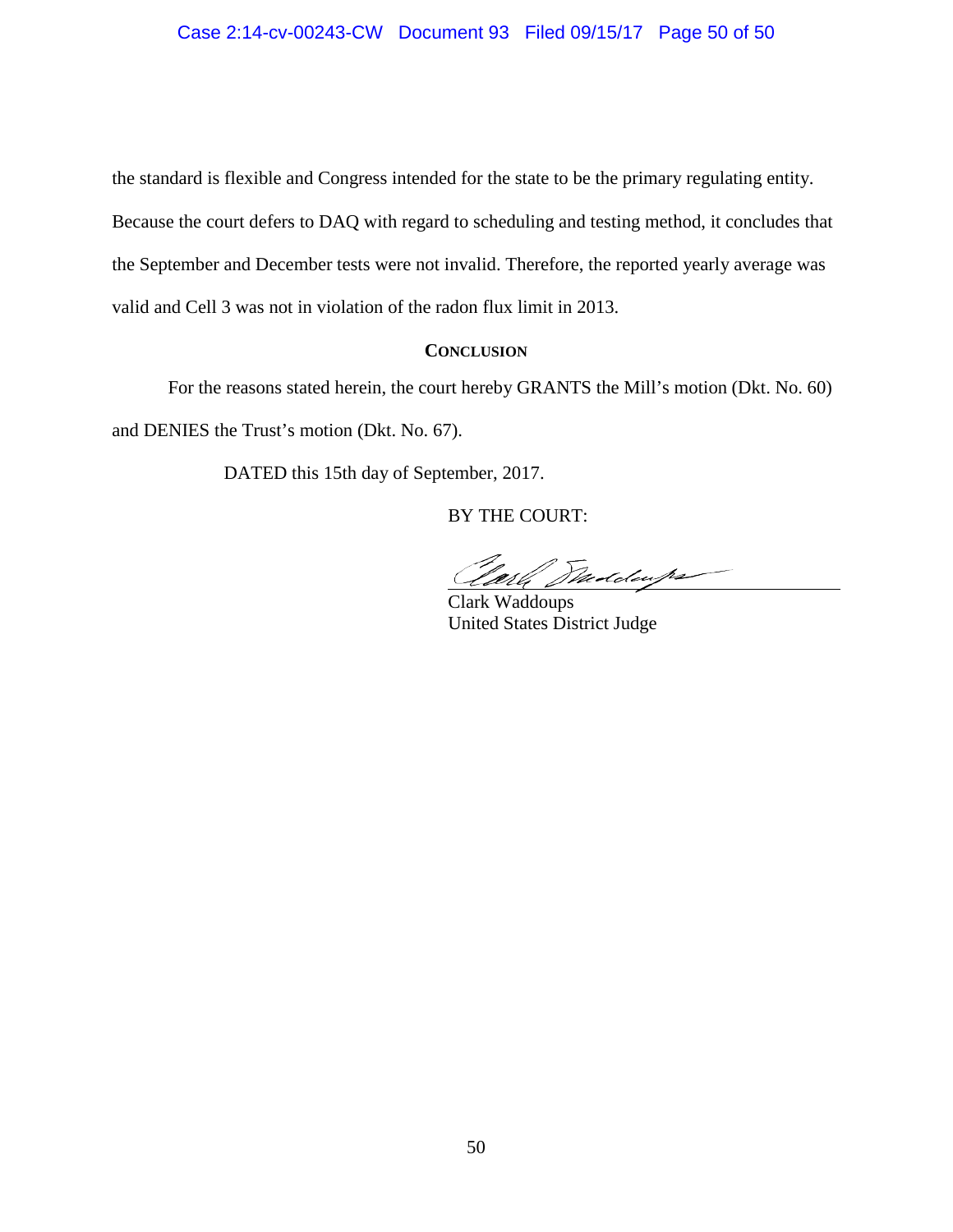the standard is flexible and Congress intended for the state to be the primary regulating entity. Because the court defers to DAQ with regard to scheduling and testing method, it concludes that the September and December tests were not invalid. Therefore, the reported yearly average was valid and Cell 3 was not in violation of the radon flux limit in 2013.

## CONCLUSION

For the reasons stated herein, the court hereby GRANTS the Mill's motion (Dkt. No. 60) and DENIES the Trust's motion (Dkt. No. 67).

DATED this 15th day of September, 2017.

BY THE COURT:

Clark Waddoups
United States District Judge